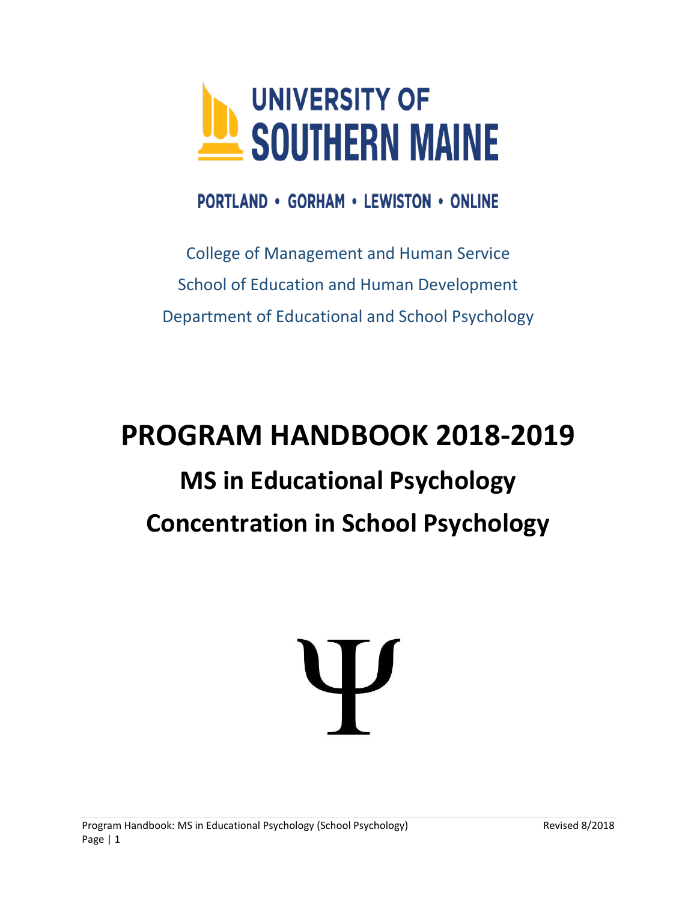UNIVERSITY OF
SOUTHERN MAINE

PORTLAND • GORHAM • LEWISTON • ONLINE

College of Management and Human Service

School of Education and Human Development

Department of Educational and School Psychology

# PROGRAM HANDBOOK 2018-2019

## MS in Educational Psychology

## Concentration in School Psychology

Ψ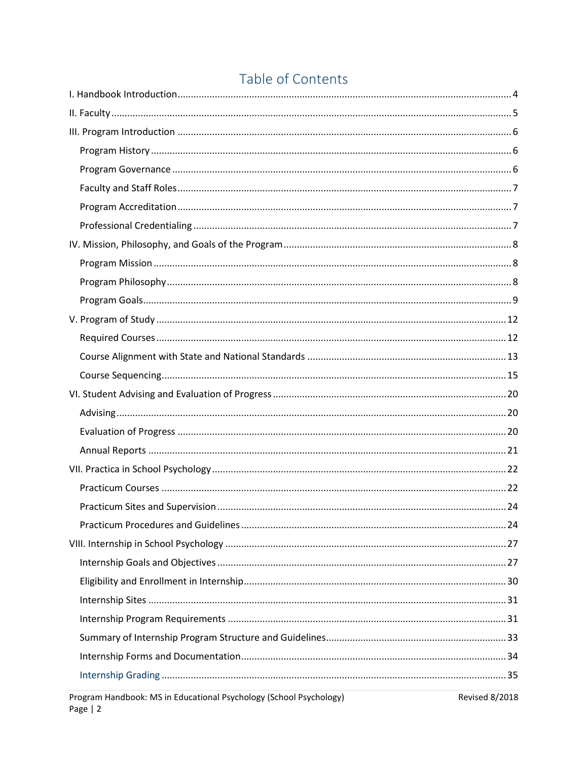# Table of Contents

- I. Handbook Introduction ... 4
- II. Faculty ... 5
- III. Program Introduction ... 6
  - Program History ... 6
  - Program Governance ... 6
  - Faculty and Staff Roles ... 7
  - Program Accreditation ... 7
  - Professional Credentialing ... 7
- IV. Mission, Philosophy, and Goals of the Program ... 8
  - Program Mission ... 8
  - Program Philosophy ... 8
  - Program Goals ... 9
- V. Program of Study ... 12
  - Required Courses ... 12
  - Course Alignment with State and National Standards ... 13
  - Course Sequencing ... 15
- VI. Student Advising and Evaluation of Progress ... 20
  - Advising ... 20
  - Evaluation of Progress ... 20
  - Annual Reports ... 21
- VII. Practica in School Psychology ... 22
  - Practicum Courses ... 22
  - Practicum Sites and Supervision ... 24
  - Practicum Procedures and Guidelines ... 24
- VIII. Internship in School Psychology ... 27
  - Internship Goals and Objectives ... 27
  - Eligibility and Enrollment in Internship ... 30
  - Internship Sites ... 31
  - Internship Program Requirements ... 31
  - Summary of Internship Program Structure and Guidelines ... 33
  - Internship Forms and Documentation ... 34
  - Internship Grading ... 35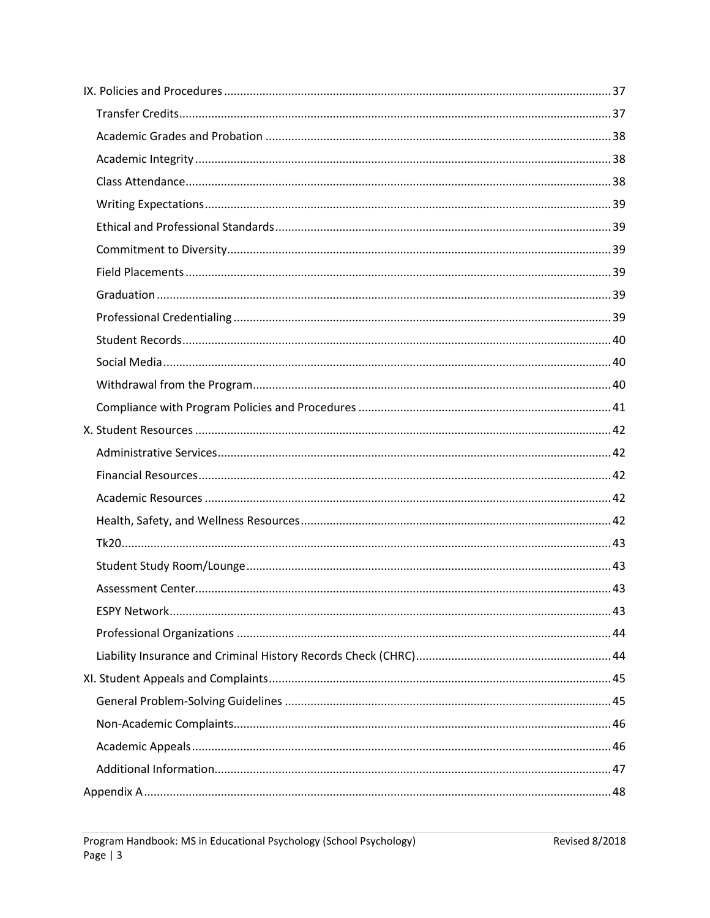IX. Policies and Procedures ........ 37
- Transfer Credits ........ 37
- Academic Grades and Probation ........ 38
- Academic Integrity ........ 38
- Class Attendance ........ 38
- Writing Expectations ........ 39
- Ethical and Professional Standards ........ 39
- Commitment to Diversity ........ 39
- Field Placements ........ 39
- Graduation ........ 39
- Professional Credentialing ........ 39
- Student Records ........ 40
- Social Media ........ 40
- Withdrawal from the Program ........ 40
- Compliance with Program Policies and Procedures ........ 41

X. Student Resources ........ 42
- Administrative Services ........ 42
- Financial Resources ........ 42
- Academic Resources ........ 42
- Health, Safety, and Wellness Resources ........ 42
- Tk20 ........ 43
- Student Study Room/Lounge ........ 43
- Assessment Center ........ 43
- ESPY Network ........ 43
- Professional Organizations ........ 44
- Liability Insurance and Criminal History Records Check (CHRC) ........ 44

XI. Student Appeals and Complaints ........ 45
- General Problem-Solving Guidelines ........ 45
- Non-Academic Complaints ........ 46
- Academic Appeals ........ 46
- Additional Information ........ 47

Appendix A ........ 48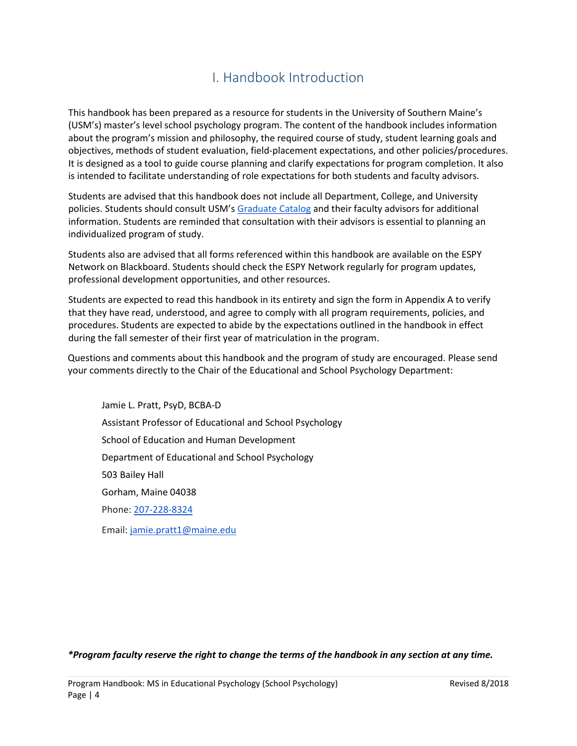# I. Handbook Introduction

This handbook has been prepared as a resource for students in the University of Southern Maine's (USM's) master's level school psychology program. The content of the handbook includes information about the program's mission and philosophy, the required course of study, student learning goals and objectives, methods of student evaluation, field-placement expectations, and other policies/procedures. It is designed as a tool to guide course planning and clarify expectations for program completion. It also is intended to facilitate understanding of role expectations for both students and faculty advisors.

Students are advised that this handbook does not include all Department, College, and University policies. Students should consult USM's Graduate Catalog and their faculty advisors for additional information. Students are reminded that consultation with their advisors is essential to planning an individualized program of study.

Students also are advised that all forms referenced within this handbook are available on the ESPY Network on Blackboard. Students should check the ESPY Network regularly for program updates, professional development opportunities, and other resources.

Students are expected to read this handbook in its entirety and sign the form in Appendix A to verify that they have read, understood, and agree to comply with all program requirements, policies, and procedures. Students are expected to abide by the expectations outlined in the handbook in effect during the fall semester of their first year of matriculation in the program.

Questions and comments about this handbook and the program of study are encouraged. Please send your comments directly to the Chair of the Educational and School Psychology Department:

> Jamie L. Pratt, PsyD, BCBA-D
>
> Assistant Professor of Educational and School Psychology
>
> School of Education and Human Development
>
> Department of Educational and School Psychology
>
> 503 Bailey Hall
>
> Gorham, Maine 04038
>
> Phone: 207-228-8324
>
> Email: jamie.pratt1@maine.edu

***Program faculty reserve the right to change the terms of the handbook in any section at any time.***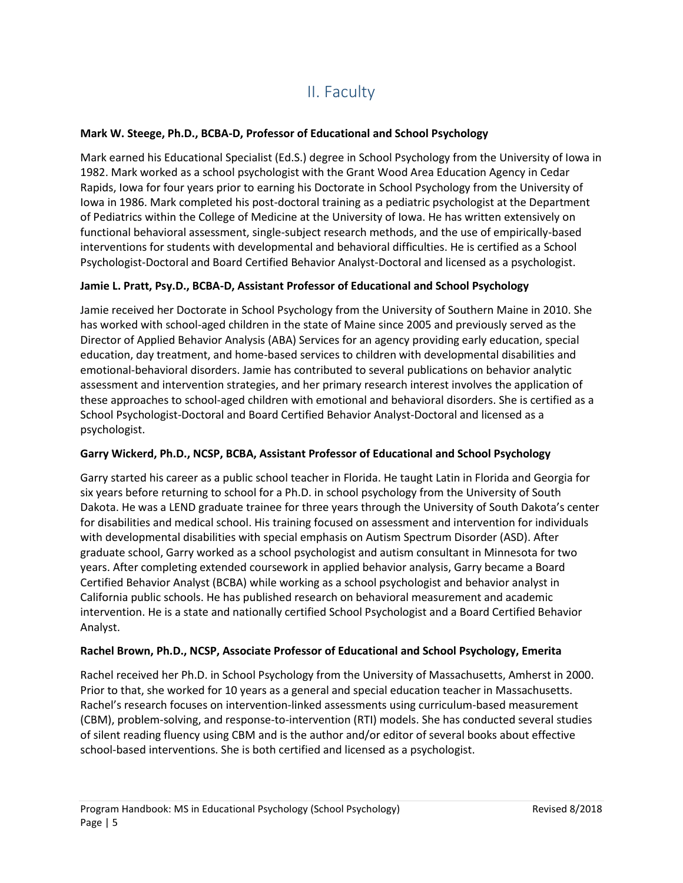# II. Faculty

**Mark W. Steege, Ph.D., BCBA-D, Professor of Educational and School Psychology**

Mark earned his Educational Specialist (Ed.S.) degree in School Psychology from the University of Iowa in 1982. Mark worked as a school psychologist with the Grant Wood Area Education Agency in Cedar Rapids, Iowa for four years prior to earning his Doctorate in School Psychology from the University of Iowa in 1986. Mark completed his post-doctoral training as a pediatric psychologist at the Department of Pediatrics within the College of Medicine at the University of Iowa. He has written extensively on functional behavioral assessment, single-subject research methods, and the use of empirically-based interventions for students with developmental and behavioral difficulties. He is certified as a School Psychologist-Doctoral and Board Certified Behavior Analyst-Doctoral and licensed as a psychologist.

**Jamie L. Pratt, Psy.D., BCBA-D, Assistant Professor of Educational and School Psychology**

Jamie received her Doctorate in School Psychology from the University of Southern Maine in 2010. She has worked with school-aged children in the state of Maine since 2005 and previously served as the Director of Applied Behavior Analysis (ABA) Services for an agency providing early education, special education, day treatment, and home-based services to children with developmental disabilities and emotional-behavioral disorders. Jamie has contributed to several publications on behavior analytic assessment and intervention strategies, and her primary research interest involves the application of these approaches to school-aged children with emotional and behavioral disorders. She is certified as a School Psychologist-Doctoral and Board Certified Behavior Analyst-Doctoral and licensed as a psychologist.

**Garry Wickerd, Ph.D., NCSP, BCBA, Assistant Professor of Educational and School Psychology**

Garry started his career as a public school teacher in Florida. He taught Latin in Florida and Georgia for six years before returning to school for a Ph.D. in school psychology from the University of South Dakota. He was a LEND graduate trainee for three years through the University of South Dakota's center for disabilities and medical school. His training focused on assessment and intervention for individuals with developmental disabilities with special emphasis on Autism Spectrum Disorder (ASD). After graduate school, Garry worked as a school psychologist and autism consultant in Minnesota for two years. After completing extended coursework in applied behavior analysis, Garry became a Board Certified Behavior Analyst (BCBA) while working as a school psychologist and behavior analyst in California public schools. He has published research on behavioral measurement and academic intervention. He is a state and nationally certified School Psychologist and a Board Certified Behavior Analyst.

**Rachel Brown, Ph.D., NCSP, Associate Professor of Educational and School Psychology, Emerita**

Rachel received her Ph.D. in School Psychology from the University of Massachusetts, Amherst in 2000. Prior to that, she worked for 10 years as a general and special education teacher in Massachusetts. Rachel's research focuses on intervention-linked assessments using curriculum-based measurement (CBM), problem-solving, and response-to-intervention (RTI) models. She has conducted several studies of silent reading fluency using CBM and is the author and/or editor of several books about effective school-based interventions. She is both certified and licensed as a psychologist.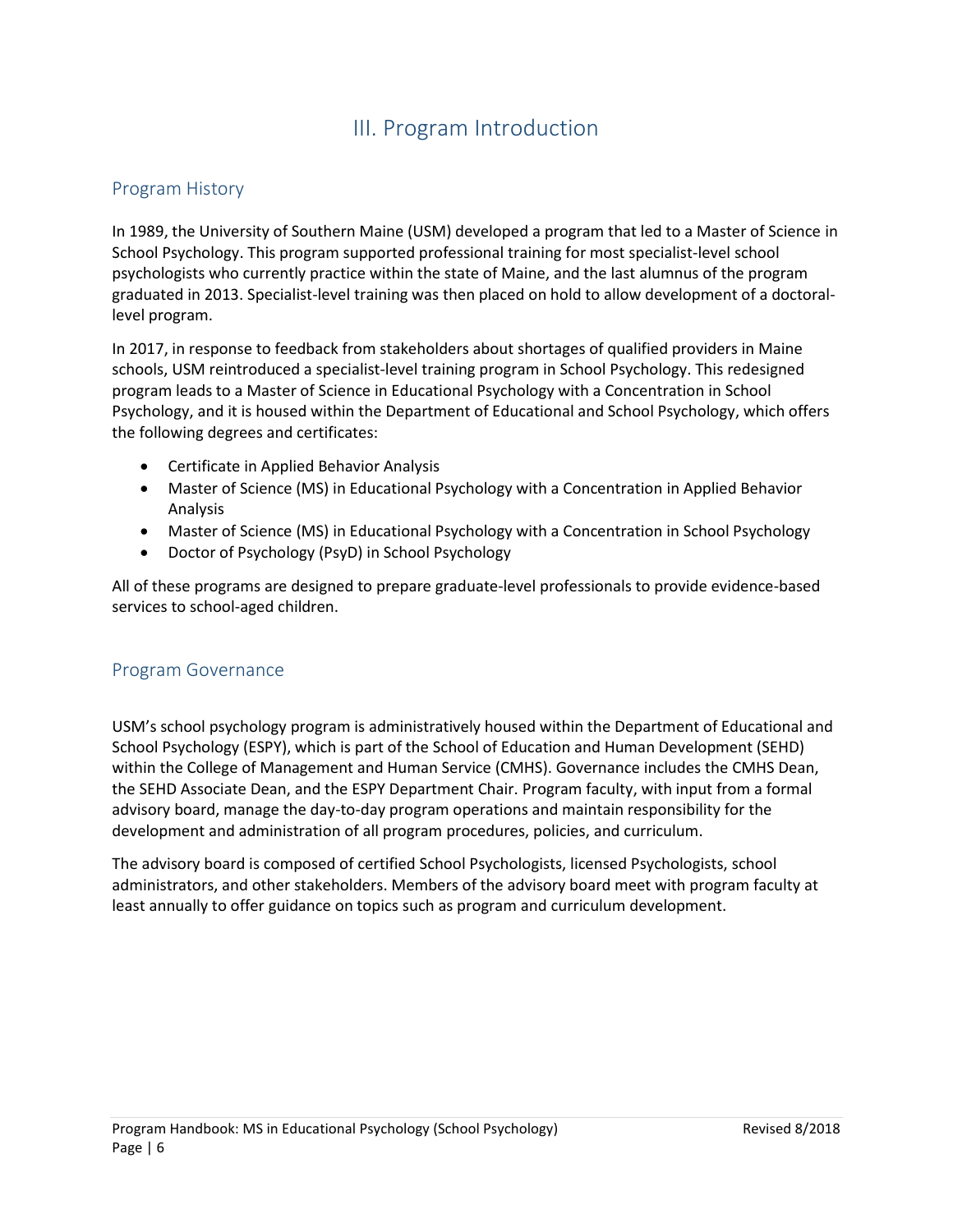# III. Program Introduction

## Program History

In 1989, the University of Southern Maine (USM) developed a program that led to a Master of Science in School Psychology. This program supported professional training for most specialist-level school psychologists who currently practice within the state of Maine, and the last alumnus of the program graduated in 2013. Specialist-level training was then placed on hold to allow development of a doctoral-level program.

In 2017, in response to feedback from stakeholders about shortages of qualified providers in Maine schools, USM reintroduced a specialist-level training program in School Psychology. This redesigned program leads to a Master of Science in Educational Psychology with a Concentration in School Psychology, and it is housed within the Department of Educational and School Psychology, which offers the following degrees and certificates:

- Certificate in Applied Behavior Analysis
- Master of Science (MS) in Educational Psychology with a Concentration in Applied Behavior Analysis
- Master of Science (MS) in Educational Psychology with a Concentration in School Psychology
- Doctor of Psychology (PsyD) in School Psychology

All of these programs are designed to prepare graduate-level professionals to provide evidence-based services to school-aged children.

## Program Governance

USM's school psychology program is administratively housed within the Department of Educational and School Psychology (ESPY), which is part of the School of Education and Human Development (SEHD) within the College of Management and Human Service (CMHS). Governance includes the CMHS Dean, the SEHD Associate Dean, and the ESPY Department Chair. Program faculty, with input from a formal advisory board, manage the day-to-day program operations and maintain responsibility for the development and administration of all program procedures, policies, and curriculum.

The advisory board is composed of certified School Psychologists, licensed Psychologists, school administrators, and other stakeholders. Members of the advisory board meet with program faculty at least annually to offer guidance on topics such as program and curriculum development.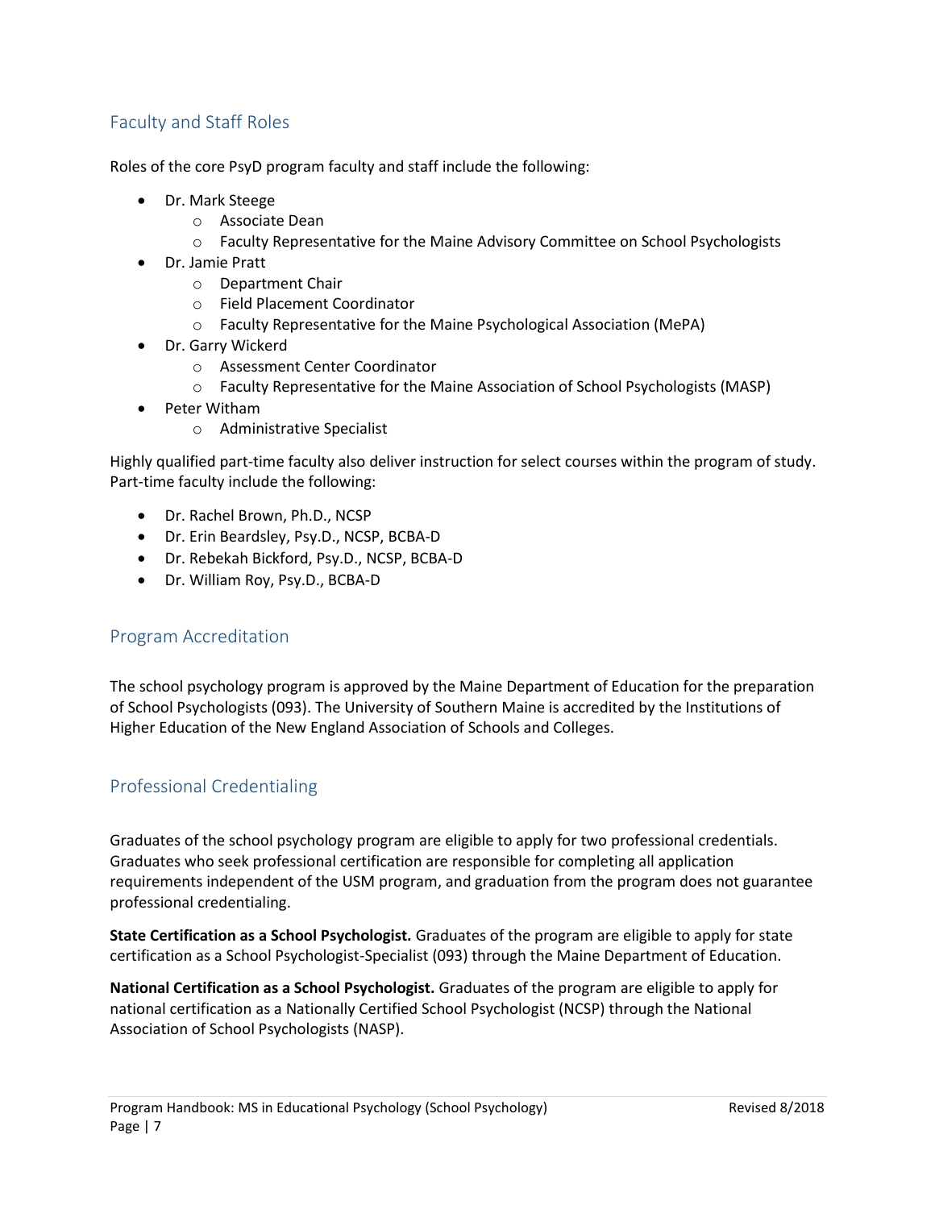## Faculty and Staff Roles

Roles of the core PsyD program faculty and staff include the following:

- Dr. Mark Steege
  - Associate Dean
  - Faculty Representative for the Maine Advisory Committee on School Psychologists
- Dr. Jamie Pratt
  - Department Chair
  - Field Placement Coordinator
  - Faculty Representative for the Maine Psychological Association (MePA)
- Dr. Garry Wickerd
  - Assessment Center Coordinator
  - Faculty Representative for the Maine Association of School Psychologists (MASP)
- Peter Witham
  - Administrative Specialist

Highly qualified part-time faculty also deliver instruction for select courses within the program of study. Part-time faculty include the following:

- Dr. Rachel Brown, Ph.D., NCSP
- Dr. Erin Beardsley, Psy.D., NCSP, BCBA-D
- Dr. Rebekah Bickford, Psy.D., NCSP, BCBA-D
- Dr. William Roy, Psy.D., BCBA-D

## Program Accreditation

The school psychology program is approved by the Maine Department of Education for the preparation of School Psychologists (093). The University of Southern Maine is accredited by the Institutions of Higher Education of the New England Association of Schools and Colleges.

## Professional Credentialing

Graduates of the school psychology program are eligible to apply for two professional credentials. Graduates who seek professional certification are responsible for completing all application requirements independent of the USM program, and graduation from the program does not guarantee professional credentialing.

**State Certification as a School Psychologist.** Graduates of the program are eligible to apply for state certification as a School Psychologist-Specialist (093) through the Maine Department of Education.

**National Certification as a School Psychologist.** Graduates of the program are eligible to apply for national certification as a Nationally Certified School Psychologist (NCSP) through the National Association of School Psychologists (NASP).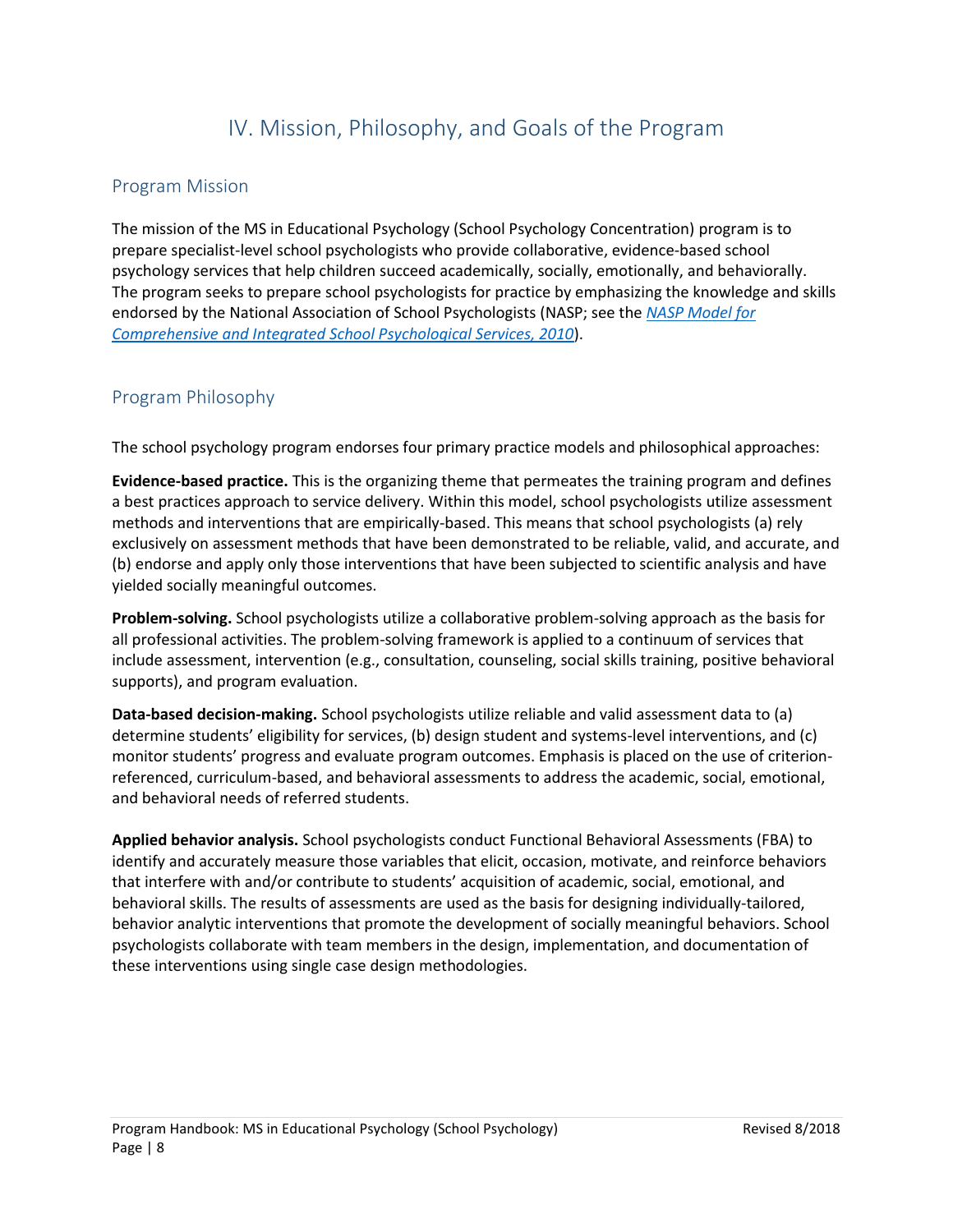# IV. Mission, Philosophy, and Goals of the Program

## Program Mission

The mission of the MS in Educational Psychology (School Psychology Concentration) program is to prepare specialist-level school psychologists who provide collaborative, evidence-based school psychology services that help children succeed academically, socially, emotionally, and behaviorally. The program seeks to prepare school psychologists for practice by emphasizing the knowledge and skills endorsed by the National Association of School Psychologists (NASP; see the *NASP Model for Comprehensive and Integrated School Psychological Services, 2010*).

## Program Philosophy

The school psychology program endorses four primary practice models and philosophical approaches:

**Evidence-based practice.** This is the organizing theme that permeates the training program and defines a best practices approach to service delivery. Within this model, school psychologists utilize assessment methods and interventions that are empirically-based. This means that school psychologists (a) rely exclusively on assessment methods that have been demonstrated to be reliable, valid, and accurate, and (b) endorse and apply only those interventions that have been subjected to scientific analysis and have yielded socially meaningful outcomes.

**Problem-solving.** School psychologists utilize a collaborative problem-solving approach as the basis for all professional activities. The problem-solving framework is applied to a continuum of services that include assessment, intervention (e.g., consultation, counseling, social skills training, positive behavioral supports), and program evaluation.

**Data-based decision-making.** School psychologists utilize reliable and valid assessment data to (a) determine students' eligibility for services, (b) design student and systems-level interventions, and (c) monitor students' progress and evaluate program outcomes. Emphasis is placed on the use of criterion-referenced, curriculum-based, and behavioral assessments to address the academic, social, emotional, and behavioral needs of referred students.

**Applied behavior analysis.** School psychologists conduct Functional Behavioral Assessments (FBA) to identify and accurately measure those variables that elicit, occasion, motivate, and reinforce behaviors that interfere with and/or contribute to students' acquisition of academic, social, emotional, and behavioral skills. The results of assessments are used as the basis for designing individually-tailored, behavior analytic interventions that promote the development of socially meaningful behaviors. School psychologists collaborate with team members in the design, implementation, and documentation of these interventions using single case design methodologies.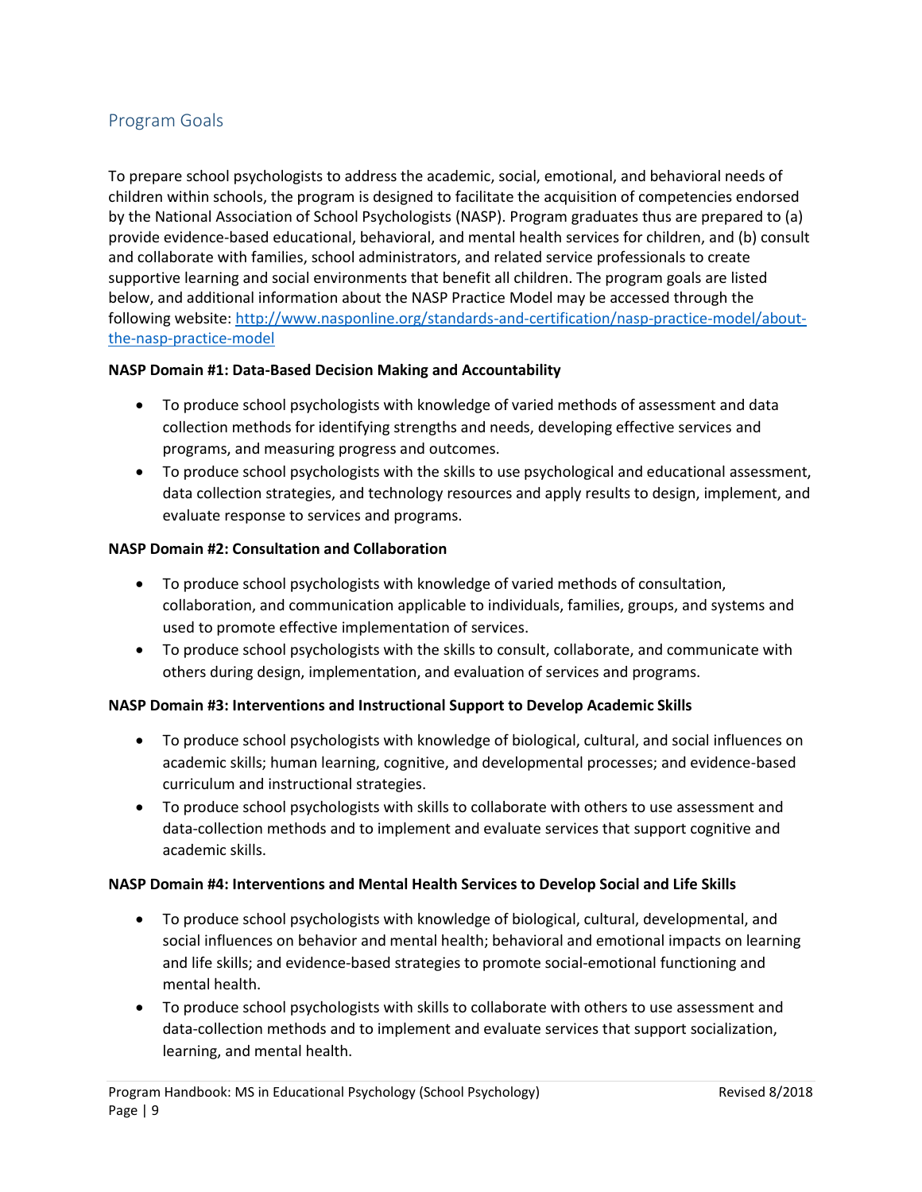## Program Goals

To prepare school psychologists to address the academic, social, emotional, and behavioral needs of children within schools, the program is designed to facilitate the acquisition of competencies endorsed by the National Association of School Psychologists (NASP). Program graduates thus are prepared to (a) provide evidence-based educational, behavioral, and mental health services for children, and (b) consult and collaborate with families, school administrators, and related service professionals to create supportive learning and social environments that benefit all children. The program goals are listed below, and additional information about the NASP Practice Model may be accessed through the following website: [http://www.nasponline.org/standards-and-certification/nasp-practice-model/about-the-nasp-practice-model](http://www.nasponline.org/standards-and-certification/nasp-practice-model/about-the-nasp-practice-model)

**NASP Domain #1: Data-Based Decision Making and Accountability**

- To produce school psychologists with knowledge of varied methods of assessment and data collection methods for identifying strengths and needs, developing effective services and programs, and measuring progress and outcomes.
- To produce school psychologists with the skills to use psychological and educational assessment, data collection strategies, and technology resources and apply results to design, implement, and evaluate response to services and programs.

**NASP Domain #2: Consultation and Collaboration**

- To produce school psychologists with knowledge of varied methods of consultation, collaboration, and communication applicable to individuals, families, groups, and systems and used to promote effective implementation of services.
- To produce school psychologists with the skills to consult, collaborate, and communicate with others during design, implementation, and evaluation of services and programs.

**NASP Domain #3: Interventions and Instructional Support to Develop Academic Skills**

- To produce school psychologists with knowledge of biological, cultural, and social influences on academic skills; human learning, cognitive, and developmental processes; and evidence-based curriculum and instructional strategies.
- To produce school psychologists with skills to collaborate with others to use assessment and data-collection methods and to implement and evaluate services that support cognitive and academic skills.

**NASP Domain #4: Interventions and Mental Health Services to Develop Social and Life Skills**

- To produce school psychologists with knowledge of biological, cultural, developmental, and social influences on behavior and mental health; behavioral and emotional impacts on learning and life skills; and evidence-based strategies to promote social-emotional functioning and mental health.
- To produce school psychologists with skills to collaborate with others to use assessment and data-collection methods and to implement and evaluate services that support socialization, learning, and mental health.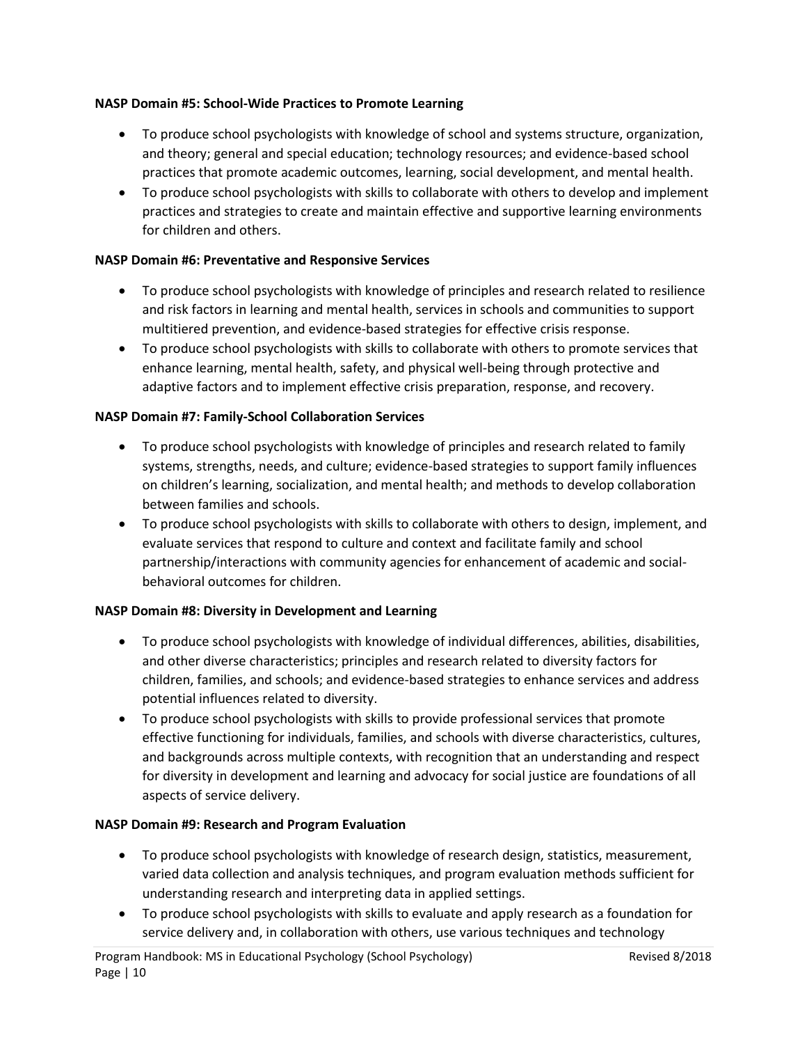**NASP Domain #5: School-Wide Practices to Promote Learning**

- To produce school psychologists with knowledge of school and systems structure, organization, and theory; general and special education; technology resources; and evidence-based school practices that promote academic outcomes, learning, social development, and mental health.
- To produce school psychologists with skills to collaborate with others to develop and implement practices and strategies to create and maintain effective and supportive learning environments for children and others.

**NASP Domain #6: Preventative and Responsive Services**

- To produce school psychologists with knowledge of principles and research related to resilience and risk factors in learning and mental health, services in schools and communities to support multitiered prevention, and evidence-based strategies for effective crisis response.
- To produce school psychologists with skills to collaborate with others to promote services that enhance learning, mental health, safety, and physical well-being through protective and adaptive factors and to implement effective crisis preparation, response, and recovery.

**NASP Domain #7: Family-School Collaboration Services**

- To produce school psychologists with knowledge of principles and research related to family systems, strengths, needs, and culture; evidence-based strategies to support family influences on children's learning, socialization, and mental health; and methods to develop collaboration between families and schools.
- To produce school psychologists with skills to collaborate with others to design, implement, and evaluate services that respond to culture and context and facilitate family and school partnership/interactions with community agencies for enhancement of academic and social-behavioral outcomes for children.

**NASP Domain #8: Diversity in Development and Learning**

- To produce school psychologists with knowledge of individual differences, abilities, disabilities, and other diverse characteristics; principles and research related to diversity factors for children, families, and schools; and evidence-based strategies to enhance services and address potential influences related to diversity.
- To produce school psychologists with skills to provide professional services that promote effective functioning for individuals, families, and schools with diverse characteristics, cultures, and backgrounds across multiple contexts, with recognition that an understanding and respect for diversity in development and learning and advocacy for social justice are foundations of all aspects of service delivery.

**NASP Domain #9: Research and Program Evaluation**

- To produce school psychologists with knowledge of research design, statistics, measurement, varied data collection and analysis techniques, and program evaluation methods sufficient for understanding research and interpreting data in applied settings.
- To produce school psychologists with skills to evaluate and apply research as a foundation for service delivery and, in collaboration with others, use various techniques and technology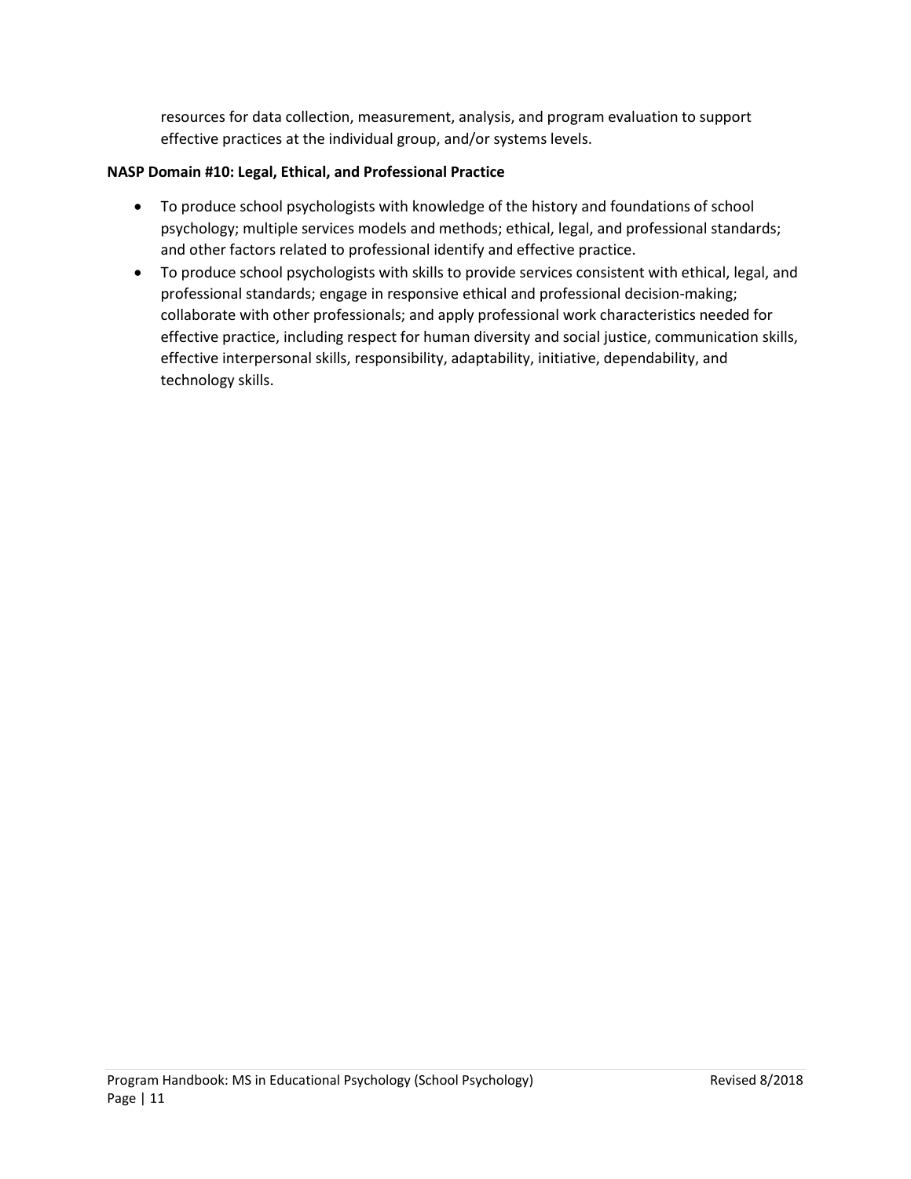resources for data collection, measurement, analysis, and program evaluation to support effective practices at the individual group, and/or systems levels.

**NASP Domain #10: Legal, Ethical, and Professional Practice**

- To produce school psychologists with knowledge of the history and foundations of school psychology; multiple services models and methods; ethical, legal, and professional standards; and other factors related to professional identify and effective practice.
- To produce school psychologists with skills to provide services consistent with ethical, legal, and professional standards; engage in responsive ethical and professional decision-making; collaborate with other professionals; and apply professional work characteristics needed for effective practice, including respect for human diversity and social justice, communication skills, effective interpersonal skills, responsibility, adaptability, initiative, dependability, and technology skills.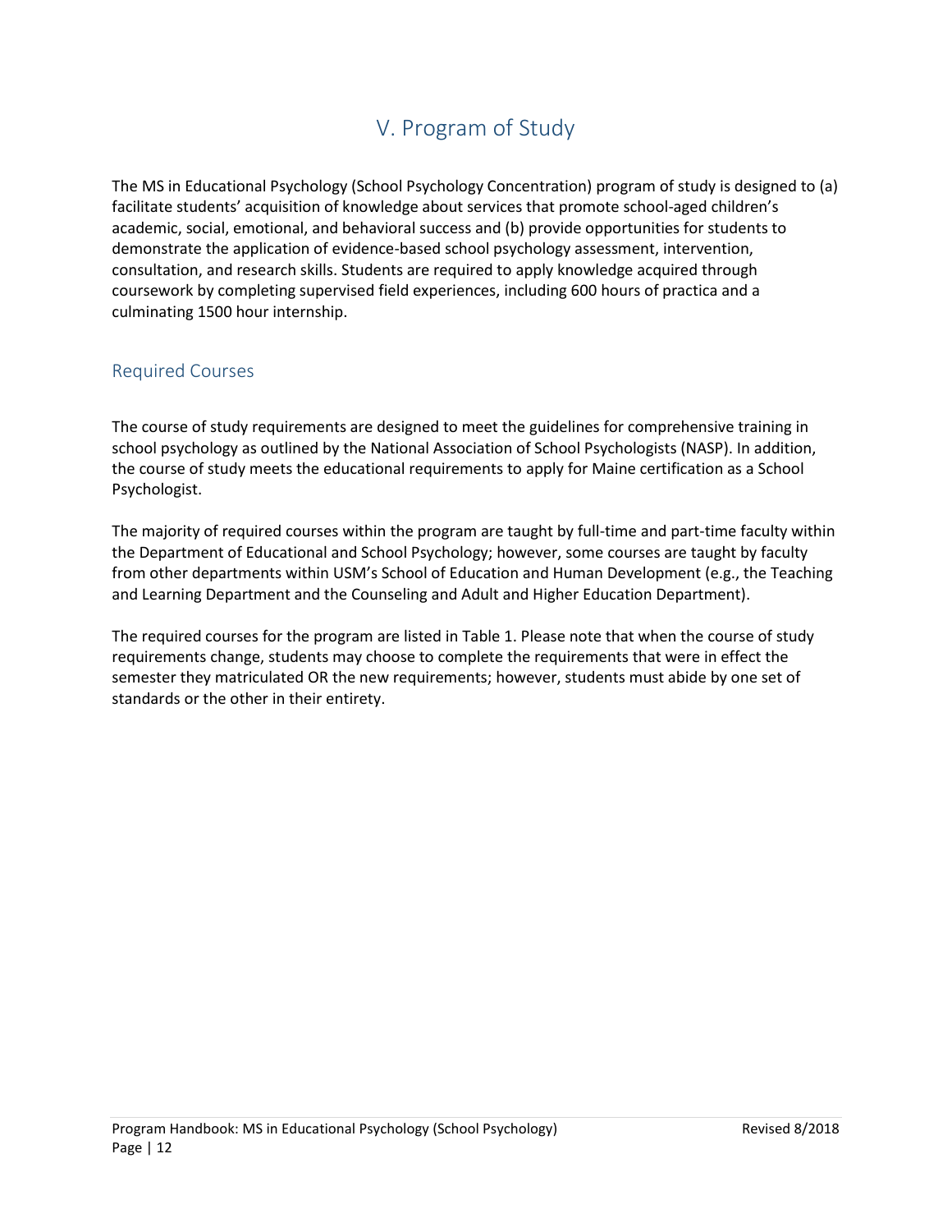# V. Program of Study

The MS in Educational Psychology (School Psychology Concentration) program of study is designed to (a) facilitate students' acquisition of knowledge about services that promote school-aged children's academic, social, emotional, and behavioral success and (b) provide opportunities for students to demonstrate the application of evidence-based school psychology assessment, intervention, consultation, and research skills. Students are required to apply knowledge acquired through coursework by completing supervised field experiences, including 600 hours of practica and a culminating 1500 hour internship.

## Required Courses

The course of study requirements are designed to meet the guidelines for comprehensive training in school psychology as outlined by the National Association of School Psychologists (NASP). In addition, the course of study meets the educational requirements to apply for Maine certification as a School Psychologist.

The majority of required courses within the program are taught by full-time and part-time faculty within the Department of Educational and School Psychology; however, some courses are taught by faculty from other departments within USM's School of Education and Human Development (e.g., the Teaching and Learning Department and the Counseling and Adult and Higher Education Department).

The required courses for the program are listed in Table 1. Please note that when the course of study requirements change, students may choose to complete the requirements that were in effect the semester they matriculated OR the new requirements; however, students must abide by one set of standards or the other in their entirety.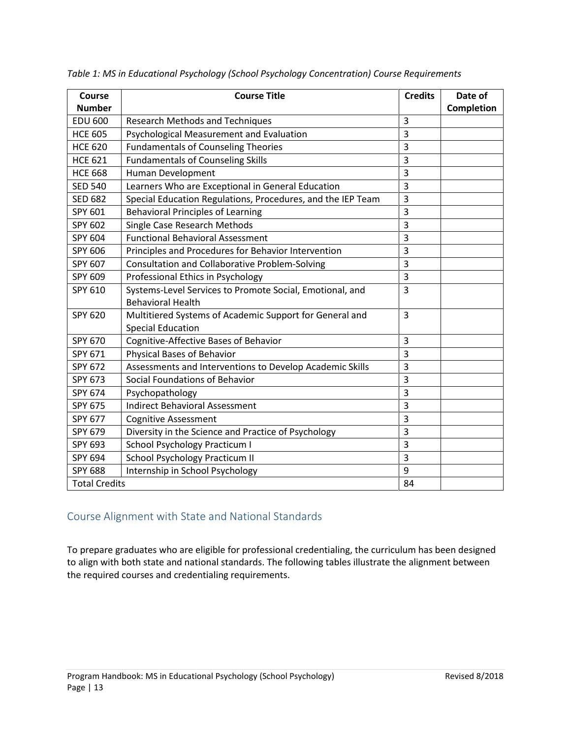*Table 1: MS in Educational Psychology (School Psychology Concentration) Course Requirements*

| Course Number | Course Title | Credits | Date of Completion |
|---|---|---|---|
| EDU 600 | Research Methods and Techniques | 3 | |
| HCE 605 | Psychological Measurement and Evaluation | 3 | |
| HCE 620 | Fundamentals of Counseling Theories | 3 | |
| HCE 621 | Fundamentals of Counseling Skills | 3 | |
| HCE 668 | Human Development | 3 | |
| SED 540 | Learners Who are Exceptional in General Education | 3 | |
| SED 682 | Special Education Regulations, Procedures, and the IEP Team | 3 | |
| SPY 601 | Behavioral Principles of Learning | 3 | |
| SPY 602 | Single Case Research Methods | 3 | |
| SPY 604 | Functional Behavioral Assessment | 3 | |
| SPY 606 | Principles and Procedures for Behavior Intervention | 3 | |
| SPY 607 | Consultation and Collaborative Problem-Solving | 3 | |
| SPY 609 | Professional Ethics in Psychology | 3 | |
| SPY 610 | Systems-Level Services to Promote Social, Emotional, and Behavioral Health | 3 | |
| SPY 620 | Multitiered Systems of Academic Support for General and Special Education | 3 | |
| SPY 670 | Cognitive-Affective Bases of Behavior | 3 | |
| SPY 671 | Physical Bases of Behavior | 3 | |
| SPY 672 | Assessments and Interventions to Develop Academic Skills | 3 | |
| SPY 673 | Social Foundations of Behavior | 3 | |
| SPY 674 | Psychopathology | 3 | |
| SPY 675 | Indirect Behavioral Assessment | 3 | |
| SPY 677 | Cognitive Assessment | 3 | |
| SPY 679 | Diversity in the Science and Practice of Psychology | 3 | |
| SPY 693 | School Psychology Practicum I | 3 | |
| SPY 694 | School Psychology Practicum II | 3 | |
| SPY 688 | Internship in School Psychology | 9 | |
| Total Credits | | 84 | |

## Course Alignment with State and National Standards

To prepare graduates who are eligible for professional credentialing, the curriculum has been designed to align with both state and national standards. The following tables illustrate the alignment between the required courses and credentialing requirements.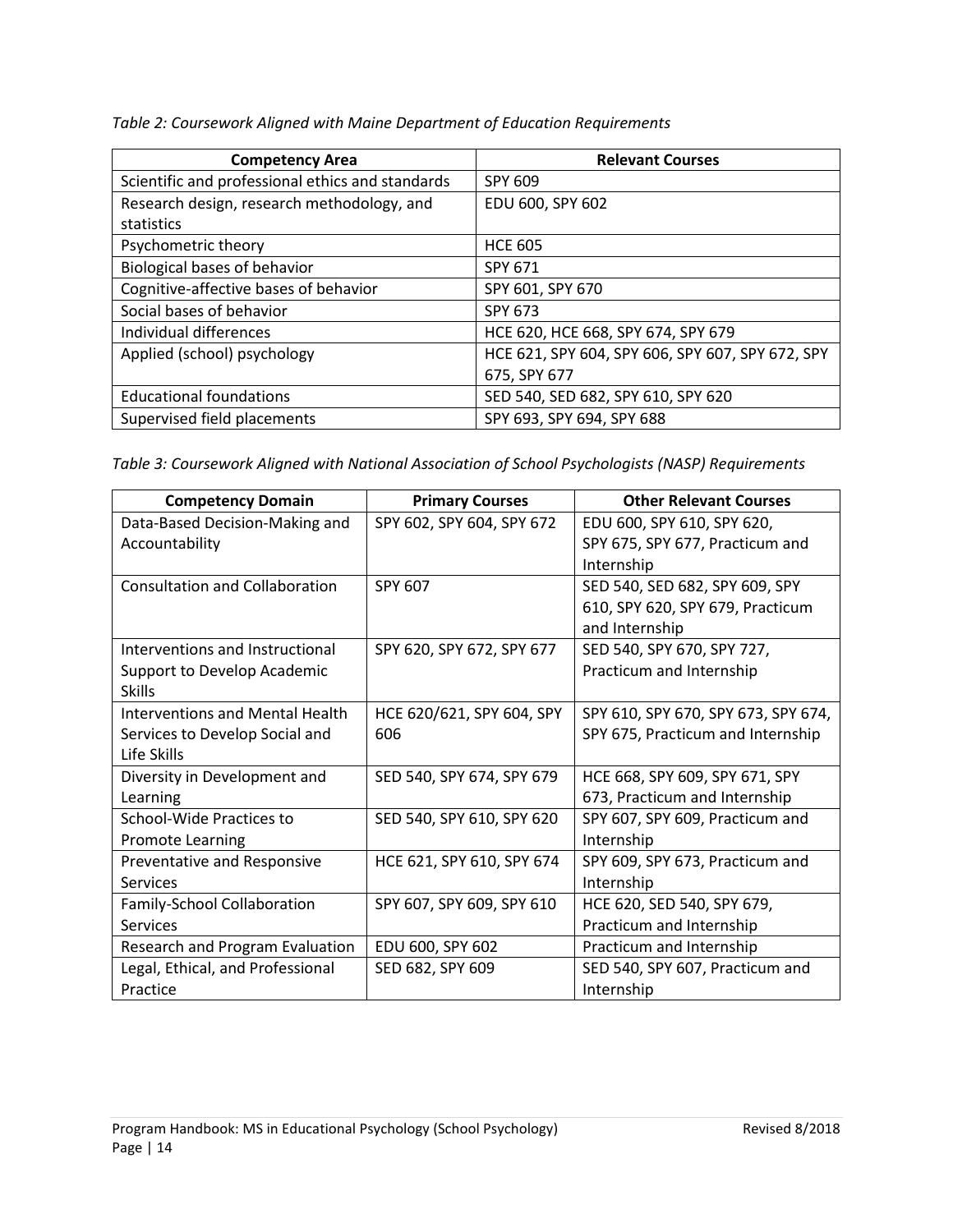*Table 2: Coursework Aligned with Maine Department of Education Requirements*

| Competency Area | Relevant Courses |
|---|---|
| Scientific and professional ethics and standards | SPY 609 |
| Research design, research methodology, and statistics | EDU 600, SPY 602 |
| Psychometric theory | HCE 605 |
| Biological bases of behavior | SPY 671 |
| Cognitive-affective bases of behavior | SPY 601, SPY 670 |
| Social bases of behavior | SPY 673 |
| Individual differences | HCE 620, HCE 668, SPY 674, SPY 679 |
| Applied (school) psychology | HCE 621, SPY 604, SPY 606, SPY 607, SPY 672, SPY 675, SPY 677 |
| Educational foundations | SED 540, SED 682, SPY 610, SPY 620 |
| Supervised field placements | SPY 693, SPY 694, SPY 688 |

*Table 3: Coursework Aligned with National Association of School Psychologists (NASP) Requirements*

| Competency Domain | Primary Courses | Other Relevant Courses |
|---|---|---|
| Data-Based Decision-Making and Accountability | SPY 602, SPY 604, SPY 672 | EDU 600, SPY 610, SPY 620, SPY 675, SPY 677, Practicum and Internship |
| Consultation and Collaboration | SPY 607 | SED 540, SED 682, SPY 609, SPY 610, SPY 620, SPY 679, Practicum and Internship |
| Interventions and Instructional Support to Develop Academic Skills | SPY 620, SPY 672, SPY 677 | SED 540, SPY 670, SPY 727, Practicum and Internship |
| Interventions and Mental Health Services to Develop Social and Life Skills | HCE 620/621, SPY 604, SPY 606 | SPY 610, SPY 670, SPY 673, SPY 674, SPY 675, Practicum and Internship |
| Diversity in Development and Learning | SED 540, SPY 674, SPY 679 | HCE 668, SPY 609, SPY 671, SPY 673, Practicum and Internship |
| School-Wide Practices to Promote Learning | SED 540, SPY 610, SPY 620 | SPY 607, SPY 609, Practicum and Internship |
| Preventative and Responsive Services | HCE 621, SPY 610, SPY 674 | SPY 609, SPY 673, Practicum and Internship |
| Family-School Collaboration Services | SPY 607, SPY 609, SPY 610 | HCE 620, SED 540, SPY 679, Practicum and Internship |
| Research and Program Evaluation | EDU 600, SPY 602 | Practicum and Internship |
| Legal, Ethical, and Professional Practice | SED 682, SPY 609 | SED 540, SPY 607, Practicum and Internship |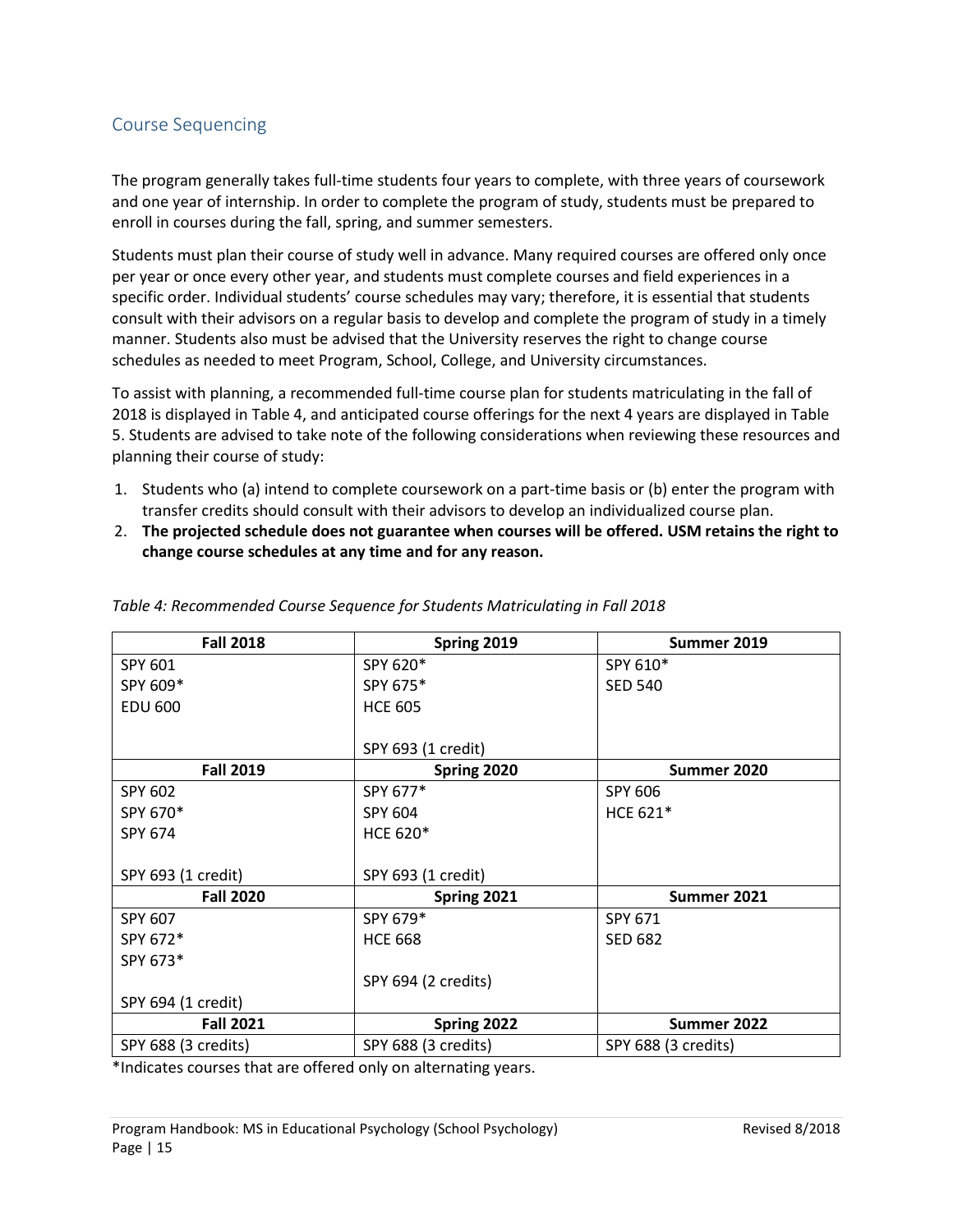## Course Sequencing

The program generally takes full-time students four years to complete, with three years of coursework and one year of internship. In order to complete the program of study, students must be prepared to enroll in courses during the fall, spring, and summer semesters.

Students must plan their course of study well in advance. Many required courses are offered only once per year or once every other year, and students must complete courses and field experiences in a specific order. Individual students' course schedules may vary; therefore, it is essential that students consult with their advisors on a regular basis to develop and complete the program of study in a timely manner. Students also must be advised that the University reserves the right to change course schedules as needed to meet Program, School, College, and University circumstances.

To assist with planning, a recommended full-time course plan for students matriculating in the fall of 2018 is displayed in Table 4, and anticipated course offerings for the next 4 years are displayed in Table 5. Students are advised to take note of the following considerations when reviewing these resources and planning their course of study:

1. Students who (a) intend to complete coursework on a part-time basis or (b) enter the program with transfer credits should consult with their advisors to develop an individualized course plan.
2. **The projected schedule does not guarantee when courses will be offered. USM retains the right to change course schedules at any time and for any reason.**

*Table 4: Recommended Course Sequence for Students Matriculating in Fall 2018*

| Fall 2018 | Spring 2019 | Summer 2019 |
|---|---|---|
| SPY 601<br>SPY 609*<br>EDU 600 | SPY 620*<br>SPY 675*<br>HCE 605<br><br>SPY 693 (1 credit) | SPY 610*<br>SED 540 |
| **Fall 2019** | **Spring 2020** | **Summer 2020** |
| SPY 602<br>SPY 670*<br>SPY 674<br><br>SPY 693 (1 credit) | SPY 677*<br>SPY 604<br>HCE 620*<br><br>SPY 693 (1 credit) | SPY 606<br>HCE 621* |
| **Fall 2020** | **Spring 2021** | **Summer 2021** |
| SPY 607<br>SPY 672*<br>SPY 673*<br><br>SPY 694 (1 credit) | SPY 679*<br>HCE 668<br><br>SPY 694 (2 credits) | SPY 671<br>SED 682 |
| **Fall 2021** | **Spring 2022** | **Summer 2022** |
| SPY 688 (3 credits) | SPY 688 (3 credits) | SPY 688 (3 credits) |

*Indicates courses that are offered only on alternating years.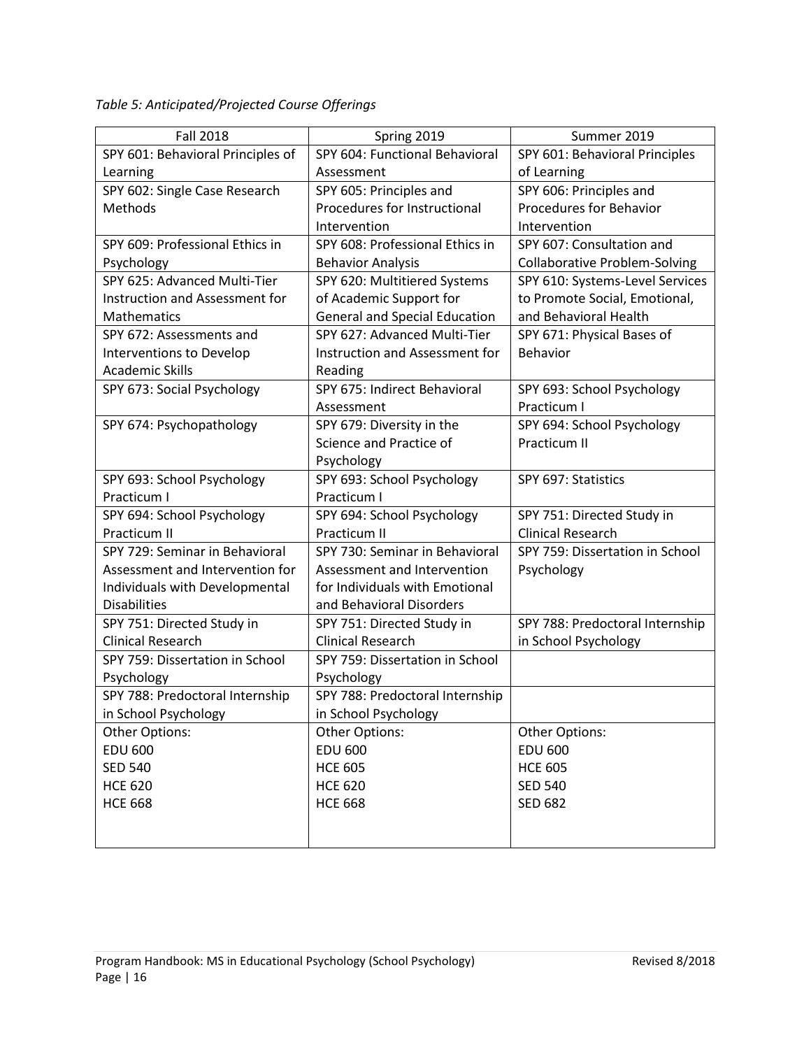*Table 5: Anticipated/Projected Course Offerings*

| Fall 2018 | Spring 2019 | Summer 2019 |
|---|---|---|
| SPY 601: Behavioral Principles of Learning | SPY 604: Functional Behavioral Assessment | SPY 601: Behavioral Principles of Learning |
| SPY 602: Single Case Research Methods | SPY 605: Principles and Procedures for Instructional Intervention | SPY 606: Principles and Procedures for Behavior Intervention |
| SPY 609: Professional Ethics in Psychology | SPY 608: Professional Ethics in Behavior Analysis | SPY 607: Consultation and Collaborative Problem-Solving |
| SPY 625: Advanced Multi-Tier Instruction and Assessment for Mathematics | SPY 620: Multitiered Systems of Academic Support for General and Special Education | SPY 610: Systems-Level Services to Promote Social, Emotional, and Behavioral Health |
| SPY 672: Assessments and Interventions to Develop Academic Skills | SPY 627: Advanced Multi-Tier Instruction and Assessment for Reading | SPY 671: Physical Bases of Behavior |
| SPY 673: Social Psychology | SPY 675: Indirect Behavioral Assessment | SPY 693: School Psychology Practicum I |
| SPY 674: Psychopathology | SPY 679: Diversity in the Science and Practice of Psychology | SPY 694: School Psychology Practicum II |
| SPY 693: School Psychology Practicum I | SPY 693: School Psychology Practicum I | SPY 697: Statistics |
| SPY 694: School Psychology Practicum II | SPY 694: School Psychology Practicum II | SPY 751: Directed Study in Clinical Research |
| SPY 729: Seminar in Behavioral Assessment and Intervention for Individuals with Developmental Disabilities | SPY 730: Seminar in Behavioral Assessment and Intervention for Individuals with Emotional and Behavioral Disorders | SPY 759: Dissertation in School Psychology |
| SPY 751: Directed Study in Clinical Research | SPY 751: Directed Study in Clinical Research | SPY 788: Predoctoral Internship in School Psychology |
| SPY 759: Dissertation in School Psychology | SPY 759: Dissertation in School Psychology | |
| SPY 788: Predoctoral Internship in School Psychology | SPY 788: Predoctoral Internship in School Psychology | |
| Other Options:<br>EDU 600<br>SED 540<br>HCE 620<br>HCE 668 | Other Options:<br>EDU 600<br>HCE 605<br>HCE 620<br>HCE 668 | Other Options:<br>EDU 600<br>HCE 605<br>SED 540<br>SED 682 |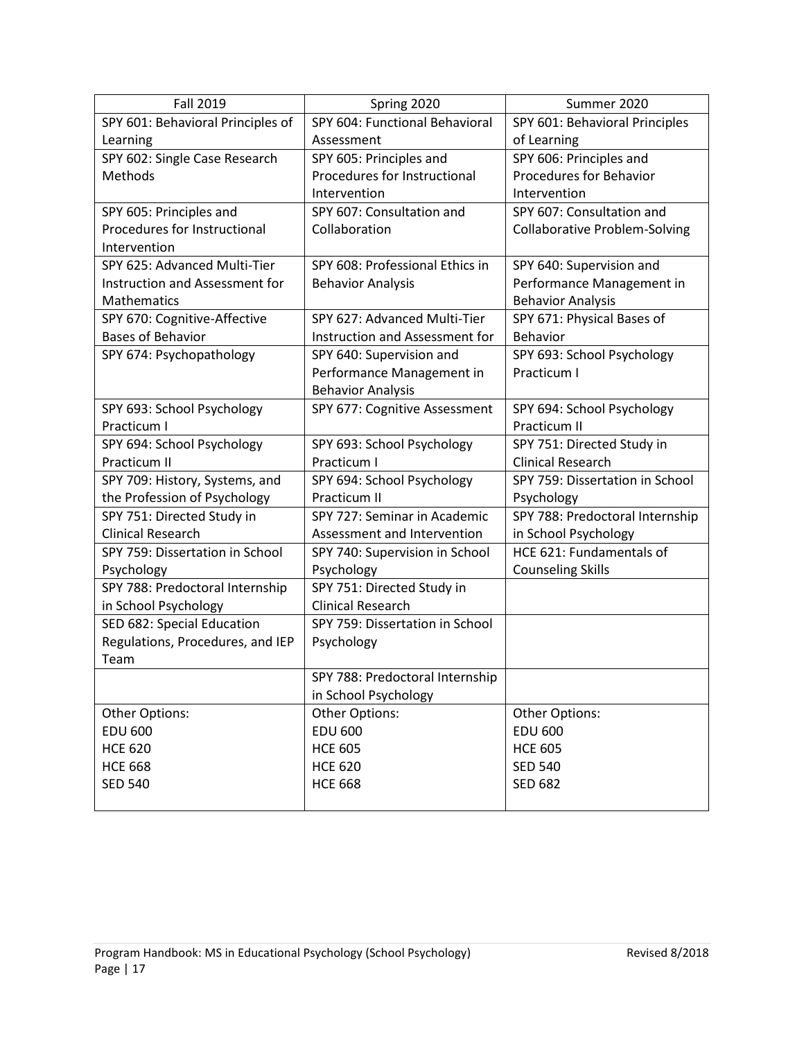| Fall 2019 | Spring 2020 | Summer 2020 |
|---|---|---|
| SPY 601: Behavioral Principles of Learning | SPY 604: Functional Behavioral Assessment | SPY 601: Behavioral Principles of Learning |
| SPY 602: Single Case Research Methods | SPY 605: Principles and Procedures for Instructional Intervention | SPY 606: Principles and Procedures for Behavior Intervention |
| SPY 605: Principles and Procedures for Instructional Intervention | SPY 607: Consultation and Collaboration | SPY 607: Consultation and Collaborative Problem-Solving |
| SPY 625: Advanced Multi-Tier Instruction and Assessment for Mathematics | SPY 608: Professional Ethics in Behavior Analysis | SPY 640: Supervision and Performance Management in Behavior Analysis |
| SPY 670: Cognitive-Affective Bases of Behavior | SPY 627: Advanced Multi-Tier Instruction and Assessment for | SPY 671: Physical Bases of Behavior |
| SPY 674: Psychopathology | SPY 640: Supervision and Performance Management in Behavior Analysis | SPY 693: School Psychology Practicum I |
| SPY 693: School Psychology Practicum I | SPY 677: Cognitive Assessment | SPY 694: School Psychology Practicum II |
| SPY 694: School Psychology Practicum II | SPY 693: School Psychology Practicum I | SPY 751: Directed Study in Clinical Research |
| SPY 709: History, Systems, and the Profession of Psychology | SPY 694: School Psychology Practicum II | SPY 759: Dissertation in School Psychology |
| SPY 751: Directed Study in Clinical Research | SPY 727: Seminar in Academic Assessment and Intervention | SPY 788: Predoctoral Internship in School Psychology |
| SPY 759: Dissertation in School Psychology | SPY 740: Supervision in School Psychology | HCE 621: Fundamentals of Counseling Skills |
| SPY 788: Predoctoral Internship in School Psychology | SPY 751: Directed Study in Clinical Research | |
| SED 682: Special Education Regulations, Procedures, and IEP Team | SPY 759: Dissertation in School Psychology | |
| | SPY 788: Predoctoral Internship in School Psychology | |
| Other Options:<br>EDU 600<br>HCE 620<br>HCE 668<br>SED 540 | Other Options:<br>EDU 600<br>HCE 605<br>HCE 620<br>HCE 668 | Other Options:<br>EDU 600<br>HCE 605<br>SED 540<br>SED 682 |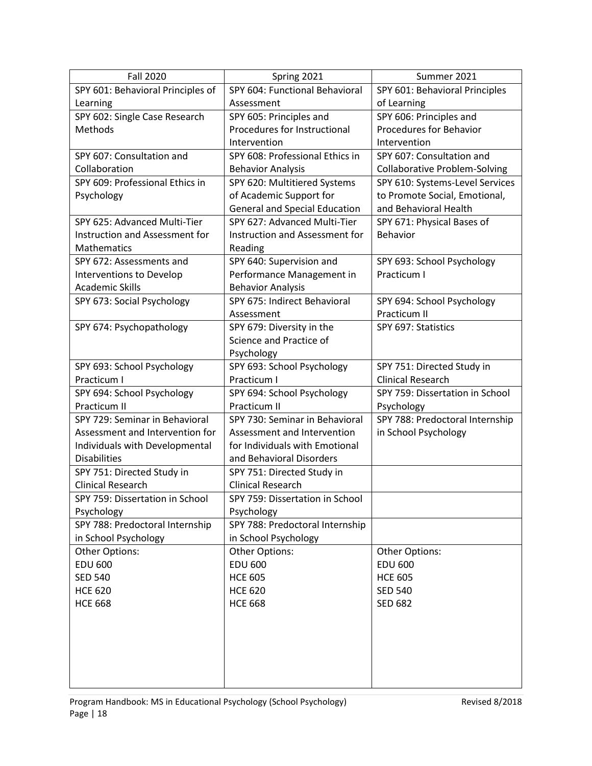| Fall 2020 | Spring 2021 | Summer 2021 |
| --- | --- | --- |
| SPY 601: Behavioral Principles of Learning | SPY 604: Functional Behavioral Assessment | SPY 601: Behavioral Principles of Learning |
| SPY 602: Single Case Research Methods | SPY 605: Principles and Procedures for Instructional Intervention | SPY 606: Principles and Procedures for Behavior Intervention |
| SPY 607: Consultation and Collaboration | SPY 608: Professional Ethics in Behavior Analysis | SPY 607: Consultation and Collaborative Problem-Solving |
| SPY 609: Professional Ethics in Psychology | SPY 620: Multitiered Systems of Academic Support for General and Special Education | SPY 610: Systems-Level Services to Promote Social, Emotional, and Behavioral Health |
| SPY 625: Advanced Multi-Tier Instruction and Assessment for Mathematics | SPY 627: Advanced Multi-Tier Instruction and Assessment for Reading | SPY 671: Physical Bases of Behavior |
| SPY 672: Assessments and Interventions to Develop Academic Skills | SPY 640: Supervision and Performance Management in Behavior Analysis | SPY 693: School Psychology Practicum I |
| SPY 673: Social Psychology | SPY 675: Indirect Behavioral Assessment | SPY 694: School Psychology Practicum II |
| SPY 674: Psychopathology | SPY 679: Diversity in the Science and Practice of Psychology | SPY 697: Statistics |
| SPY 693: School Psychology Practicum I | SPY 693: School Psychology Practicum I | SPY 751: Directed Study in Clinical Research |
| SPY 694: School Psychology Practicum II | SPY 694: School Psychology Practicum II | SPY 759: Dissertation in School Psychology |
| SPY 729: Seminar in Behavioral Assessment and Intervention for Individuals with Developmental Disabilities | SPY 730: Seminar in Behavioral Assessment and Intervention for Individuals with Emotional and Behavioral Disorders | SPY 788: Predoctoral Internship in School Psychology |
| SPY 751: Directed Study in Clinical Research | SPY 751: Directed Study in Clinical Research | |
| SPY 759: Dissertation in School Psychology | SPY 759: Dissertation in School Psychology | |
| SPY 788: Predoctoral Internship in School Psychology | SPY 788: Predoctoral Internship in School Psychology | |
| Other Options:<br>EDU 600<br>SED 540<br>HCE 620<br>HCE 668 | Other Options:<br>EDU 600<br>HCE 605<br>HCE 620<br>HCE 668 | Other Options:<br>EDU 600<br>HCE 605<br>SED 540<br>SED 682 |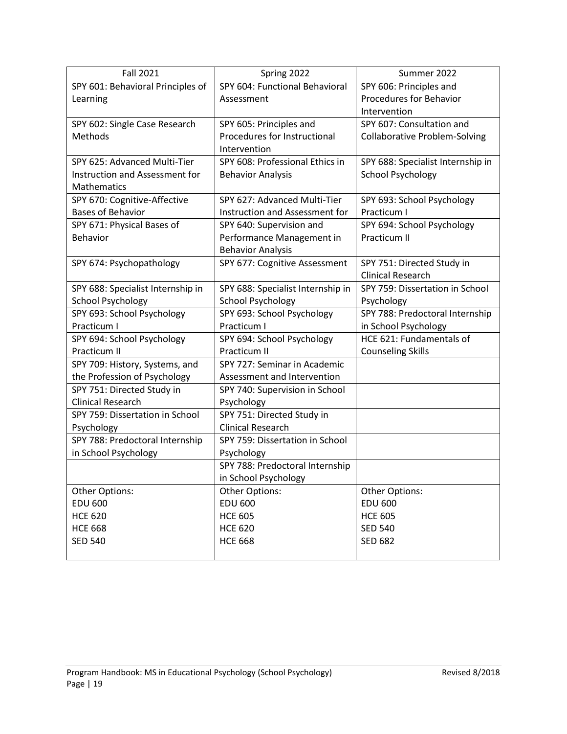| Fall 2021 | Spring 2022 | Summer 2022 |
|---|---|---|
| SPY 601: Behavioral Principles of Learning | SPY 604: Functional Behavioral Assessment | SPY 606: Principles and Procedures for Behavior Intervention |
| SPY 602: Single Case Research Methods | SPY 605: Principles and Procedures for Instructional Intervention | SPY 607: Consultation and Collaborative Problem-Solving |
| SPY 625: Advanced Multi-Tier Instruction and Assessment for Mathematics | SPY 608: Professional Ethics in Behavior Analysis | SPY 688: Specialist Internship in School Psychology |
| SPY 670: Cognitive-Affective Bases of Behavior | SPY 627: Advanced Multi-Tier Instruction and Assessment for | SPY 693: School Psychology Practicum I |
| SPY 671: Physical Bases of Behavior | SPY 640: Supervision and Performance Management in Behavior Analysis | SPY 694: School Psychology Practicum II |
| SPY 674: Psychopathology | SPY 677: Cognitive Assessment | SPY 751: Directed Study in Clinical Research |
| SPY 688: Specialist Internship in School Psychology | SPY 688: Specialist Internship in School Psychology | SPY 759: Dissertation in School Psychology |
| SPY 693: School Psychology Practicum I | SPY 693: School Psychology Practicum I | SPY 788: Predoctoral Internship in School Psychology |
| SPY 694: School Psychology Practicum II | SPY 694: School Psychology Practicum II | HCE 621: Fundamentals of Counseling Skills |
| SPY 709: History, Systems, and the Profession of Psychology | SPY 727: Seminar in Academic Assessment and Intervention | |
| SPY 751: Directed Study in Clinical Research | SPY 740: Supervision in School Psychology | |
| SPY 759: Dissertation in School Psychology | SPY 751: Directed Study in Clinical Research | |
| SPY 788: Predoctoral Internship in School Psychology | SPY 759: Dissertation in School Psychology | |
| | SPY 788: Predoctoral Internship in School Psychology | |
| Other Options:<br>EDU 600<br>HCE 620<br>HCE 668<br>SED 540 | Other Options:<br>EDU 600<br>HCE 605<br>HCE 620<br>HCE 668 | Other Options:<br>EDU 600<br>HCE 605<br>SED 540<br>SED 682 |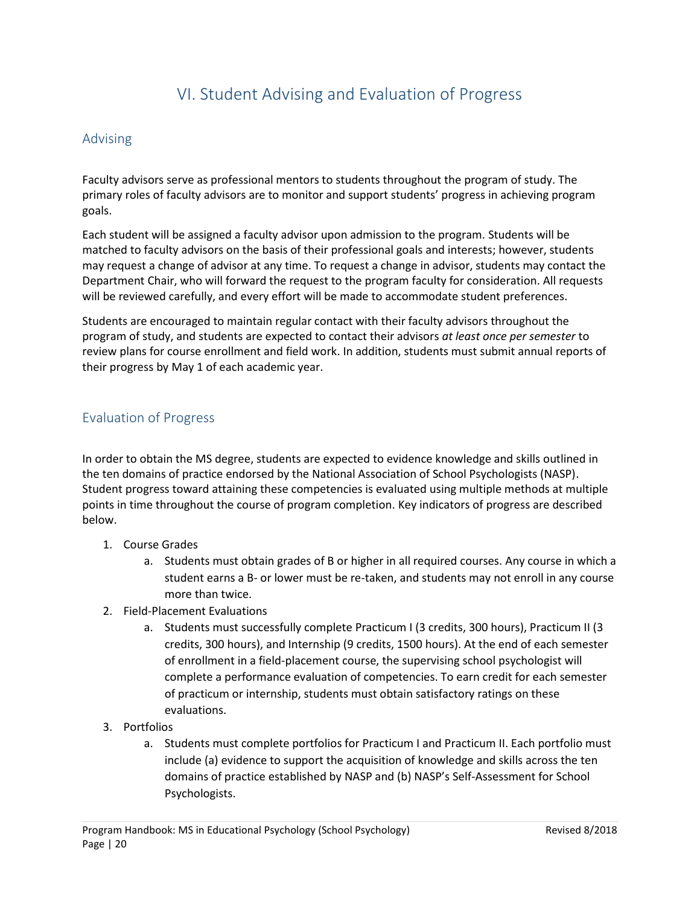# VI. Student Advising and Evaluation of Progress

## Advising

Faculty advisors serve as professional mentors to students throughout the program of study. The primary roles of faculty advisors are to monitor and support students' progress in achieving program goals.

Each student will be assigned a faculty advisor upon admission to the program. Students will be matched to faculty advisors on the basis of their professional goals and interests; however, students may request a change of advisor at any time. To request a change in advisor, students may contact the Department Chair, who will forward the request to the program faculty for consideration. All requests will be reviewed carefully, and every effort will be made to accommodate student preferences.

Students are encouraged to maintain regular contact with their faculty advisors throughout the program of study, and students are expected to contact their advisors *at least once per semester* to review plans for course enrollment and field work. In addition, students must submit annual reports of their progress by May 1 of each academic year.

## Evaluation of Progress

In order to obtain the MS degree, students are expected to evidence knowledge and skills outlined in the ten domains of practice endorsed by the National Association of School Psychologists (NASP). Student progress toward attaining these competencies is evaluated using multiple methods at multiple points in time throughout the course of program completion. Key indicators of progress are described below.

1. Course Grades
    a. Students must obtain grades of B or higher in all required courses. Any course in which a student earns a B- or lower must be re-taken, and students may not enroll in any course more than twice.
2. Field-Placement Evaluations
    a. Students must successfully complete Practicum I (3 credits, 300 hours), Practicum II (3 credits, 300 hours), and Internship (9 credits, 1500 hours). At the end of each semester of enrollment in a field-placement course, the supervising school psychologist will complete a performance evaluation of competencies. To earn credit for each semester of practicum or internship, students must obtain satisfactory ratings on these evaluations.
3. Portfolios
    a. Students must complete portfolios for Practicum I and Practicum II. Each portfolio must include (a) evidence to support the acquisition of knowledge and skills across the ten domains of practice established by NASP and (b) NASP's Self-Assessment for School Psychologists.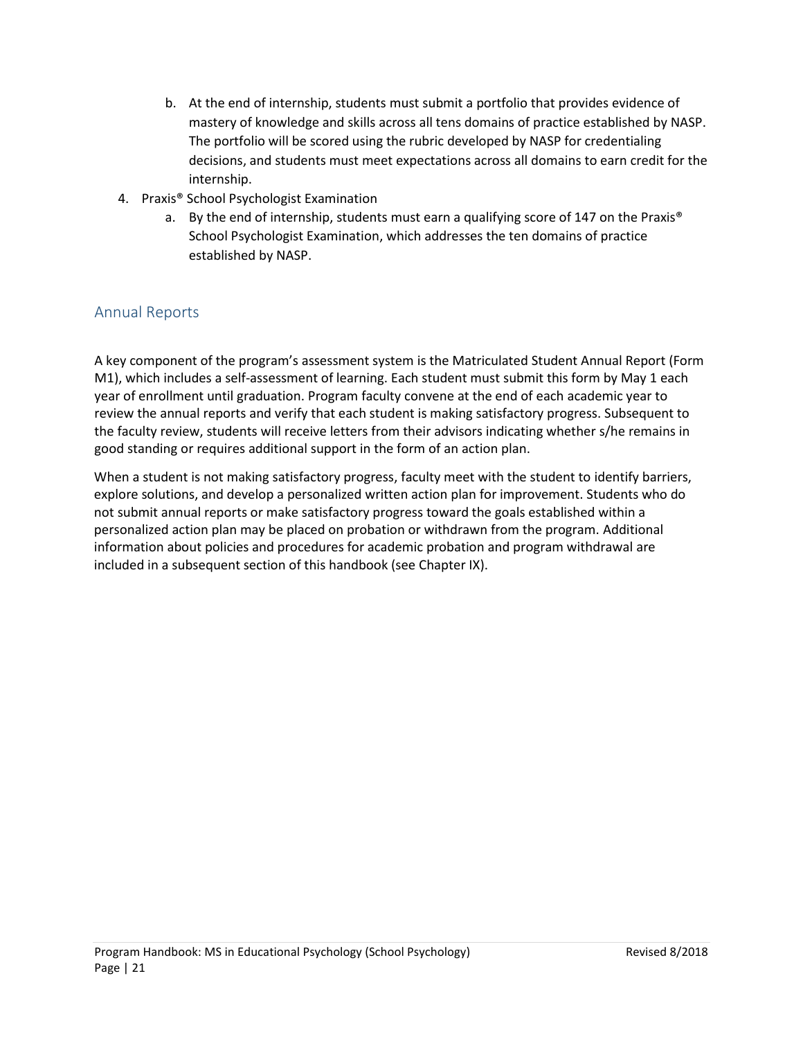b. At the end of internship, students must submit a portfolio that provides evidence of mastery of knowledge and skills across all tens domains of practice established by NASP. The portfolio will be scored using the rubric developed by NASP for credentialing decisions, and students must meet expectations across all domains to earn credit for the internship.

4. Praxis® School Psychologist Examination
   a. By the end of internship, students must earn a qualifying score of 147 on the Praxis® School Psychologist Examination, which addresses the ten domains of practice established by NASP.

## Annual Reports

A key component of the program's assessment system is the Matriculated Student Annual Report (Form M1), which includes a self-assessment of learning. Each student must submit this form by May 1 each year of enrollment until graduation. Program faculty convene at the end of each academic year to review the annual reports and verify that each student is making satisfactory progress. Subsequent to the faculty review, students will receive letters from their advisors indicating whether s/he remains in good standing or requires additional support in the form of an action plan.

When a student is not making satisfactory progress, faculty meet with the student to identify barriers, explore solutions, and develop a personalized written action plan for improvement. Students who do not submit annual reports or make satisfactory progress toward the goals established within a personalized action plan may be placed on probation or withdrawn from the program. Additional information about policies and procedures for academic probation and program withdrawal are included in a subsequent section of this handbook (see Chapter IX).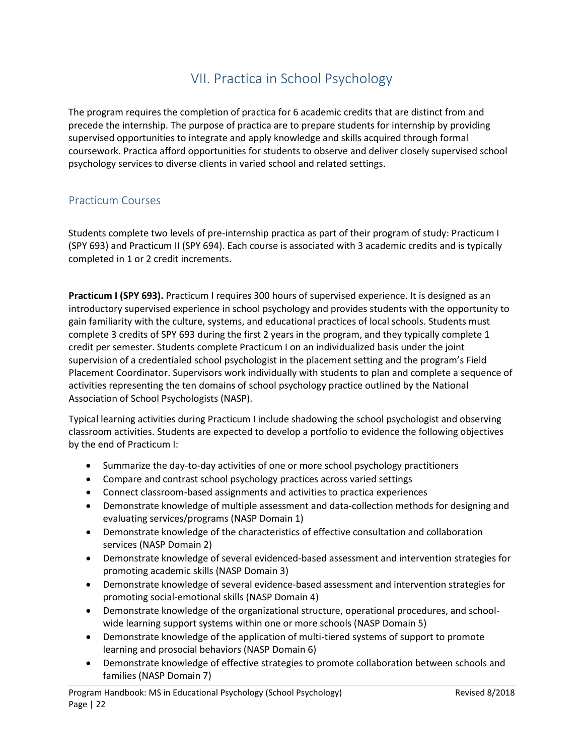# VII. Practica in School Psychology

The program requires the completion of practica for 6 academic credits that are distinct from and precede the internship. The purpose of practica are to prepare students for internship by providing supervised opportunities to integrate and apply knowledge and skills acquired through formal coursework. Practica afford opportunities for students to observe and deliver closely supervised school psychology services to diverse clients in varied school and related settings.

## Practicum Courses

Students complete two levels of pre-internship practica as part of their program of study: Practicum I (SPY 693) and Practicum II (SPY 694). Each course is associated with 3 academic credits and is typically completed in 1 or 2 credit increments.

**Practicum I (SPY 693).** Practicum I requires 300 hours of supervised experience. It is designed as an introductory supervised experience in school psychology and provides students with the opportunity to gain familiarity with the culture, systems, and educational practices of local schools. Students must complete 3 credits of SPY 693 during the first 2 years in the program, and they typically complete 1 credit per semester. Students complete Practicum I on an individualized basis under the joint supervision of a credentialed school psychologist in the placement setting and the program's Field Placement Coordinator. Supervisors work individually with students to plan and complete a sequence of activities representing the ten domains of school psychology practice outlined by the National Association of School Psychologists (NASP).

Typical learning activities during Practicum I include shadowing the school psychologist and observing classroom activities. Students are expected to develop a portfolio to evidence the following objectives by the end of Practicum I:

- Summarize the day-to-day activities of one or more school psychology practitioners
- Compare and contrast school psychology practices across varied settings
- Connect classroom-based assignments and activities to practica experiences
- Demonstrate knowledge of multiple assessment and data-collection methods for designing and evaluating services/programs (NASP Domain 1)
- Demonstrate knowledge of the characteristics of effective consultation and collaboration services (NASP Domain 2)
- Demonstrate knowledge of several evidenced-based assessment and intervention strategies for promoting academic skills (NASP Domain 3)
- Demonstrate knowledge of several evidence-based assessment and intervention strategies for promoting social-emotional skills (NASP Domain 4)
- Demonstrate knowledge of the organizational structure, operational procedures, and school-wide learning support systems within one or more schools (NASP Domain 5)
- Demonstrate knowledge of the application of multi-tiered systems of support to promote learning and prosocial behaviors (NASP Domain 6)
- Demonstrate knowledge of effective strategies to promote collaboration between schools and families (NASP Domain 7)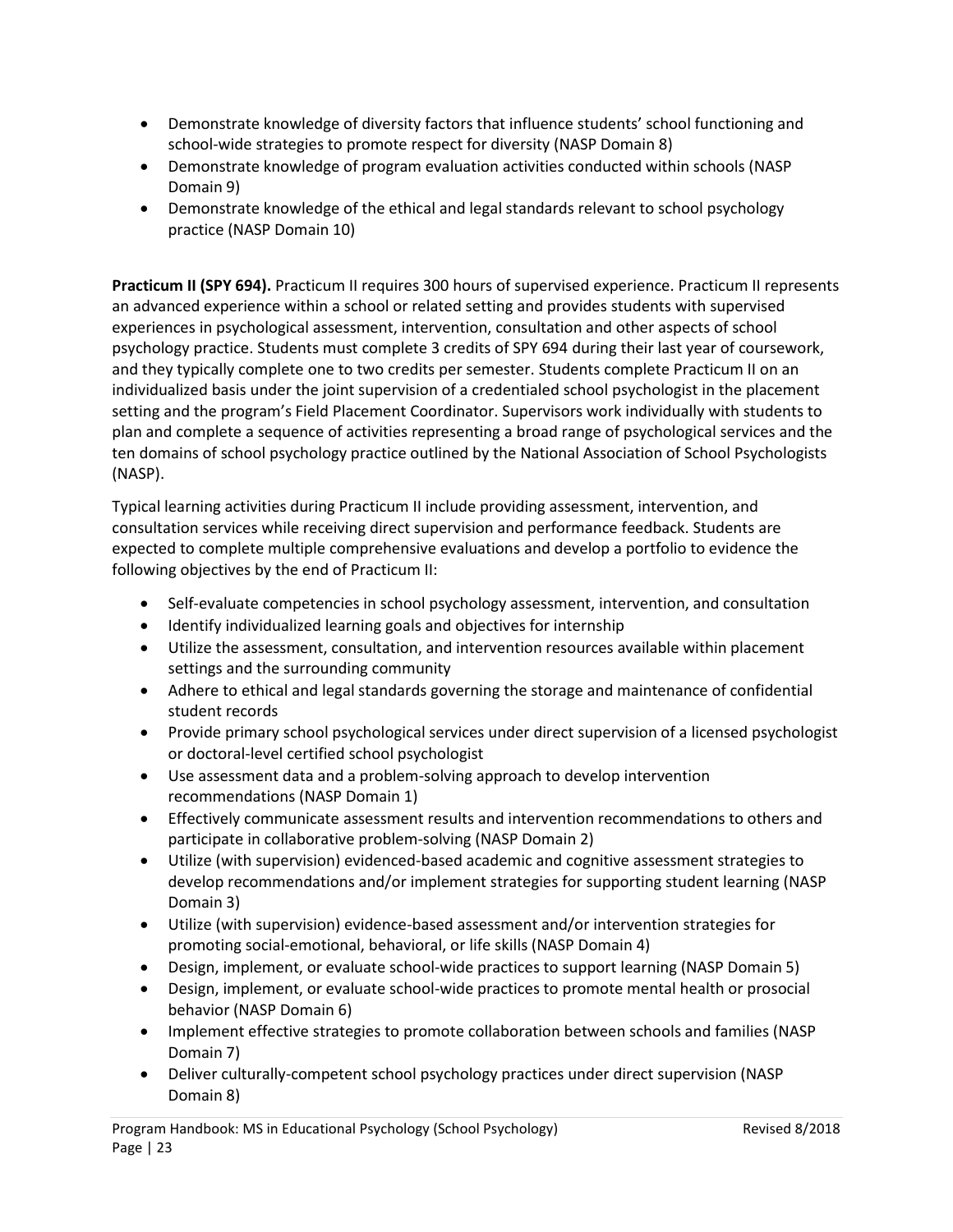- Demonstrate knowledge of diversity factors that influence students' school functioning and school-wide strategies to promote respect for diversity (NASP Domain 8)
- Demonstrate knowledge of program evaluation activities conducted within schools (NASP Domain 9)
- Demonstrate knowledge of the ethical and legal standards relevant to school psychology practice (NASP Domain 10)

**Practicum II (SPY 694).** Practicum II requires 300 hours of supervised experience. Practicum II represents an advanced experience within a school or related setting and provides students with supervised experiences in psychological assessment, intervention, consultation and other aspects of school psychology practice. Students must complete 3 credits of SPY 694 during their last year of coursework, and they typically complete one to two credits per semester. Students complete Practicum II on an individualized basis under the joint supervision of a credentialed school psychologist in the placement setting and the program's Field Placement Coordinator. Supervisors work individually with students to plan and complete a sequence of activities representing a broad range of psychological services and the ten domains of school psychology practice outlined by the National Association of School Psychologists (NASP).

Typical learning activities during Practicum II include providing assessment, intervention, and consultation services while receiving direct supervision and performance feedback. Students are expected to complete multiple comprehensive evaluations and develop a portfolio to evidence the following objectives by the end of Practicum II:

- Self-evaluate competencies in school psychology assessment, intervention, and consultation
- Identify individualized learning goals and objectives for internship
- Utilize the assessment, consultation, and intervention resources available within placement settings and the surrounding community
- Adhere to ethical and legal standards governing the storage and maintenance of confidential student records
- Provide primary school psychological services under direct supervision of a licensed psychologist or doctoral-level certified school psychologist
- Use assessment data and a problem-solving approach to develop intervention recommendations (NASP Domain 1)
- Effectively communicate assessment results and intervention recommendations to others and participate in collaborative problem-solving (NASP Domain 2)
- Utilize (with supervision) evidenced-based academic and cognitive assessment strategies to develop recommendations and/or implement strategies for supporting student learning (NASP Domain 3)
- Utilize (with supervision) evidence-based assessment and/or intervention strategies for promoting social-emotional, behavioral, or life skills (NASP Domain 4)
- Design, implement, or evaluate school-wide practices to support learning (NASP Domain 5)
- Design, implement, or evaluate school-wide practices to promote mental health or prosocial behavior (NASP Domain 6)
- Implement effective strategies to promote collaboration between schools and families (NASP Domain 7)
- Deliver culturally-competent school psychology practices under direct supervision (NASP Domain 8)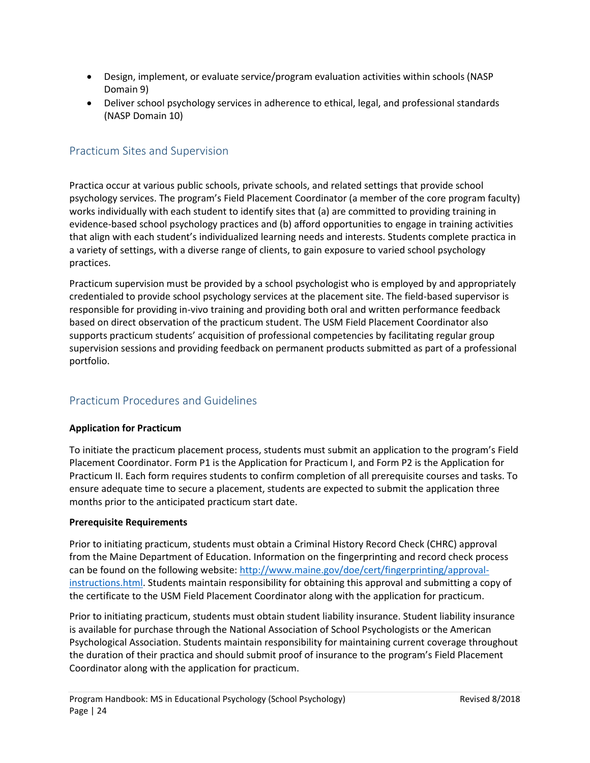- Design, implement, or evaluate service/program evaluation activities within schools (NASP Domain 9)
- Deliver school psychology services in adherence to ethical, legal, and professional standards (NASP Domain 10)

## Practicum Sites and Supervision

Practica occur at various public schools, private schools, and related settings that provide school psychology services. The program's Field Placement Coordinator (a member of the core program faculty) works individually with each student to identify sites that (a) are committed to providing training in evidence-based school psychology practices and (b) afford opportunities to engage in training activities that align with each student's individualized learning needs and interests. Students complete practica in a variety of settings, with a diverse range of clients, to gain exposure to varied school psychology practices.

Practicum supervision must be provided by a school psychologist who is employed by and appropriately credentialed to provide school psychology services at the placement site. The field-based supervisor is responsible for providing in-vivo training and providing both oral and written performance feedback based on direct observation of the practicum student. The USM Field Placement Coordinator also supports practicum students' acquisition of professional competencies by facilitating regular group supervision sessions and providing feedback on permanent products submitted as part of a professional portfolio.

## Practicum Procedures and Guidelines

**Application for Practicum**

To initiate the practicum placement process, students must submit an application to the program's Field Placement Coordinator. Form P1 is the Application for Practicum I, and Form P2 is the Application for Practicum II. Each form requires students to confirm completion of all prerequisite courses and tasks. To ensure adequate time to secure a placement, students are expected to submit the application three months prior to the anticipated practicum start date.

**Prerequisite Requirements**

Prior to initiating practicum, students must obtain a Criminal History Record Check (CHRC) approval from the Maine Department of Education. Information on the fingerprinting and record check process can be found on the following website: http://www.maine.gov/doe/cert/fingerprinting/approval-instructions.html. Students maintain responsibility for obtaining this approval and submitting a copy of the certificate to the USM Field Placement Coordinator along with the application for practicum.

Prior to initiating practicum, students must obtain student liability insurance. Student liability insurance is available for purchase through the National Association of School Psychologists or the American Psychological Association. Students maintain responsibility for maintaining current coverage throughout the duration of their practica and should submit proof of insurance to the program's Field Placement Coordinator along with the application for practicum.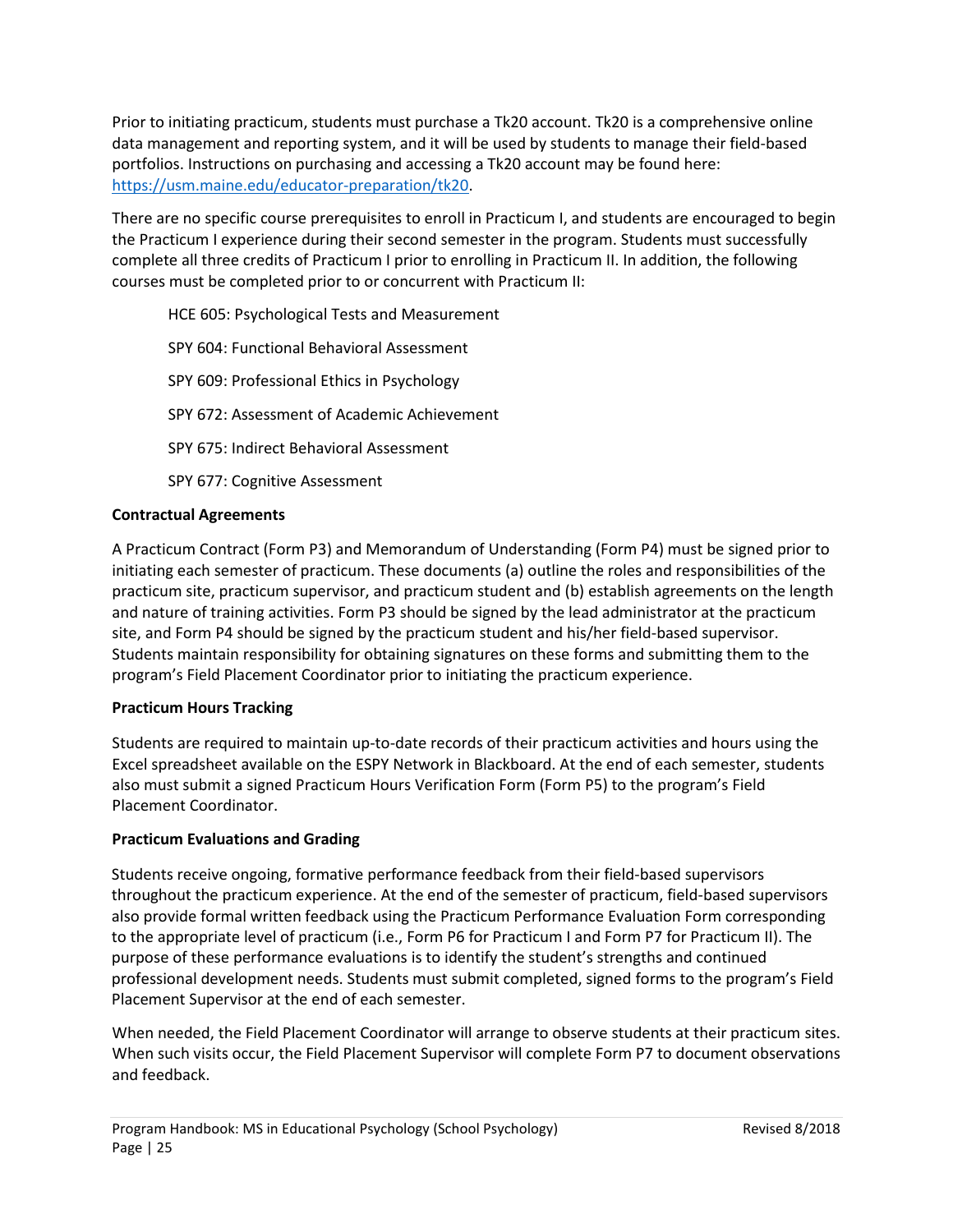Prior to initiating practicum, students must purchase a Tk20 account. Tk20 is a comprehensive online data management and reporting system, and it will be used by students to manage their field-based portfolios. Instructions on purchasing and accessing a Tk20 account may be found here: https://usm.maine.edu/educator-preparation/tk20.

There are no specific course prerequisites to enroll in Practicum I, and students are encouraged to begin the Practicum I experience during their second semester in the program. Students must successfully complete all three credits of Practicum I prior to enrolling in Practicum II. In addition, the following courses must be completed prior to or concurrent with Practicum II:

- HCE 605: Psychological Tests and Measurement
- SPY 604: Functional Behavioral Assessment
- SPY 609: Professional Ethics in Psychology
- SPY 672: Assessment of Academic Achievement
- SPY 675: Indirect Behavioral Assessment
- SPY 677: Cognitive Assessment

**Contractual Agreements**

A Practicum Contract (Form P3) and Memorandum of Understanding (Form P4) must be signed prior to initiating each semester of practicum. These documents (a) outline the roles and responsibilities of the practicum site, practicum supervisor, and practicum student and (b) establish agreements on the length and nature of training activities. Form P3 should be signed by the lead administrator at the practicum site, and Form P4 should be signed by the practicum student and his/her field-based supervisor. Students maintain responsibility for obtaining signatures on these forms and submitting them to the program's Field Placement Coordinator prior to initiating the practicum experience.

**Practicum Hours Tracking**

Students are required to maintain up-to-date records of their practicum activities and hours using the Excel spreadsheet available on the ESPY Network in Blackboard. At the end of each semester, students also must submit a signed Practicum Hours Verification Form (Form P5) to the program's Field Placement Coordinator.

**Practicum Evaluations and Grading**

Students receive ongoing, formative performance feedback from their field-based supervisors throughout the practicum experience. At the end of the semester of practicum, field-based supervisors also provide formal written feedback using the Practicum Performance Evaluation Form corresponding to the appropriate level of practicum (i.e., Form P6 for Practicum I and Form P7 for Practicum II). The purpose of these performance evaluations is to identify the student's strengths and continued professional development needs. Students must submit completed, signed forms to the program's Field Placement Supervisor at the end of each semester.

When needed, the Field Placement Coordinator will arrange to observe students at their practicum sites. When such visits occur, the Field Placement Supervisor will complete Form P7 to document observations and feedback.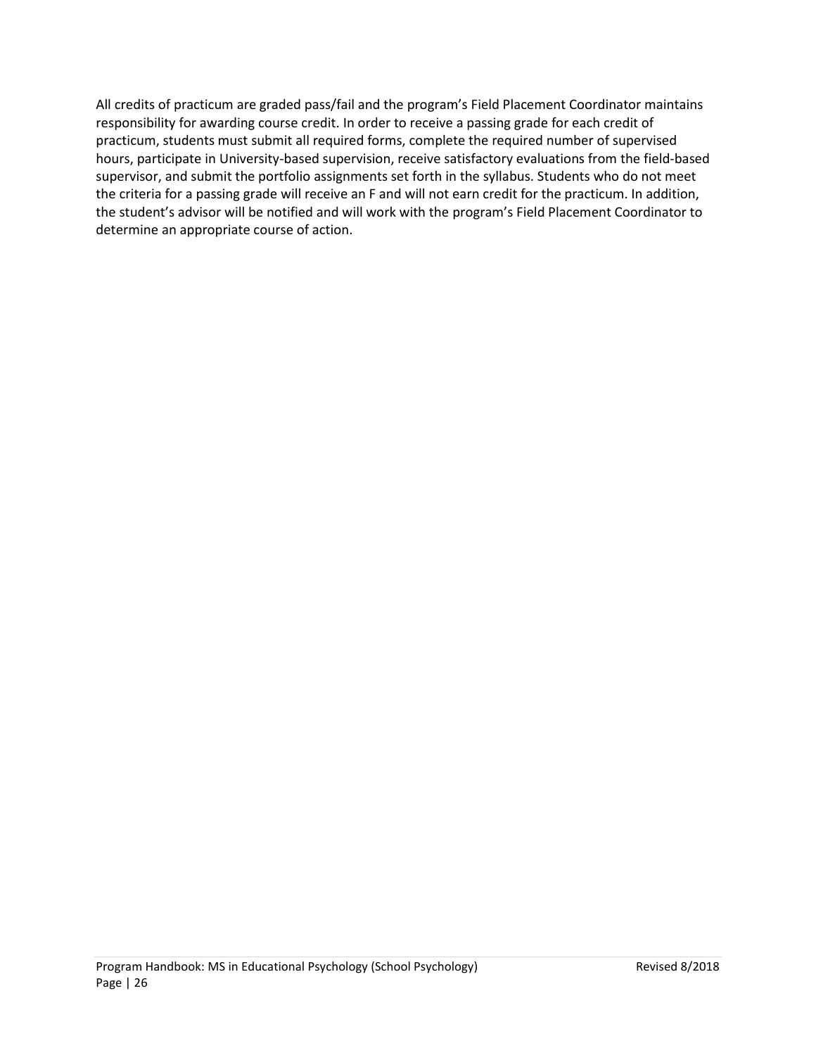All credits of practicum are graded pass/fail and the program's Field Placement Coordinator maintains responsibility for awarding course credit. In order to receive a passing grade for each credit of practicum, students must submit all required forms, complete the required number of supervised hours, participate in University-based supervision, receive satisfactory evaluations from the field-based supervisor, and submit the portfolio assignments set forth in the syllabus. Students who do not meet the criteria for a passing grade will receive an F and will not earn credit for the practicum. In addition, the student's advisor will be notified and will work with the program's Field Placement Coordinator to determine an appropriate course of action.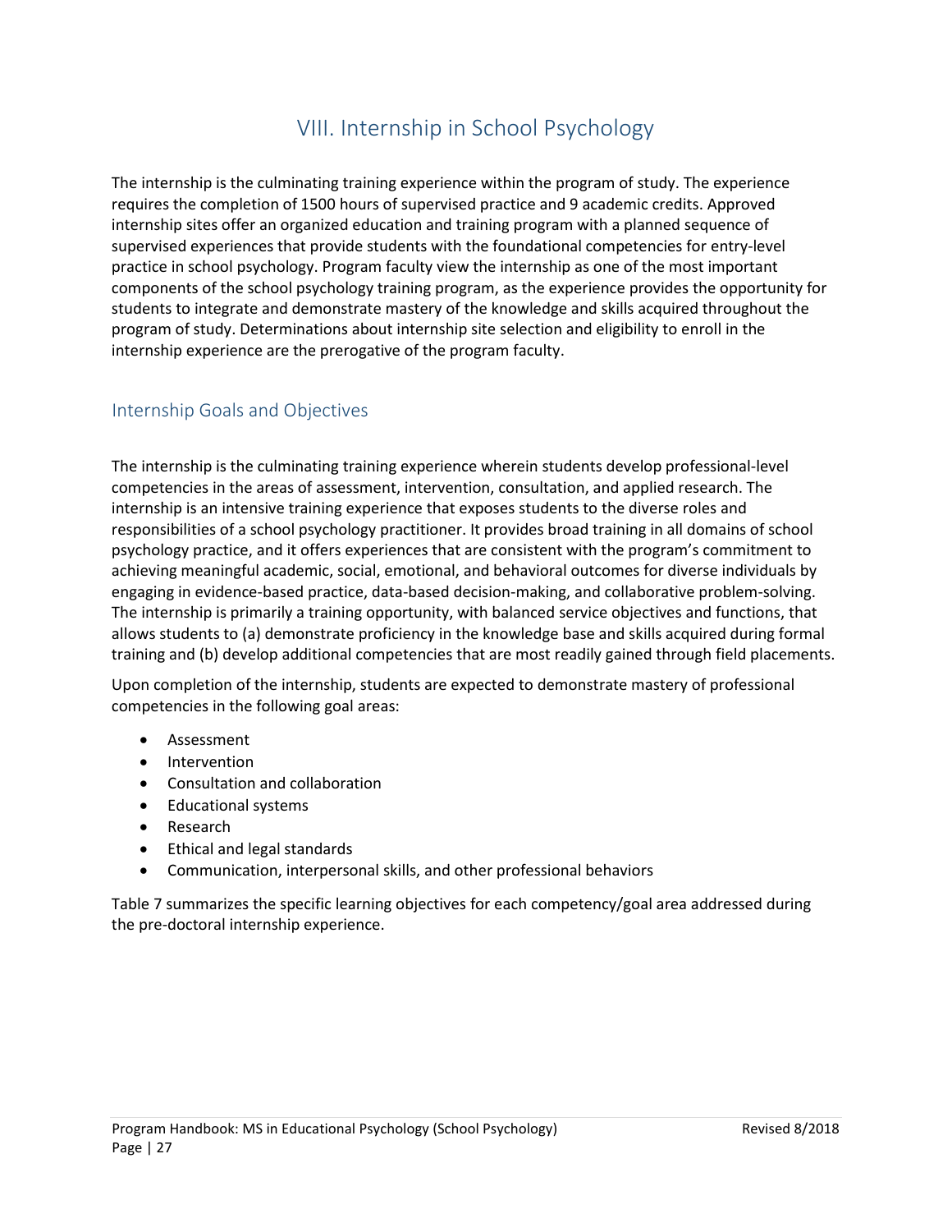# VIII. Internship in School Psychology

The internship is the culminating training experience within the program of study. The experience requires the completion of 1500 hours of supervised practice and 9 academic credits. Approved internship sites offer an organized education and training program with a planned sequence of supervised experiences that provide students with the foundational competencies for entry-level practice in school psychology. Program faculty view the internship as one of the most important components of the school psychology training program, as the experience provides the opportunity for students to integrate and demonstrate mastery of the knowledge and skills acquired throughout the program of study. Determinations about internship site selection and eligibility to enroll in the internship experience are the prerogative of the program faculty.

## Internship Goals and Objectives

The internship is the culminating training experience wherein students develop professional-level competencies in the areas of assessment, intervention, consultation, and applied research. The internship is an intensive training experience that exposes students to the diverse roles and responsibilities of a school psychology practitioner. It provides broad training in all domains of school psychology practice, and it offers experiences that are consistent with the program's commitment to achieving meaningful academic, social, emotional, and behavioral outcomes for diverse individuals by engaging in evidence-based practice, data-based decision-making, and collaborative problem-solving. The internship is primarily a training opportunity, with balanced service objectives and functions, that allows students to (a) demonstrate proficiency in the knowledge base and skills acquired during formal training and (b) develop additional competencies that are most readily gained through field placements.

Upon completion of the internship, students are expected to demonstrate mastery of professional competencies in the following goal areas:

- Assessment
- Intervention
- Consultation and collaboration
- Educational systems
- Research
- Ethical and legal standards
- Communication, interpersonal skills, and other professional behaviors

Table 7 summarizes the specific learning objectives for each competency/goal area addressed during the pre-doctoral internship experience.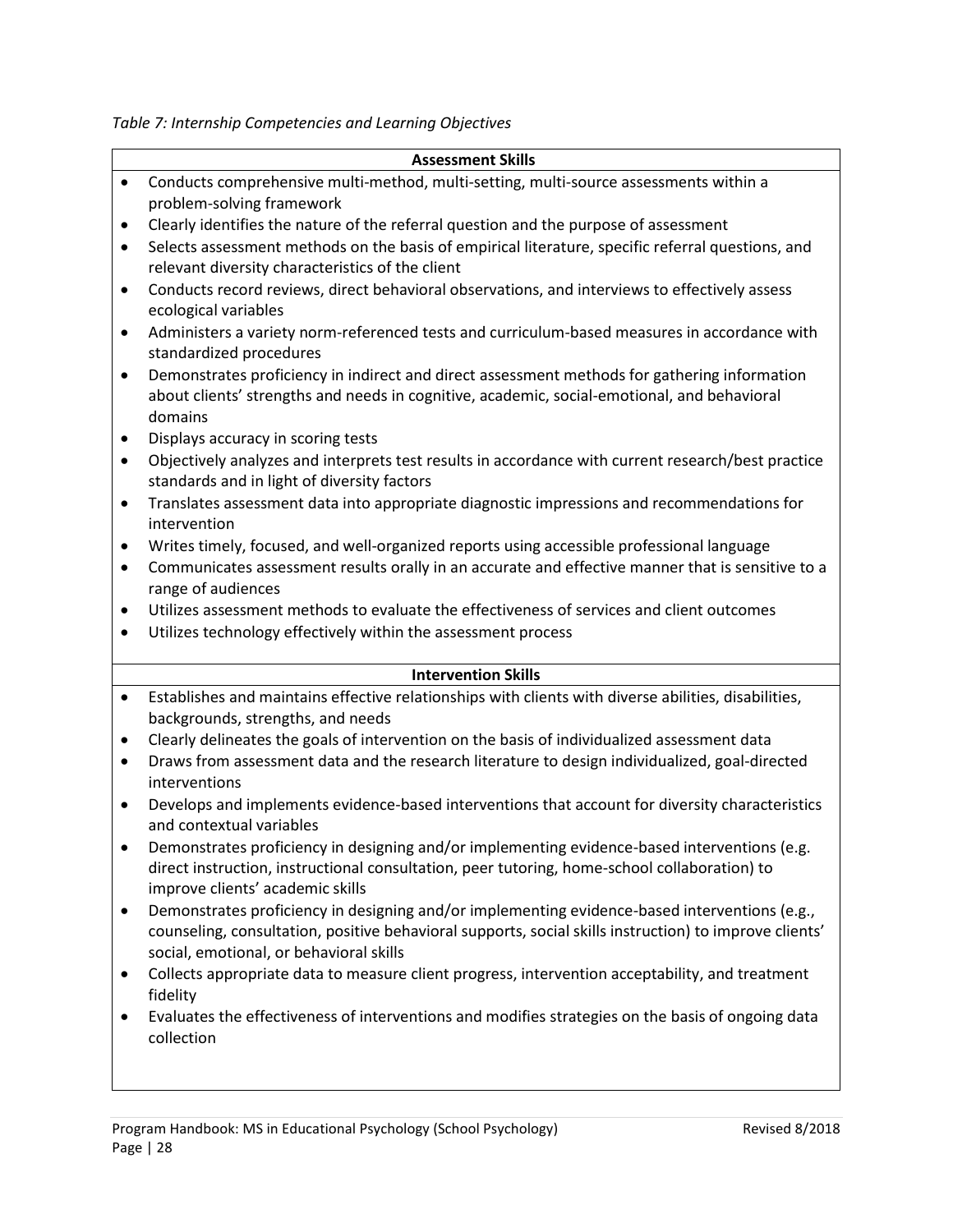*Table 7: Internship Competencies and Learning Objectives*

**Assessment Skills**

- Conducts comprehensive multi-method, multi-setting, multi-source assessments within a problem-solving framework
- Clearly identifies the nature of the referral question and the purpose of assessment
- Selects assessment methods on the basis of empirical literature, specific referral questions, and relevant diversity characteristics of the client
- Conducts record reviews, direct behavioral observations, and interviews to effectively assess ecological variables
- Administers a variety norm-referenced tests and curriculum-based measures in accordance with standardized procedures
- Demonstrates proficiency in indirect and direct assessment methods for gathering information about clients' strengths and needs in cognitive, academic, social-emotional, and behavioral domains
- Displays accuracy in scoring tests
- Objectively analyzes and interprets test results in accordance with current research/best practice standards and in light of diversity factors
- Translates assessment data into appropriate diagnostic impressions and recommendations for intervention
- Writes timely, focused, and well-organized reports using accessible professional language
- Communicates assessment results orally in an accurate and effective manner that is sensitive to a range of audiences
- Utilizes assessment methods to evaluate the effectiveness of services and client outcomes
- Utilizes technology effectively within the assessment process

**Intervention Skills**

- Establishes and maintains effective relationships with clients with diverse abilities, disabilities, backgrounds, strengths, and needs
- Clearly delineates the goals of intervention on the basis of individualized assessment data
- Draws from assessment data and the research literature to design individualized, goal-directed interventions
- Develops and implements evidence-based interventions that account for diversity characteristics and contextual variables
- Demonstrates proficiency in designing and/or implementing evidence-based interventions (e.g. direct instruction, instructional consultation, peer tutoring, home-school collaboration) to improve clients' academic skills
- Demonstrates proficiency in designing and/or implementing evidence-based interventions (e.g., counseling, consultation, positive behavioral supports, social skills instruction) to improve clients' social, emotional, or behavioral skills
- Collects appropriate data to measure client progress, intervention acceptability, and treatment fidelity
- Evaluates the effectiveness of interventions and modifies strategies on the basis of ongoing data collection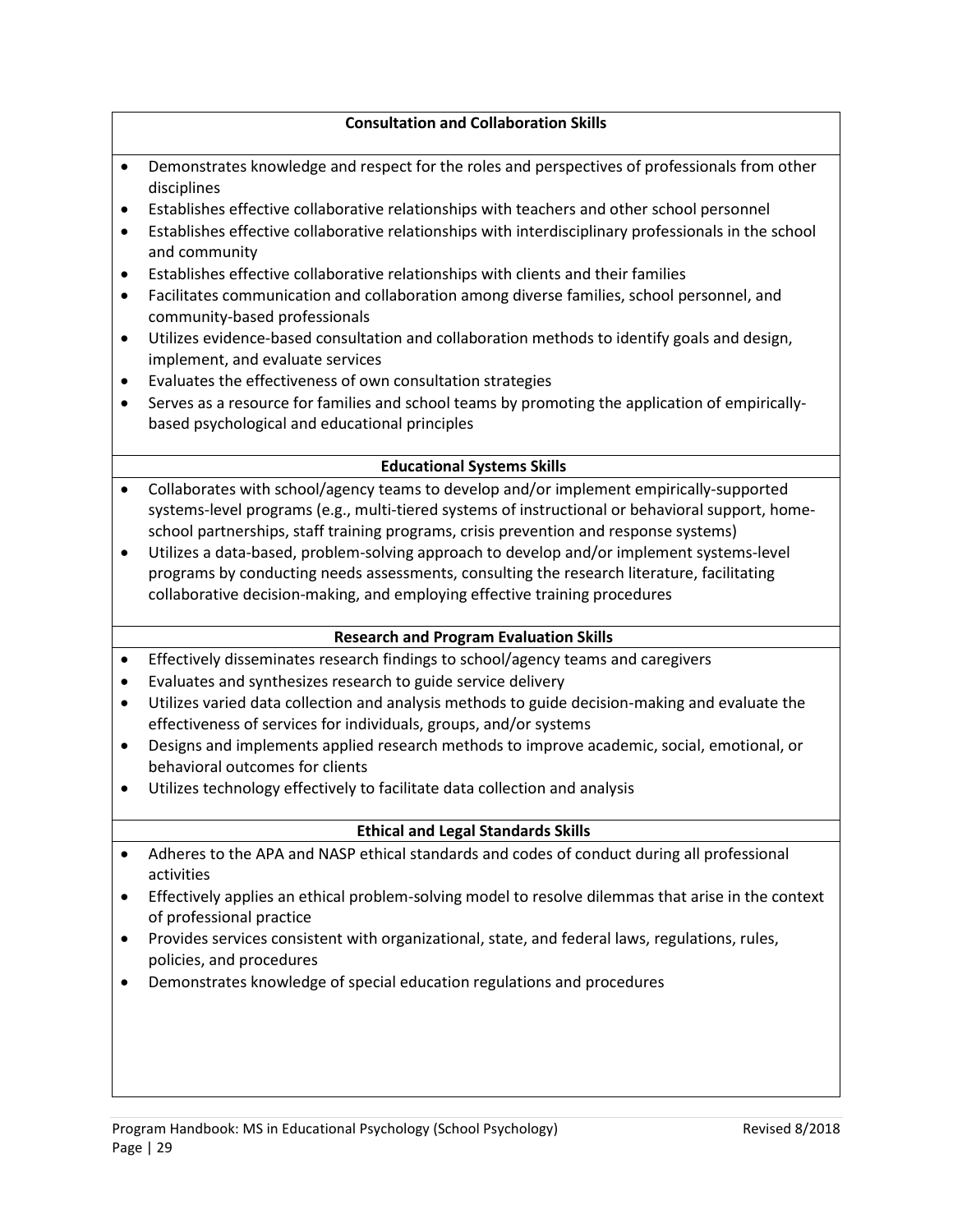**Consultation and Collaboration Skills**

- Demonstrates knowledge and respect for the roles and perspectives of professionals from other disciplines
- Establishes effective collaborative relationships with teachers and other school personnel
- Establishes effective collaborative relationships with interdisciplinary professionals in the school and community
- Establishes effective collaborative relationships with clients and their families
- Facilitates communication and collaboration among diverse families, school personnel, and community-based professionals
- Utilizes evidence-based consultation and collaboration methods to identify goals and design, implement, and evaluate services
- Evaluates the effectiveness of own consultation strategies
- Serves as a resource for families and school teams by promoting the application of empirically-based psychological and educational principles

**Educational Systems Skills**

- Collaborates with school/agency teams to develop and/or implement empirically-supported systems-level programs (e.g., multi-tiered systems of instructional or behavioral support, home-school partnerships, staff training programs, crisis prevention and response systems)
- Utilizes a data-based, problem-solving approach to develop and/or implement systems-level programs by conducting needs assessments, consulting the research literature, facilitating collaborative decision-making, and employing effective training procedures

**Research and Program Evaluation Skills**

- Effectively disseminates research findings to school/agency teams and caregivers
- Evaluates and synthesizes research to guide service delivery
- Utilizes varied data collection and analysis methods to guide decision-making and evaluate the effectiveness of services for individuals, groups, and/or systems
- Designs and implements applied research methods to improve academic, social, emotional, or behavioral outcomes for clients
- Utilizes technology effectively to facilitate data collection and analysis

**Ethical and Legal Standards Skills**

- Adheres to the APA and NASP ethical standards and codes of conduct during all professional activities
- Effectively applies an ethical problem-solving model to resolve dilemmas that arise in the context of professional practice
- Provides services consistent with organizational, state, and federal laws, regulations, rules, policies, and procedures
- Demonstrates knowledge of special education regulations and procedures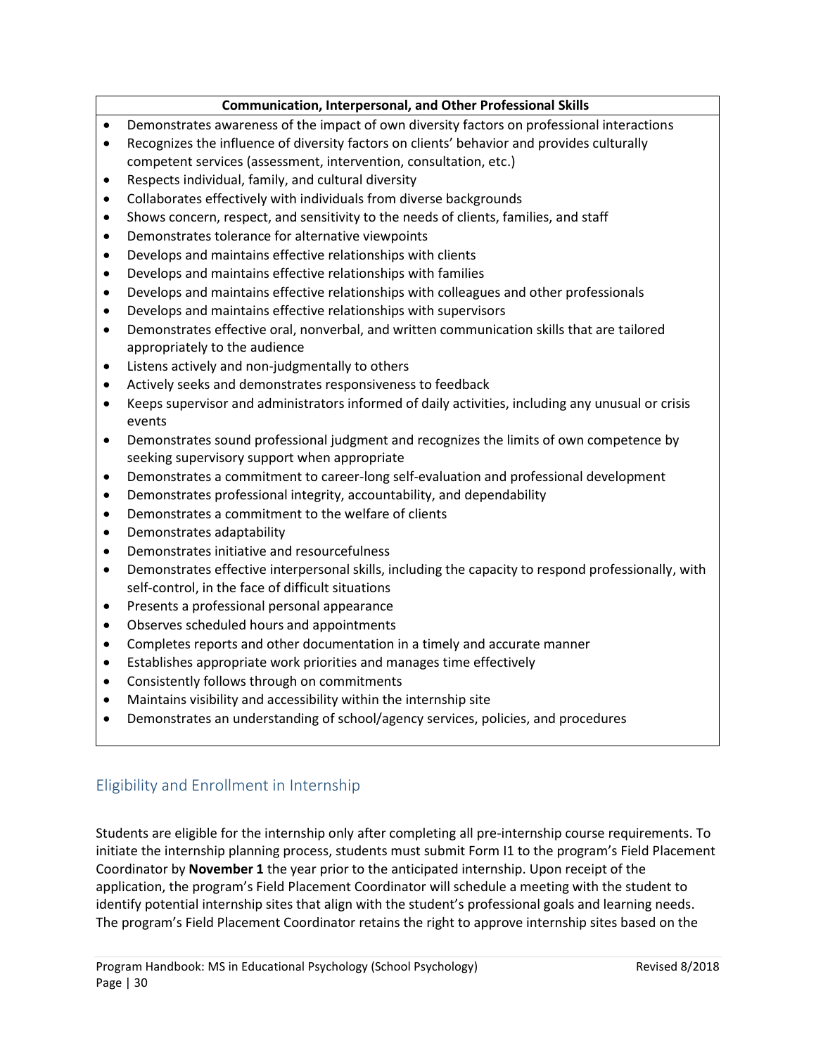| Communication, Interpersonal, and Other Professional Skills |
|---|
| • Demonstrates awareness of the impact of own diversity factors on professional interactions<br>• Recognizes the influence of diversity factors on clients' behavior and provides culturally competent services (assessment, intervention, consultation, etc.)<br>• Respects individual, family, and cultural diversity<br>• Collaborates effectively with individuals from diverse backgrounds<br>• Shows concern, respect, and sensitivity to the needs of clients, families, and staff<br>• Demonstrates tolerance for alternative viewpoints<br>• Develops and maintains effective relationships with clients<br>• Develops and maintains effective relationships with families<br>• Develops and maintains effective relationships with colleagues and other professionals<br>• Develops and maintains effective relationships with supervisors<br>• Demonstrates effective oral, nonverbal, and written communication skills that are tailored appropriately to the audience<br>• Listens actively and non-judgmentally to others<br>• Actively seeks and demonstrates responsiveness to feedback<br>• Keeps supervisor and administrators informed of daily activities, including any unusual or crisis events<br>• Demonstrates sound professional judgment and recognizes the limits of own competence by seeking supervisory support when appropriate<br>• Demonstrates a commitment to career-long self-evaluation and professional development<br>• Demonstrates professional integrity, accountability, and dependability<br>• Demonstrates a commitment to the welfare of clients<br>• Demonstrates adaptability<br>• Demonstrates initiative and resourcefulness<br>• Demonstrates effective interpersonal skills, including the capacity to respond professionally, with self-control, in the face of difficult situations<br>• Presents a professional personal appearance<br>• Observes scheduled hours and appointments<br>• Completes reports and other documentation in a timely and accurate manner<br>• Establishes appropriate work priorities and manages time effectively<br>• Consistently follows through on commitments<br>• Maintains visibility and accessibility within the internship site<br>• Demonstrates an understanding of school/agency services, policies, and procedures |

## Eligibility and Enrollment in Internship

Students are eligible for the internship only after completing all pre-internship course requirements. To initiate the internship planning process, students must submit Form I1 to the program's Field Placement Coordinator by **November 1** the year prior to the anticipated internship. Upon receipt of the application, the program's Field Placement Coordinator will schedule a meeting with the student to identify potential internship sites that align with the student's professional goals and learning needs. The program's Field Placement Coordinator retains the right to approve internship sites based on the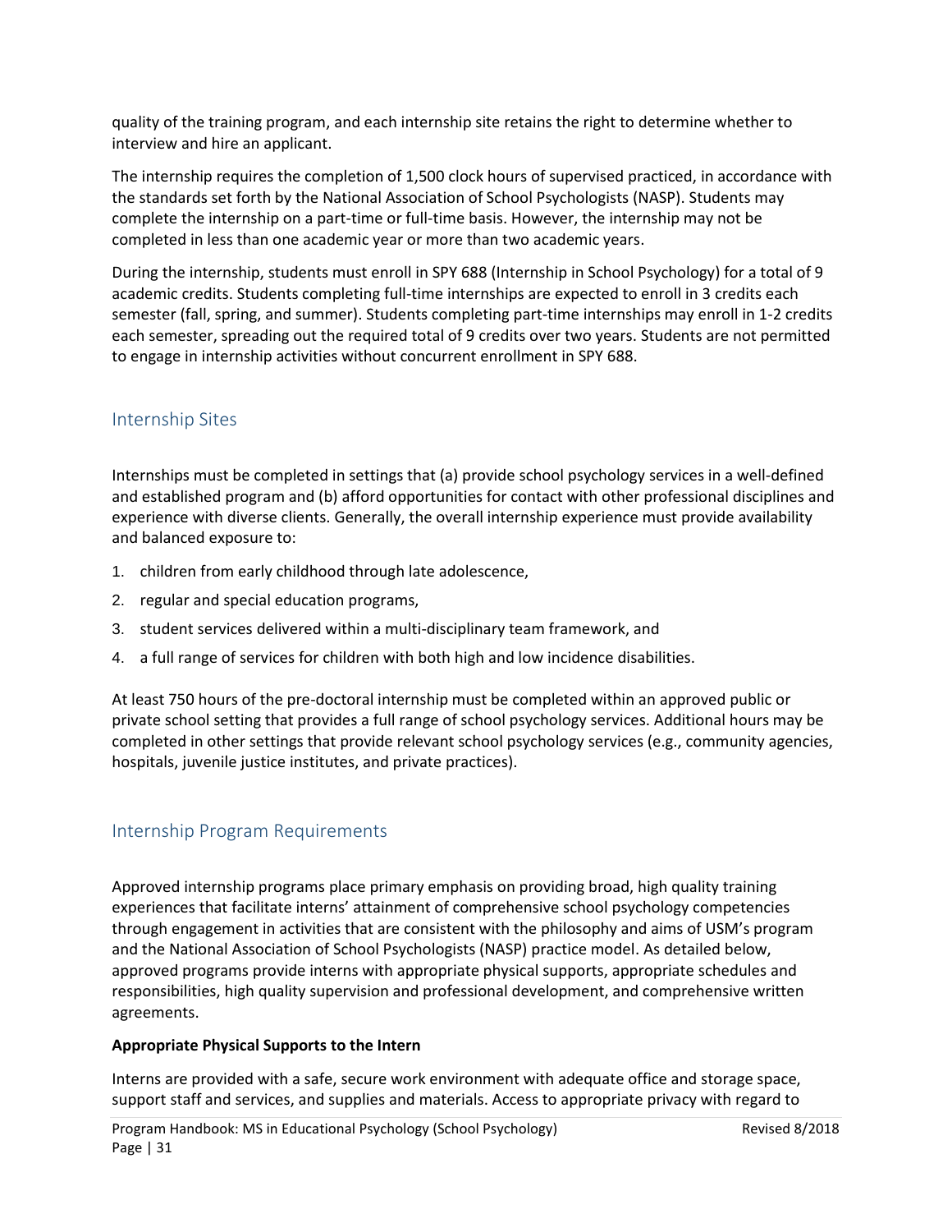quality of the training program, and each internship site retains the right to determine whether to interview and hire an applicant.

The internship requires the completion of 1,500 clock hours of supervised practiced, in accordance with the standards set forth by the National Association of School Psychologists (NASP). Students may complete the internship on a part-time or full-time basis. However, the internship may not be completed in less than one academic year or more than two academic years.

During the internship, students must enroll in SPY 688 (Internship in School Psychology) for a total of 9 academic credits. Students completing full-time internships are expected to enroll in 3 credits each semester (fall, spring, and summer). Students completing part-time internships may enroll in 1-2 credits each semester, spreading out the required total of 9 credits over two years. Students are not permitted to engage in internship activities without concurrent enrollment in SPY 688.

## Internship Sites

Internships must be completed in settings that (a) provide school psychology services in a well-defined and established program and (b) afford opportunities for contact with other professional disciplines and experience with diverse clients. Generally, the overall internship experience must provide availability and balanced exposure to:

1. children from early childhood through late adolescence,
2. regular and special education programs,
3. student services delivered within a multi-disciplinary team framework, and
4. a full range of services for children with both high and low incidence disabilities.

At least 750 hours of the pre-doctoral internship must be completed within an approved public or private school setting that provides a full range of school psychology services. Additional hours may be completed in other settings that provide relevant school psychology services (e.g., community agencies, hospitals, juvenile justice institutes, and private practices).

## Internship Program Requirements

Approved internship programs place primary emphasis on providing broad, high quality training experiences that facilitate interns' attainment of comprehensive school psychology competencies through engagement in activities that are consistent with the philosophy and aims of USM's program and the National Association of School Psychologists (NASP) practice model. As detailed below, approved programs provide interns with appropriate physical supports, appropriate schedules and responsibilities, high quality supervision and professional development, and comprehensive written agreements.

**Appropriate Physical Supports to the Intern**

Interns are provided with a safe, secure work environment with adequate office and storage space, support staff and services, and supplies and materials. Access to appropriate privacy with regard to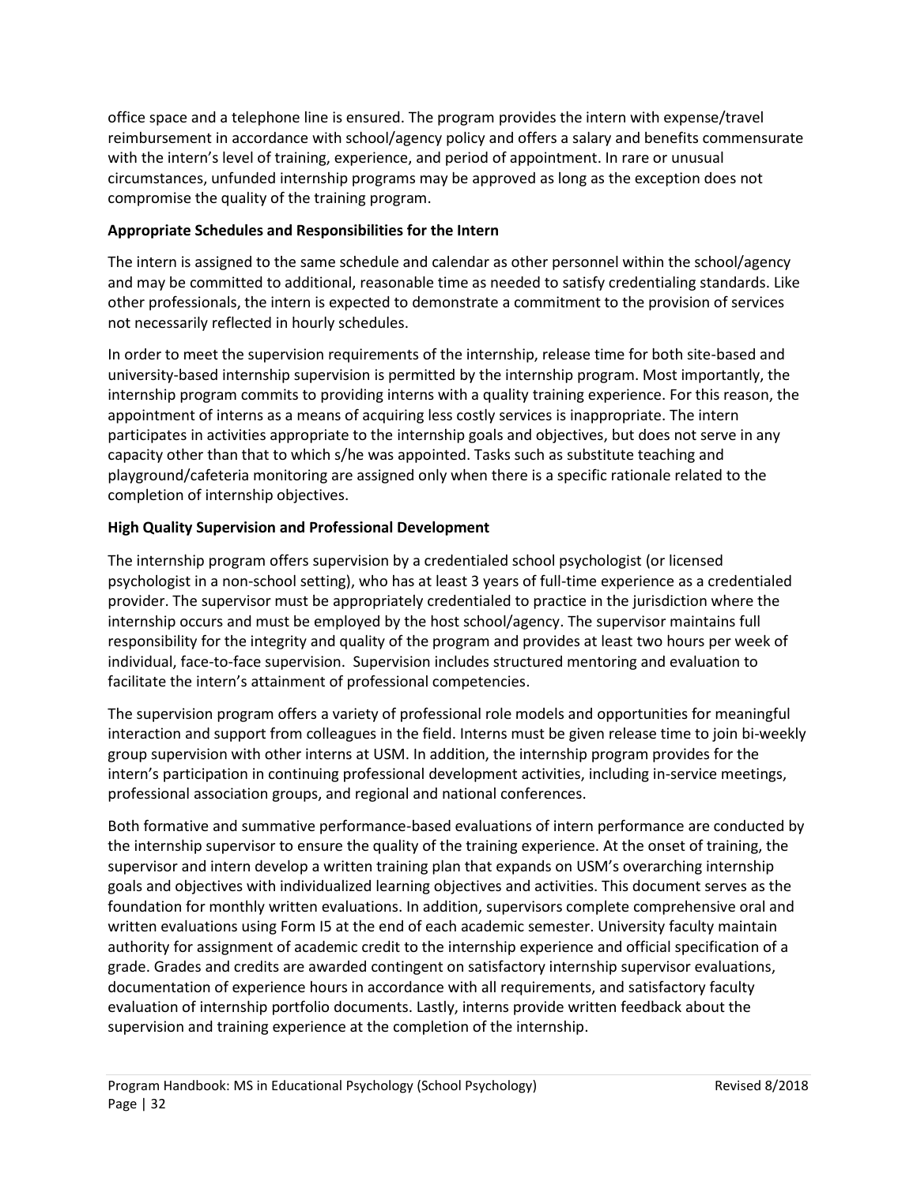office space and a telephone line is ensured. The program provides the intern with expense/travel reimbursement in accordance with school/agency policy and offers a salary and benefits commensurate with the intern's level of training, experience, and period of appointment. In rare or unusual circumstances, unfunded internship programs may be approved as long as the exception does not compromise the quality of the training program.

**Appropriate Schedules and Responsibilities for the Intern**

The intern is assigned to the same schedule and calendar as other personnel within the school/agency and may be committed to additional, reasonable time as needed to satisfy credentialing standards. Like other professionals, the intern is expected to demonstrate a commitment to the provision of services not necessarily reflected in hourly schedules.

In order to meet the supervision requirements of the internship, release time for both site-based and university-based internship supervision is permitted by the internship program. Most importantly, the internship program commits to providing interns with a quality training experience. For this reason, the appointment of interns as a means of acquiring less costly services is inappropriate. The intern participates in activities appropriate to the internship goals and objectives, but does not serve in any capacity other than that to which s/he was appointed. Tasks such as substitute teaching and playground/cafeteria monitoring are assigned only when there is a specific rationale related to the completion of internship objectives.

**High Quality Supervision and Professional Development**

The internship program offers supervision by a credentialed school psychologist (or licensed psychologist in a non-school setting), who has at least 3 years of full-time experience as a credentialed provider. The supervisor must be appropriately credentialed to practice in the jurisdiction where the internship occurs and must be employed by the host school/agency. The supervisor maintains full responsibility for the integrity and quality of the program and provides at least two hours per week of individual, face-to-face supervision. Supervision includes structured mentoring and evaluation to facilitate the intern's attainment of professional competencies.

The supervision program offers a variety of professional role models and opportunities for meaningful interaction and support from colleagues in the field. Interns must be given release time to join bi-weekly group supervision with other interns at USM. In addition, the internship program provides for the intern's participation in continuing professional development activities, including in-service meetings, professional association groups, and regional and national conferences.

Both formative and summative performance-based evaluations of intern performance are conducted by the internship supervisor to ensure the quality of the training experience. At the onset of training, the supervisor and intern develop a written training plan that expands on USM's overarching internship goals and objectives with individualized learning objectives and activities. This document serves as the foundation for monthly written evaluations. In addition, supervisors complete comprehensive oral and written evaluations using Form I5 at the end of each academic semester. University faculty maintain authority for assignment of academic credit to the internship experience and official specification of a grade. Grades and credits are awarded contingent on satisfactory internship supervisor evaluations, documentation of experience hours in accordance with all requirements, and satisfactory faculty evaluation of internship portfolio documents. Lastly, interns provide written feedback about the supervision and training experience at the completion of the internship.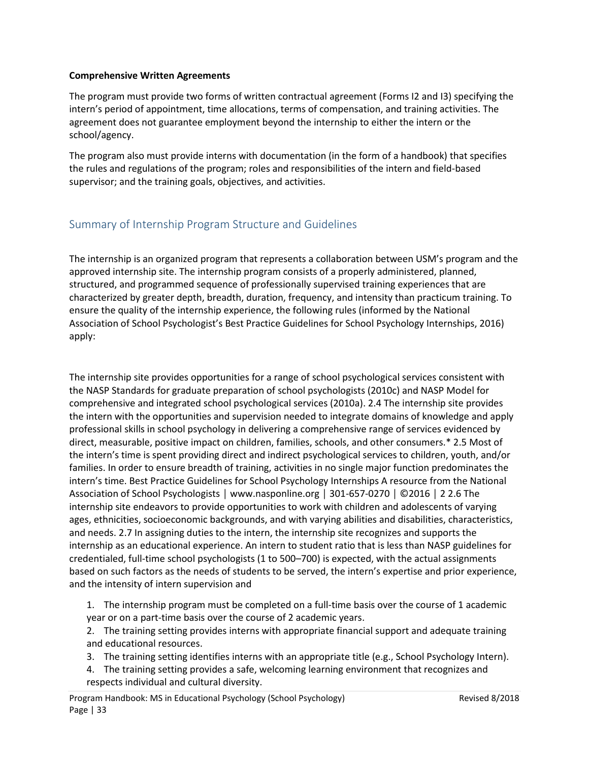**Comprehensive Written Agreements**

The program must provide two forms of written contractual agreement (Forms I2 and I3) specifying the intern's period of appointment, time allocations, terms of compensation, and training activities. The agreement does not guarantee employment beyond the internship to either the intern or the school/agency.

The program also must provide interns with documentation (in the form of a handbook) that specifies the rules and regulations of the program; roles and responsibilities of the intern and field-based supervisor; and the training goals, objectives, and activities.

## Summary of Internship Program Structure and Guidelines

The internship is an organized program that represents a collaboration between USM's program and the approved internship site. The internship program consists of a properly administered, planned, structured, and programmed sequence of professionally supervised training experiences that are characterized by greater depth, breadth, duration, frequency, and intensity than practicum training. To ensure the quality of the internship experience, the following rules (informed by the National Association of School Psychologist's Best Practice Guidelines for School Psychology Internships, 2016) apply:

The internship site provides opportunities for a range of school psychological services consistent with the NASP Standards for graduate preparation of school psychologists (2010c) and NASP Model for comprehensive and integrated school psychological services (2010a). 2.4 The internship site provides the intern with the opportunities and supervision needed to integrate domains of knowledge and apply professional skills in school psychology in delivering a comprehensive range of services evidenced by direct, measurable, positive impact on children, families, schools, and other consumers.* 2.5 Most of the intern's time is spent providing direct and indirect psychological services to children, youth, and/or families. In order to ensure breadth of training, activities in no single major function predominates the intern's time. Best Practice Guidelines for School Psychology Internships A resource from the National Association of School Psychologists | www.nasponline.org | 301-657-0270 | ©2016 | 2 2.6 The internship site endeavors to provide opportunities to work with children and adolescents of varying ages, ethnicities, socioeconomic backgrounds, and with varying abilities and disabilities, characteristics, and needs. 2.7 In assigning duties to the intern, the internship site recognizes and supports the internship as an educational experience. An intern to student ratio that is less than NASP guidelines for credentialed, full-time school psychologists (1 to 500–700) is expected, with the actual assignments based on such factors as the needs of students to be served, the intern's expertise and prior experience, and the intensity of intern supervision and

1. The internship program must be completed on a full-time basis over the course of 1 academic year or on a part-time basis over the course of 2 academic years.
2. The training setting provides interns with appropriate financial support and adequate training and educational resources.
3. The training setting identifies interns with an appropriate title (e.g., School Psychology Intern).
4. The training setting provides a safe, welcoming learning environment that recognizes and respects individual and cultural diversity.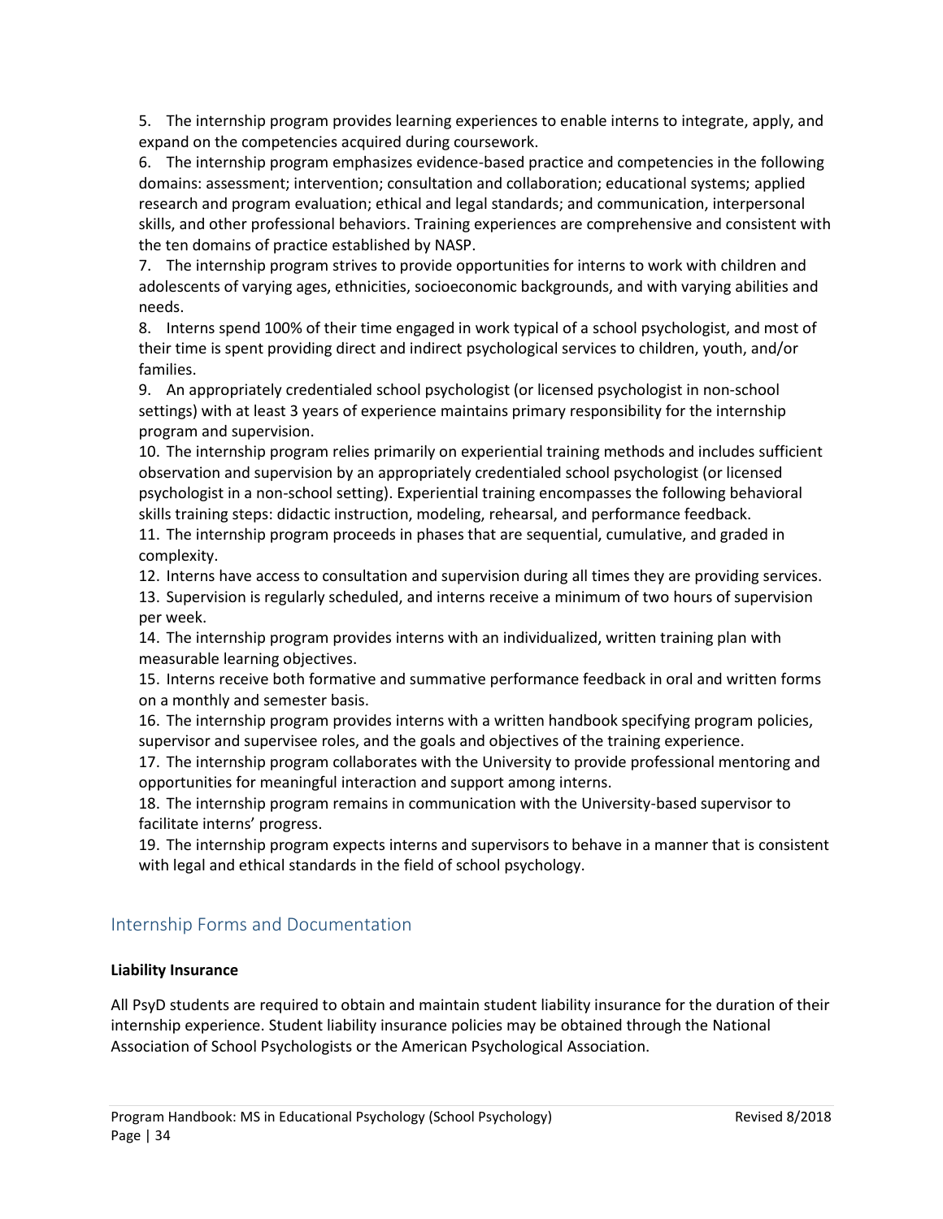5. The internship program provides learning experiences to enable interns to integrate, apply, and expand on the competencies acquired during coursework.
6. The internship program emphasizes evidence-based practice and competencies in the following domains: assessment; intervention; consultation and collaboration; educational systems; applied research and program evaluation; ethical and legal standards; and communication, interpersonal skills, and other professional behaviors. Training experiences are comprehensive and consistent with the ten domains of practice established by NASP.
7. The internship program strives to provide opportunities for interns to work with children and adolescents of varying ages, ethnicities, socioeconomic backgrounds, and with varying abilities and needs.
8. Interns spend 100% of their time engaged in work typical of a school psychologist, and most of their time is spent providing direct and indirect psychological services to children, youth, and/or families.
9. An appropriately credentialed school psychologist (or licensed psychologist in non-school settings) with at least 3 years of experience maintains primary responsibility for the internship program and supervision.
10. The internship program relies primarily on experiential training methods and includes sufficient observation and supervision by an appropriately credentialed school psychologist (or licensed psychologist in a non-school setting). Experiential training encompasses the following behavioral skills training steps: didactic instruction, modeling, rehearsal, and performance feedback.
11. The internship program proceeds in phases that are sequential, cumulative, and graded in complexity.
12. Interns have access to consultation and supervision during all times they are providing services.
13. Supervision is regularly scheduled, and interns receive a minimum of two hours of supervision per week.
14. The internship program provides interns with an individualized, written training plan with measurable learning objectives.
15. Interns receive both formative and summative performance feedback in oral and written forms on a monthly and semester basis.
16. The internship program provides interns with a written handbook specifying program policies, supervisor and supervisee roles, and the goals and objectives of the training experience.
17. The internship program collaborates with the University to provide professional mentoring and opportunities for meaningful interaction and support among interns.
18. The internship program remains in communication with the University-based supervisor to facilitate interns' progress.
19. The internship program expects interns and supervisors to behave in a manner that is consistent with legal and ethical standards in the field of school psychology.

## Internship Forms and Documentation

**Liability Insurance**

All PsyD students are required to obtain and maintain student liability insurance for the duration of their internship experience. Student liability insurance policies may be obtained through the National Association of School Psychologists or the American Psychological Association.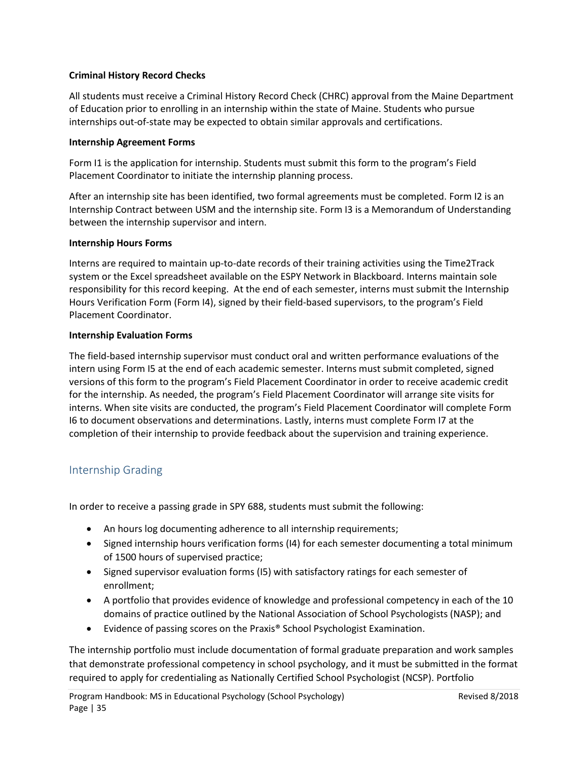**Criminal History Record Checks**

All students must receive a Criminal History Record Check (CHRC) approval from the Maine Department of Education prior to enrolling in an internship within the state of Maine. Students who pursue internships out-of-state may be expected to obtain similar approvals and certifications.

**Internship Agreement Forms**

Form I1 is the application for internship. Students must submit this form to the program's Field Placement Coordinator to initiate the internship planning process.

After an internship site has been identified, two formal agreements must be completed. Form I2 is an Internship Contract between USM and the internship site. Form I3 is a Memorandum of Understanding between the internship supervisor and intern.

**Internship Hours Forms**

Interns are required to maintain up-to-date records of their training activities using the Time2Track system or the Excel spreadsheet available on the ESPY Network in Blackboard. Interns maintain sole responsibility for this record keeping. At the end of each semester, interns must submit the Internship Hours Verification Form (Form I4), signed by their field-based supervisors, to the program's Field Placement Coordinator.

**Internship Evaluation Forms**

The field-based internship supervisor must conduct oral and written performance evaluations of the intern using Form I5 at the end of each academic semester. Interns must submit completed, signed versions of this form to the program's Field Placement Coordinator in order to receive academic credit for the internship. As needed, the program's Field Placement Coordinator will arrange site visits for interns. When site visits are conducted, the program's Field Placement Coordinator will complete Form I6 to document observations and determinations. Lastly, interns must complete Form I7 at the completion of their internship to provide feedback about the supervision and training experience.

## Internship Grading

In order to receive a passing grade in SPY 688, students must submit the following:

- An hours log documenting adherence to all internship requirements;
- Signed internship hours verification forms (I4) for each semester documenting a total minimum of 1500 hours of supervised practice;
- Signed supervisor evaluation forms (I5) with satisfactory ratings for each semester of enrollment;
- A portfolio that provides evidence of knowledge and professional competency in each of the 10 domains of practice outlined by the National Association of School Psychologists (NASP); and
- Evidence of passing scores on the Praxis® School Psychologist Examination.

The internship portfolio must include documentation of formal graduate preparation and work samples that demonstrate professional competency in school psychology, and it must be submitted in the format required to apply for credentialing as Nationally Certified School Psychologist (NCSP). Portfolio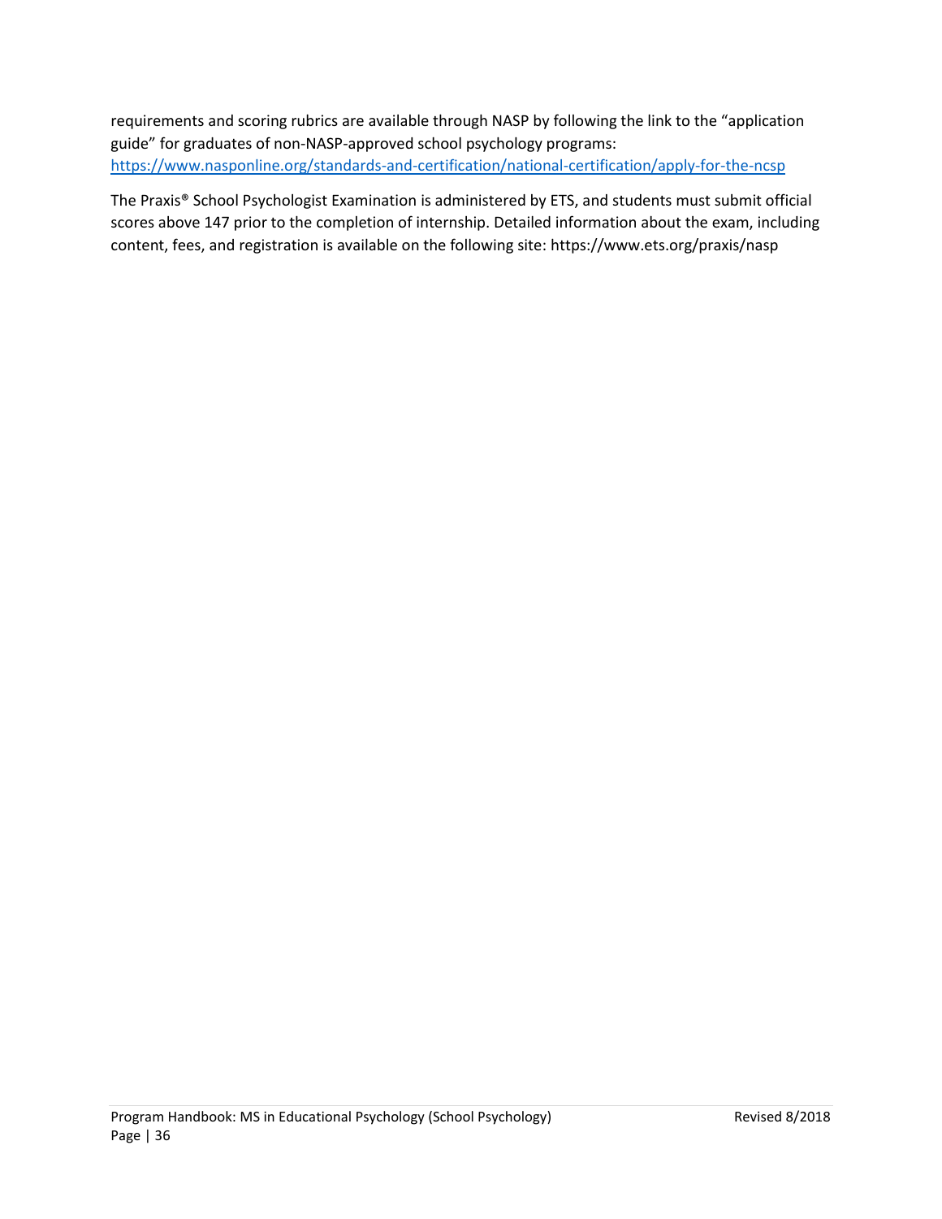requirements and scoring rubrics are available through NASP by following the link to the "application guide" for graduates of non-NASP-approved school psychology programs: https://www.nasponline.org/standards-and-certification/national-certification/apply-for-the-ncsp

The Praxis® School Psychologist Examination is administered by ETS, and students must submit official scores above 147 prior to the completion of internship. Detailed information about the exam, including content, fees, and registration is available on the following site: https://www.ets.org/praxis/nasp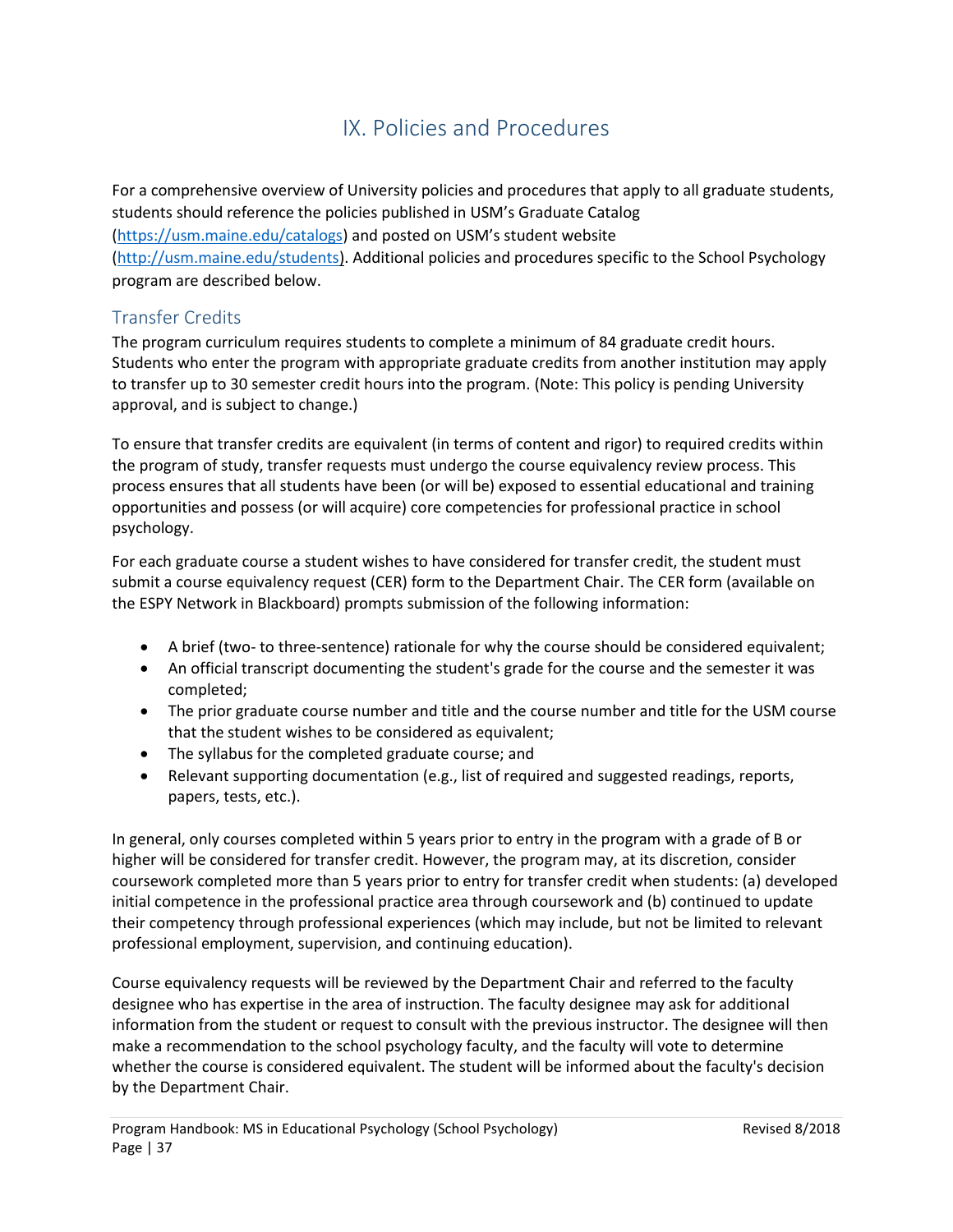# IX. Policies and Procedures

For a comprehensive overview of University policies and procedures that apply to all graduate students, students should reference the policies published in USM's Graduate Catalog (https://usm.maine.edu/catalogs) and posted on USM's student website (http://usm.maine.edu/students). Additional policies and procedures specific to the School Psychology program are described below.

## Transfer Credits

The program curriculum requires students to complete a minimum of 84 graduate credit hours. Students who enter the program with appropriate graduate credits from another institution may apply to transfer up to 30 semester credit hours into the program. (Note: This policy is pending University approval, and is subject to change.)

To ensure that transfer credits are equivalent (in terms of content and rigor) to required credits within the program of study, transfer requests must undergo the course equivalency review process. This process ensures that all students have been (or will be) exposed to essential educational and training opportunities and possess (or will acquire) core competencies for professional practice in school psychology.

For each graduate course a student wishes to have considered for transfer credit, the student must submit a course equivalency request (CER) form to the Department Chair. The CER form (available on the ESPY Network in Blackboard) prompts submission of the following information:

- A brief (two- to three-sentence) rationale for why the course should be considered equivalent;
- An official transcript documenting the student's grade for the course and the semester it was completed;
- The prior graduate course number and title and the course number and title for the USM course that the student wishes to be considered as equivalent;
- The syllabus for the completed graduate course; and
- Relevant supporting documentation (e.g., list of required and suggested readings, reports, papers, tests, etc.).

In general, only courses completed within 5 years prior to entry in the program with a grade of B or higher will be considered for transfer credit. However, the program may, at its discretion, consider coursework completed more than 5 years prior to entry for transfer credit when students: (a) developed initial competence in the professional practice area through coursework and (b) continued to update their competency through professional experiences (which may include, but not be limited to relevant professional employment, supervision, and continuing education).

Course equivalency requests will be reviewed by the Department Chair and referred to the faculty designee who has expertise in the area of instruction. The faculty designee may ask for additional information from the student or request to consult with the previous instructor. The designee will then make a recommendation to the school psychology faculty, and the faculty will vote to determine whether the course is considered equivalent. The student will be informed about the faculty's decision by the Department Chair.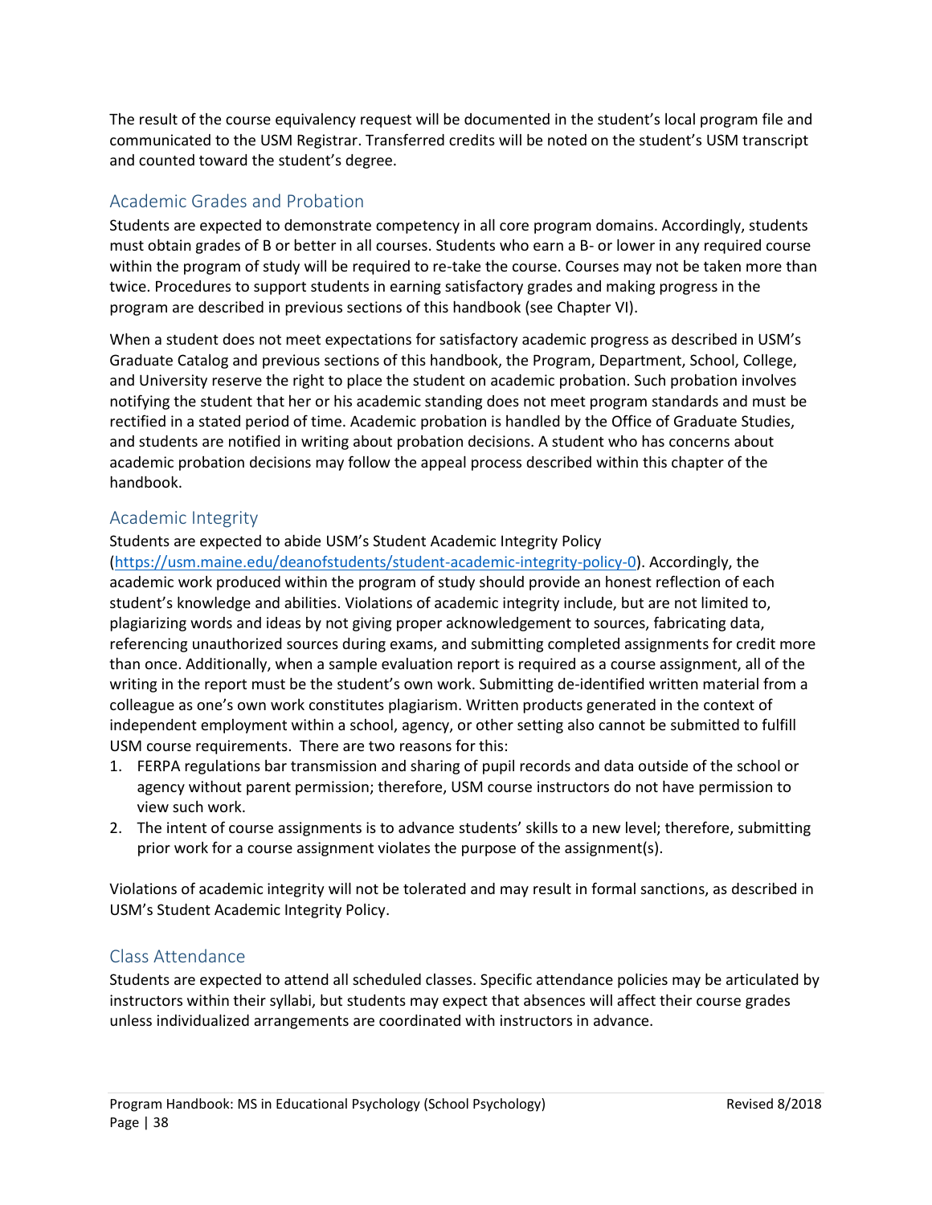The result of the course equivalency request will be documented in the student's local program file and communicated to the USM Registrar. Transferred credits will be noted on the student's USM transcript and counted toward the student's degree.

## Academic Grades and Probation

Students are expected to demonstrate competency in all core program domains. Accordingly, students must obtain grades of B or better in all courses. Students who earn a B- or lower in any required course within the program of study will be required to re-take the course. Courses may not be taken more than twice. Procedures to support students in earning satisfactory grades and making progress in the program are described in previous sections of this handbook (see Chapter VI).

When a student does not meet expectations for satisfactory academic progress as described in USM's Graduate Catalog and previous sections of this handbook, the Program, Department, School, College, and University reserve the right to place the student on academic probation. Such probation involves notifying the student that her or his academic standing does not meet program standards and must be rectified in a stated period of time. Academic probation is handled by the Office of Graduate Studies, and students are notified in writing about probation decisions. A student who has concerns about academic probation decisions may follow the appeal process described within this chapter of the handbook.

## Academic Integrity

Students are expected to abide USM's Student Academic Integrity Policy (https://usm.maine.edu/deanofstudents/student-academic-integrity-policy-0). Accordingly, the academic work produced within the program of study should provide an honest reflection of each student's knowledge and abilities. Violations of academic integrity include, but are not limited to, plagiarizing words and ideas by not giving proper acknowledgement to sources, fabricating data, referencing unauthorized sources during exams, and submitting completed assignments for credit more than once. Additionally, when a sample evaluation report is required as a course assignment, all of the writing in the report must be the student's own work. Submitting de-identified written material from a colleague as one's own work constitutes plagiarism. Written products generated in the context of independent employment within a school, agency, or other setting also cannot be submitted to fulfill USM course requirements. There are two reasons for this:

1. FERPA regulations bar transmission and sharing of pupil records and data outside of the school or agency without parent permission; therefore, USM course instructors do not have permission to view such work.
2. The intent of course assignments is to advance students' skills to a new level; therefore, submitting prior work for a course assignment violates the purpose of the assignment(s).

Violations of academic integrity will not be tolerated and may result in formal sanctions, as described in USM's Student Academic Integrity Policy.

## Class Attendance

Students are expected to attend all scheduled classes. Specific attendance policies may be articulated by instructors within their syllabi, but students may expect that absences will affect their course grades unless individualized arrangements are coordinated with instructors in advance.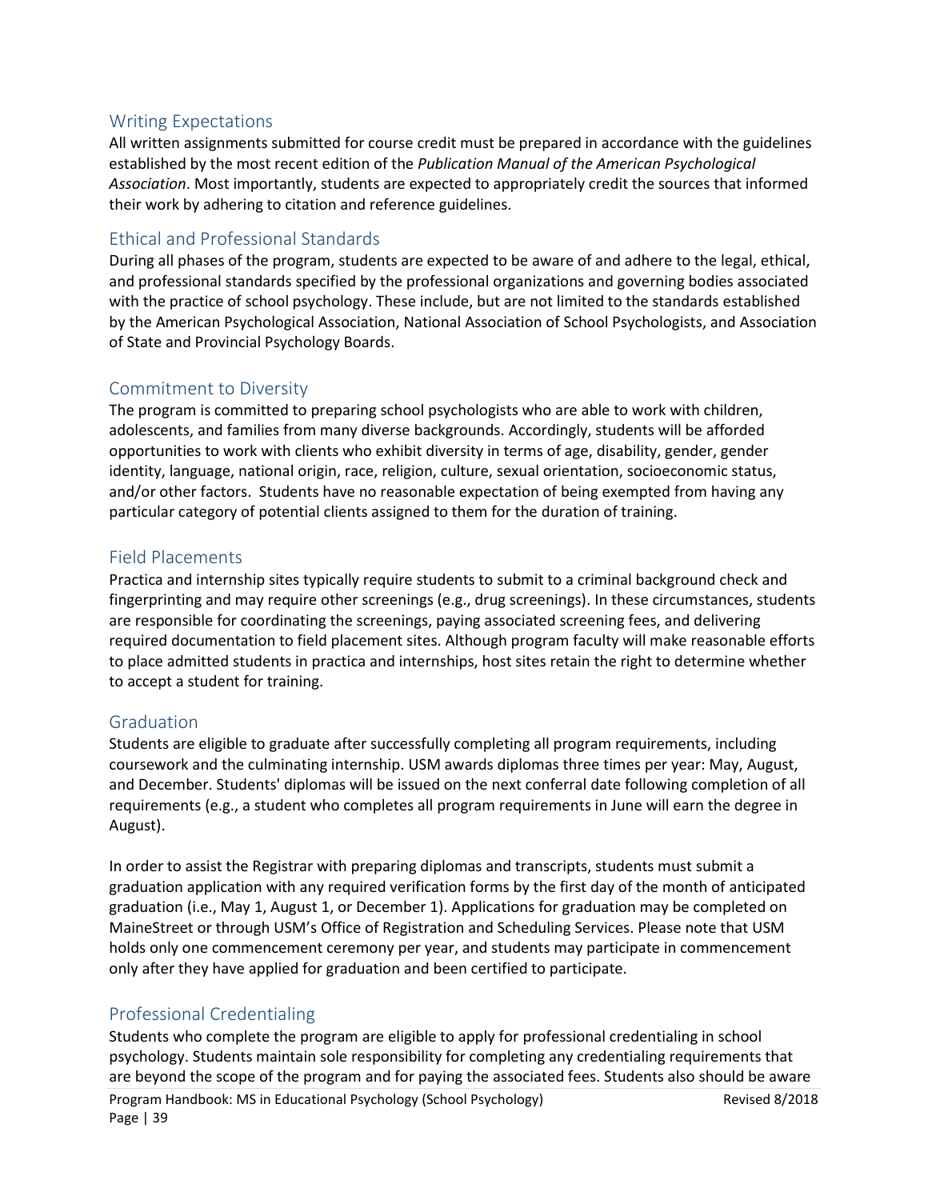## Writing Expectations

All written assignments submitted for course credit must be prepared in accordance with the guidelines established by the most recent edition of the *Publication Manual of the American Psychological Association*. Most importantly, students are expected to appropriately credit the sources that informed their work by adhering to citation and reference guidelines.

## Ethical and Professional Standards

During all phases of the program, students are expected to be aware of and adhere to the legal, ethical, and professional standards specified by the professional organizations and governing bodies associated with the practice of school psychology. These include, but are not limited to the standards established by the American Psychological Association, National Association of School Psychologists, and Association of State and Provincial Psychology Boards.

## Commitment to Diversity

The program is committed to preparing school psychologists who are able to work with children, adolescents, and families from many diverse backgrounds. Accordingly, students will be afforded opportunities to work with clients who exhibit diversity in terms of age, disability, gender, gender identity, language, national origin, race, religion, culture, sexual orientation, socioeconomic status, and/or other factors. Students have no reasonable expectation of being exempted from having any particular category of potential clients assigned to them for the duration of training.

## Field Placements

Practica and internship sites typically require students to submit to a criminal background check and fingerprinting and may require other screenings (e.g., drug screenings). In these circumstances, students are responsible for coordinating the screenings, paying associated screening fees, and delivering required documentation to field placement sites. Although program faculty will make reasonable efforts to place admitted students in practica and internships, host sites retain the right to determine whether to accept a student for training.

## Graduation

Students are eligible to graduate after successfully completing all program requirements, including coursework and the culminating internship. USM awards diplomas three times per year: May, August, and December. Students' diplomas will be issued on the next conferral date following completion of all requirements (e.g., a student who completes all program requirements in June will earn the degree in August).

In order to assist the Registrar with preparing diplomas and transcripts, students must submit a graduation application with any required verification forms by the first day of the month of anticipated graduation (i.e., May 1, August 1, or December 1). Applications for graduation may be completed on MaineStreet or through USM's Office of Registration and Scheduling Services. Please note that USM holds only one commencement ceremony per year, and students may participate in commencement only after they have applied for graduation and been certified to participate.

## Professional Credentialing

Students who complete the program are eligible to apply for professional credentialing in school psychology. Students maintain sole responsibility for completing any credentialing requirements that are beyond the scope of the program and for paying the associated fees. Students also should be aware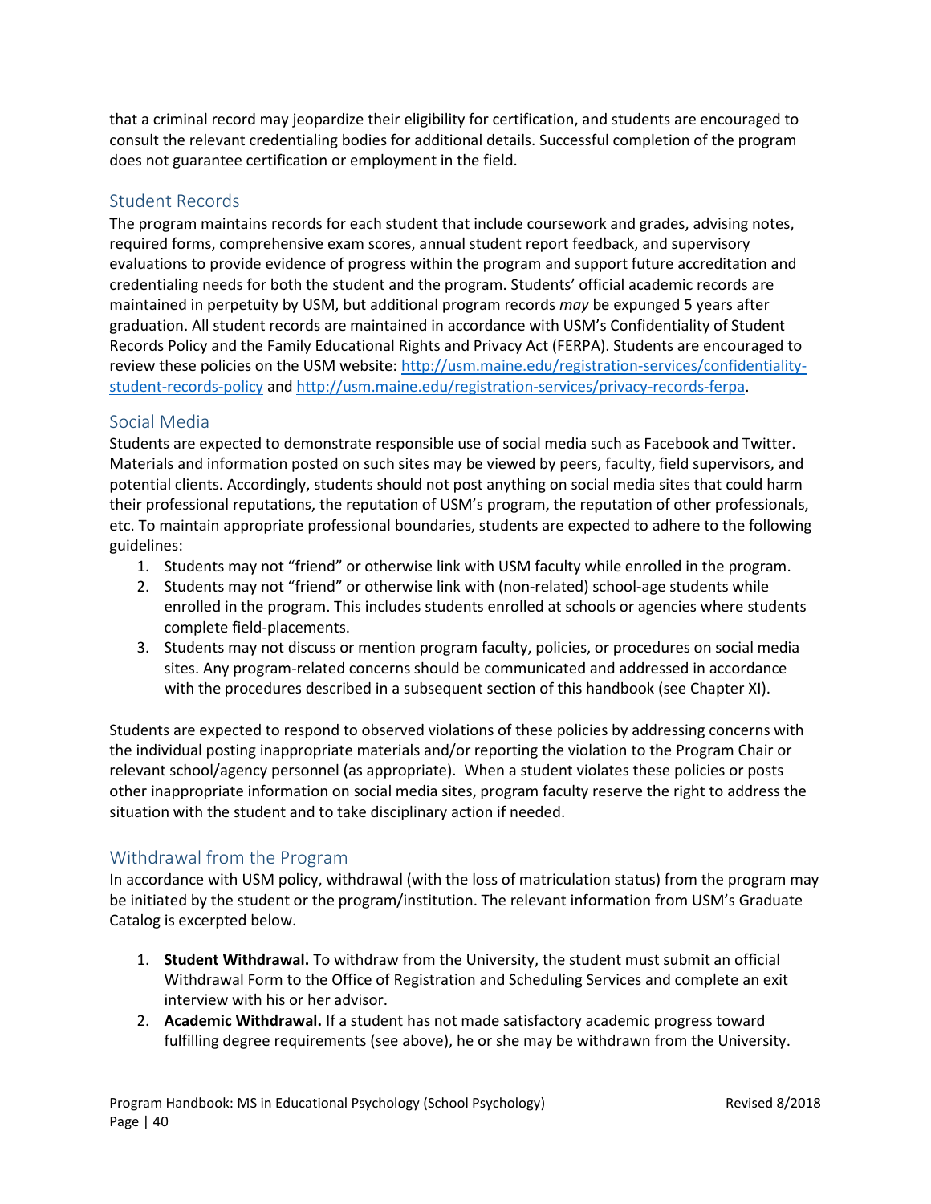that a criminal record may jeopardize their eligibility for certification, and students are encouraged to consult the relevant credentialing bodies for additional details. Successful completion of the program does not guarantee certification or employment in the field.

## Student Records

The program maintains records for each student that include coursework and grades, advising notes, required forms, comprehensive exam scores, annual student report feedback, and supervisory evaluations to provide evidence of progress within the program and support future accreditation and credentialing needs for both the student and the program. Students' official academic records are maintained in perpetuity by USM, but additional program records *may* be expunged 5 years after graduation. All student records are maintained in accordance with USM's Confidentiality of Student Records Policy and the Family Educational Rights and Privacy Act (FERPA). Students are encouraged to review these policies on the USM website: [http://usm.maine.edu/registration-services/confidentiality-student-records-policy](http://usm.maine.edu/registration-services/confidentiality-student-records-policy) and [http://usm.maine.edu/registration-services/privacy-records-ferpa](http://usm.maine.edu/registration-services/privacy-records-ferpa).

## Social Media

Students are expected to demonstrate responsible use of social media such as Facebook and Twitter. Materials and information posted on such sites may be viewed by peers, faculty, field supervisors, and potential clients. Accordingly, students should not post anything on social media sites that could harm their professional reputations, the reputation of USM's program, the reputation of other professionals, etc. To maintain appropriate professional boundaries, students are expected to adhere to the following guidelines:

1. Students may not "friend" or otherwise link with USM faculty while enrolled in the program.
2. Students may not "friend" or otherwise link with (non-related) school-age students while enrolled in the program. This includes students enrolled at schools or agencies where students complete field-placements.
3. Students may not discuss or mention program faculty, policies, or procedures on social media sites. Any program-related concerns should be communicated and addressed in accordance with the procedures described in a subsequent section of this handbook (see Chapter XI).

Students are expected to respond to observed violations of these policies by addressing concerns with the individual posting inappropriate materials and/or reporting the violation to the Program Chair or relevant school/agency personnel (as appropriate). When a student violates these policies or posts other inappropriate information on social media sites, program faculty reserve the right to address the situation with the student and to take disciplinary action if needed.

## Withdrawal from the Program

In accordance with USM policy, withdrawal (with the loss of matriculation status) from the program may be initiated by the student or the program/institution. The relevant information from USM's Graduate Catalog is excerpted below.

1. **Student Withdrawal.** To withdraw from the University, the student must submit an official Withdrawal Form to the Office of Registration and Scheduling Services and complete an exit interview with his or her advisor.
2. **Academic Withdrawal.** If a student has not made satisfactory academic progress toward fulfilling degree requirements (see above), he or she may be withdrawn from the University.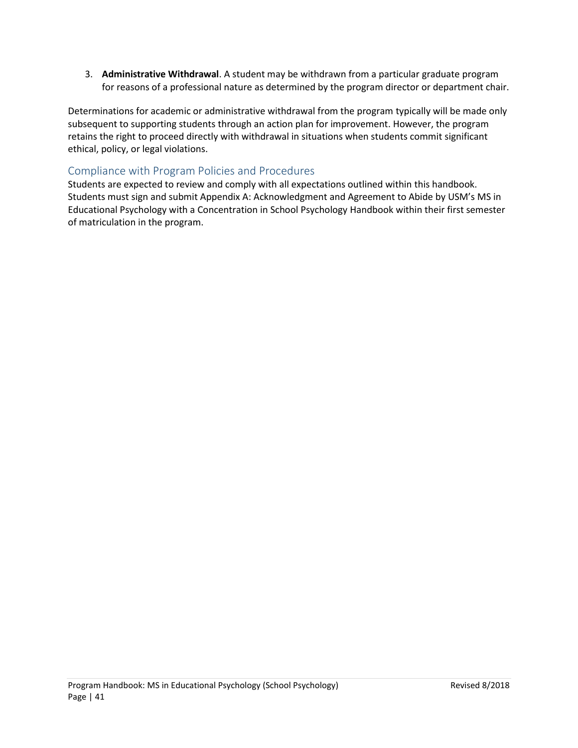3. **Administrative Withdrawal**. A student may be withdrawn from a particular graduate program for reasons of a professional nature as determined by the program director or department chair.

Determinations for academic or administrative withdrawal from the program typically will be made only subsequent to supporting students through an action plan for improvement. However, the program retains the right to proceed directly with withdrawal in situations when students commit significant ethical, policy, or legal violations.

## Compliance with Program Policies and Procedures

Students are expected to review and comply with all expectations outlined within this handbook. Students must sign and submit Appendix A: Acknowledgment and Agreement to Abide by USM's MS in Educational Psychology with a Concentration in School Psychology Handbook within their first semester of matriculation in the program.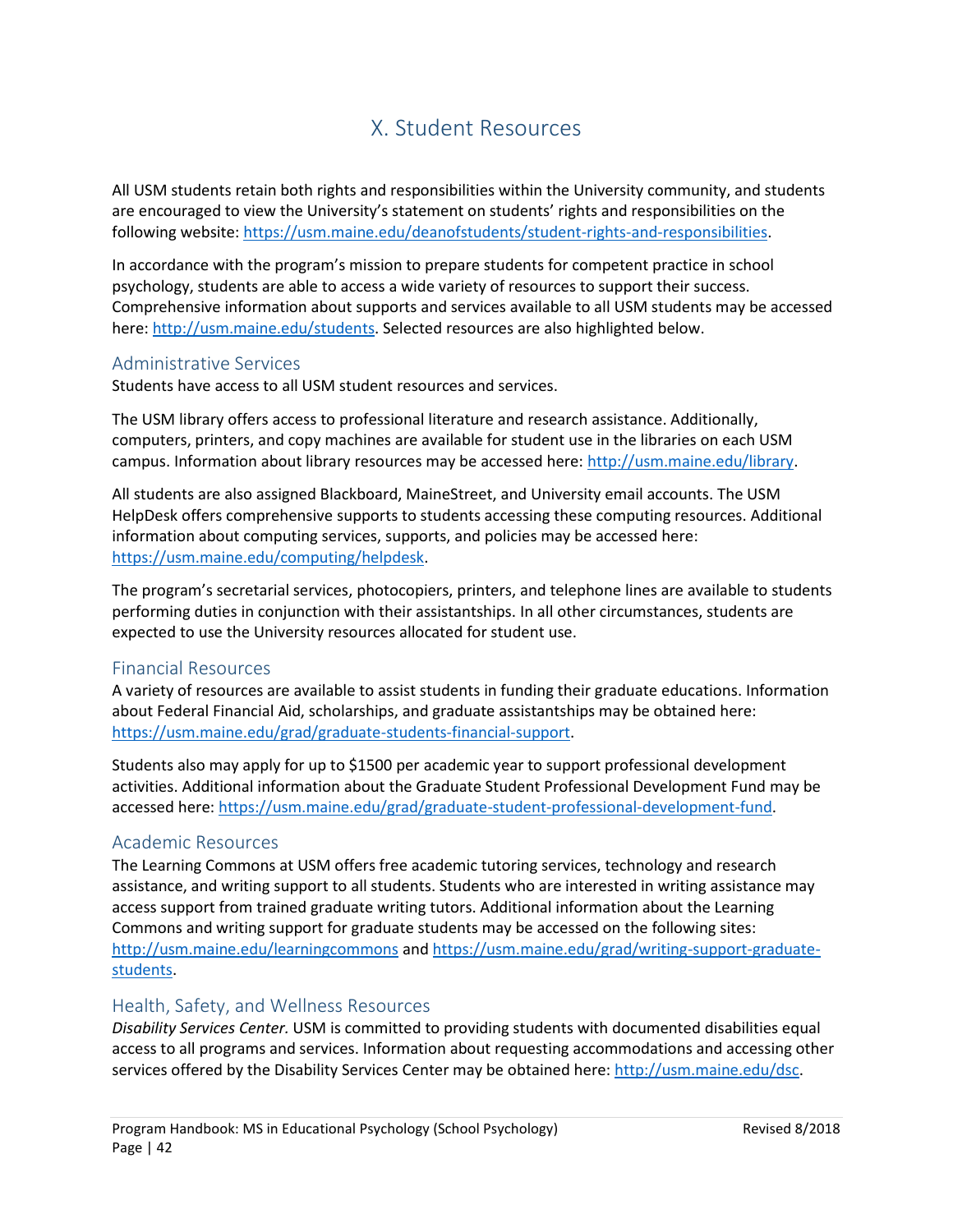# X. Student Resources

All USM students retain both rights and responsibilities within the University community, and students are encouraged to view the University's statement on students' rights and responsibilities on the following website: https://usm.maine.edu/deanofstudents/student-rights-and-responsibilities.

In accordance with the program's mission to prepare students for competent practice in school psychology, students are able to access a wide variety of resources to support their success. Comprehensive information about supports and services available to all USM students may be accessed here: http://usm.maine.edu/students. Selected resources are also highlighted below.

## Administrative Services

Students have access to all USM student resources and services.

The USM library offers access to professional literature and research assistance. Additionally, computers, printers, and copy machines are available for student use in the libraries on each USM campus. Information about library resources may be accessed here: http://usm.maine.edu/library.

All students are also assigned Blackboard, MaineStreet, and University email accounts. The USM HelpDesk offers comprehensive supports to students accessing these computing resources. Additional information about computing services, supports, and policies may be accessed here: https://usm.maine.edu/computing/helpdesk.

The program's secretarial services, photocopiers, printers, and telephone lines are available to students performing duties in conjunction with their assistantships. In all other circumstances, students are expected to use the University resources allocated for student use.

## Financial Resources

A variety of resources are available to assist students in funding their graduate educations. Information about Federal Financial Aid, scholarships, and graduate assistantships may be obtained here: https://usm.maine.edu/grad/graduate-students-financial-support.

Students also may apply for up to $1500 per academic year to support professional development activities. Additional information about the Graduate Student Professional Development Fund may be accessed here: https://usm.maine.edu/grad/graduate-student-professional-development-fund.

## Academic Resources

The Learning Commons at USM offers free academic tutoring services, technology and research assistance, and writing support to all students. Students who are interested in writing assistance may access support from trained graduate writing tutors. Additional information about the Learning Commons and writing support for graduate students may be accessed on the following sites: http://usm.maine.edu/learningcommons and https://usm.maine.edu/grad/writing-support-graduate-students.

## Health, Safety, and Wellness Resources

*Disability Services Center.* USM is committed to providing students with documented disabilities equal access to all programs and services. Information about requesting accommodations and accessing other services offered by the Disability Services Center may be obtained here: http://usm.maine.edu/dsc.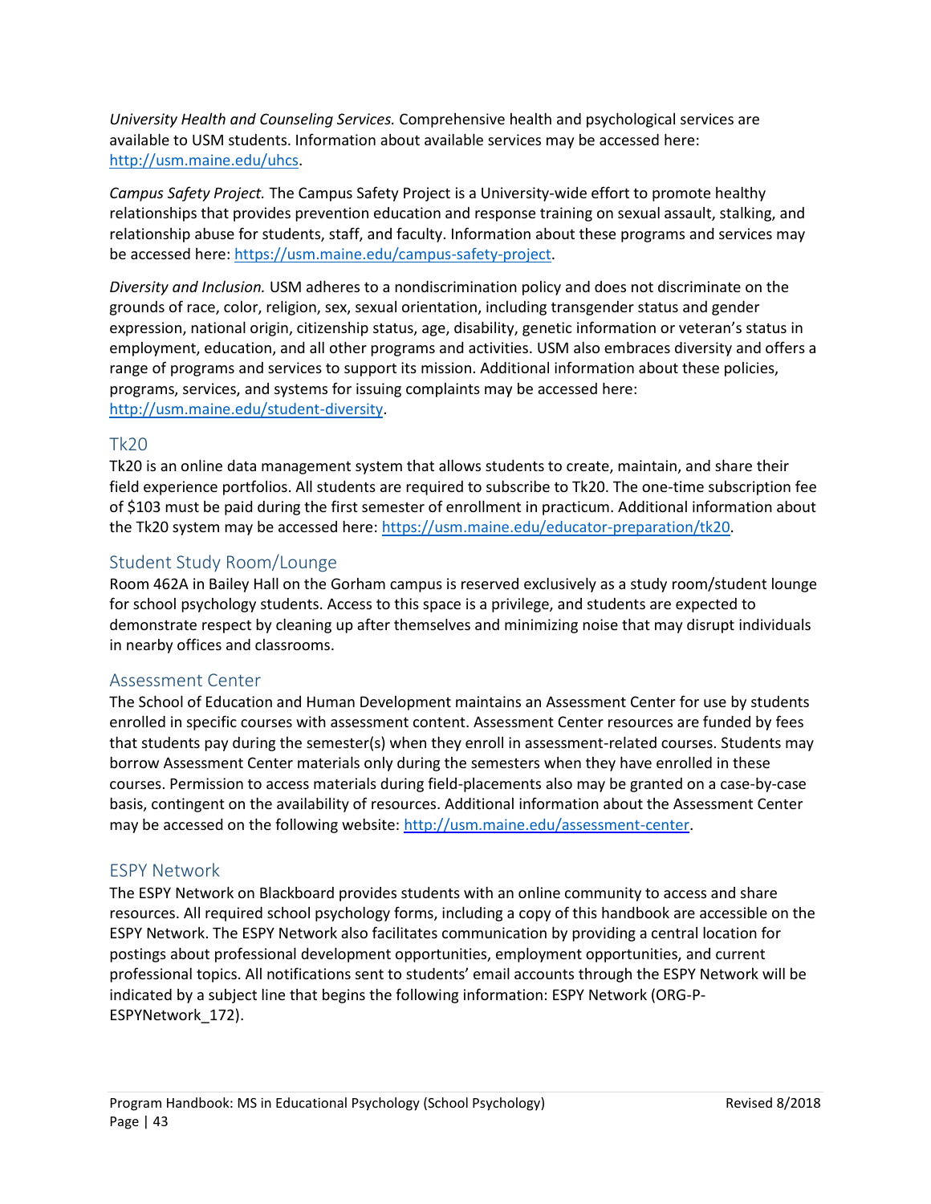*University Health and Counseling Services.* Comprehensive health and psychological services are available to USM students. Information about available services may be accessed here: http://usm.maine.edu/uhcs.

*Campus Safety Project.* The Campus Safety Project is a University-wide effort to promote healthy relationships that provides prevention education and response training on sexual assault, stalking, and relationship abuse for students, staff, and faculty. Information about these programs and services may be accessed here: https://usm.maine.edu/campus-safety-project.

*Diversity and Inclusion.* USM adheres to a nondiscrimination policy and does not discriminate on the grounds of race, color, religion, sex, sexual orientation, including transgender status and gender expression, national origin, citizenship status, age, disability, genetic information or veteran's status in employment, education, and all other programs and activities. USM also embraces diversity and offers a range of programs and services to support its mission. Additional information about these policies, programs, services, and systems for issuing complaints may be accessed here: http://usm.maine.edu/student-diversity.

## Tk20

Tk20 is an online data management system that allows students to create, maintain, and share their field experience portfolios. All students are required to subscribe to Tk20. The one-time subscription fee of $103 must be paid during the first semester of enrollment in practicum. Additional information about the Tk20 system may be accessed here: https://usm.maine.edu/educator-preparation/tk20.

## Student Study Room/Lounge

Room 462A in Bailey Hall on the Gorham campus is reserved exclusively as a study room/student lounge for school psychology students. Access to this space is a privilege, and students are expected to demonstrate respect by cleaning up after themselves and minimizing noise that may disrupt individuals in nearby offices and classrooms.

## Assessment Center

The School of Education and Human Development maintains an Assessment Center for use by students enrolled in specific courses with assessment content. Assessment Center resources are funded by fees that students pay during the semester(s) when they enroll in assessment-related courses. Students may borrow Assessment Center materials only during the semesters when they have enrolled in these courses. Permission to access materials during field-placements also may be granted on a case-by-case basis, contingent on the availability of resources. Additional information about the Assessment Center may be accessed on the following website: http://usm.maine.edu/assessment-center.

## ESPY Network

The ESPY Network on Blackboard provides students with an online community to access and share resources. All required school psychology forms, including a copy of this handbook are accessible on the ESPY Network. The ESPY Network also facilitates communication by providing a central location for postings about professional development opportunities, employment opportunities, and current professional topics. All notifications sent to students' email accounts through the ESPY Network will be indicated by a subject line that begins the following information: ESPY Network (ORG-P-ESPYNetwork_172).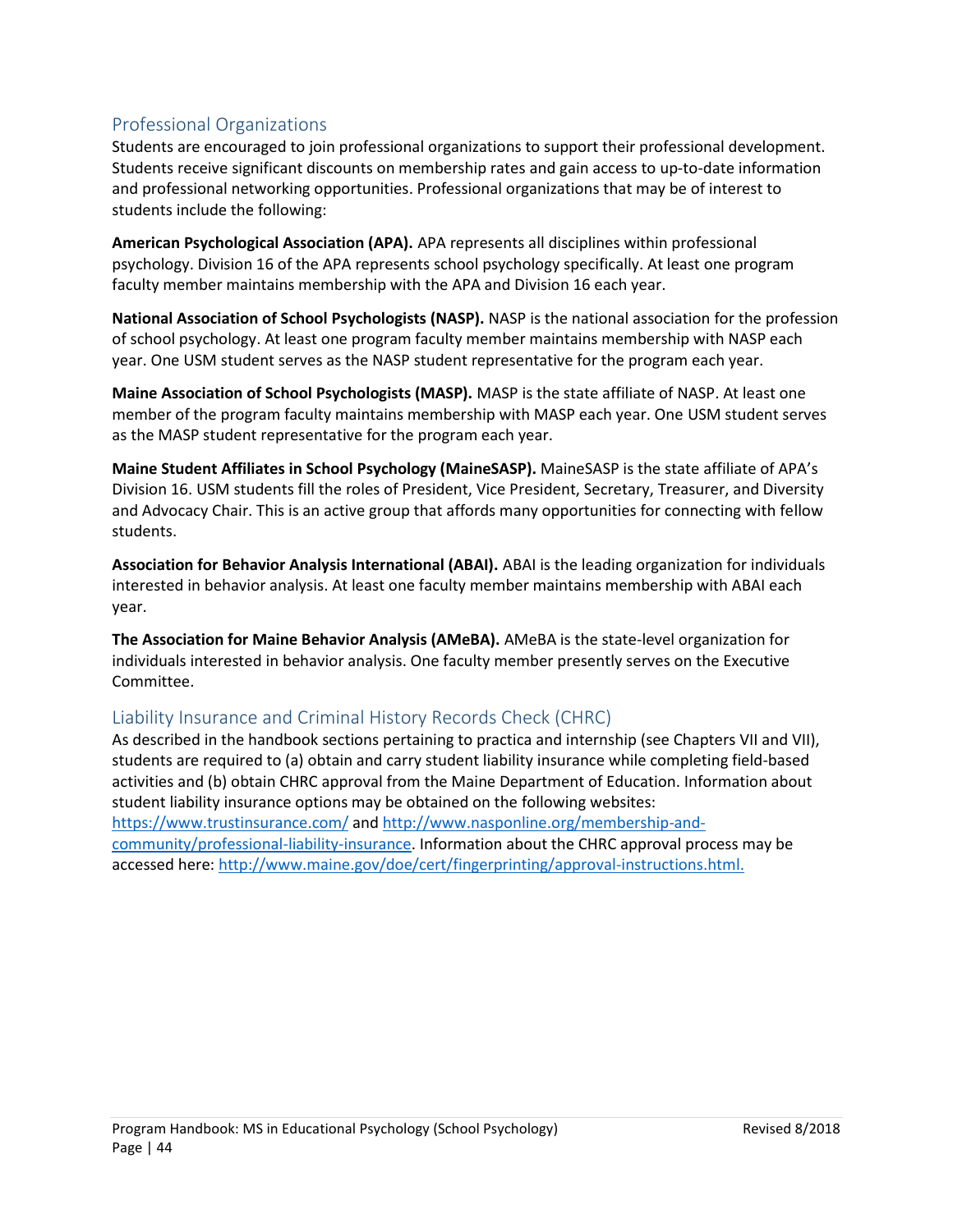## Professional Organizations

Students are encouraged to join professional organizations to support their professional development. Students receive significant discounts on membership rates and gain access to up-to-date information and professional networking opportunities. Professional organizations that may be of interest to students include the following:

**American Psychological Association (APA).** APA represents all disciplines within professional psychology. Division 16 of the APA represents school psychology specifically. At least one program faculty member maintains membership with the APA and Division 16 each year.

**National Association of School Psychologists (NASP).** NASP is the national association for the profession of school psychology. At least one program faculty member maintains membership with NASP each year. One USM student serves as the NASP student representative for the program each year.

**Maine Association of School Psychologists (MASP).** MASP is the state affiliate of NASP. At least one member of the program faculty maintains membership with MASP each year. One USM student serves as the MASP student representative for the program each year.

**Maine Student Affiliates in School Psychology (MaineSASP).** MaineSASP is the state affiliate of APA's Division 16. USM students fill the roles of President, Vice President, Secretary, Treasurer, and Diversity and Advocacy Chair. This is an active group that affords many opportunities for connecting with fellow students.

**Association for Behavior Analysis International (ABAI).** ABAI is the leading organization for individuals interested in behavior analysis. At least one faculty member maintains membership with ABAI each year.

**The Association for Maine Behavior Analysis (AMeBA).** AMeBA is the state-level organization for individuals interested in behavior analysis. One faculty member presently serves on the Executive Committee.

## Liability Insurance and Criminal History Records Check (CHRC)

As described in the handbook sections pertaining to practica and internship (see Chapters VII and VII), students are required to (a) obtain and carry student liability insurance while completing field-based activities and (b) obtain CHRC approval from the Maine Department of Education. Information about student liability insurance options may be obtained on the following websites: https://www.trustinsurance.com/ and http://www.nasponline.org/membership-and-community/professional-liability-insurance. Information about the CHRC approval process may be accessed here: http://www.maine.gov/doe/cert/fingerprinting/approval-instructions.html.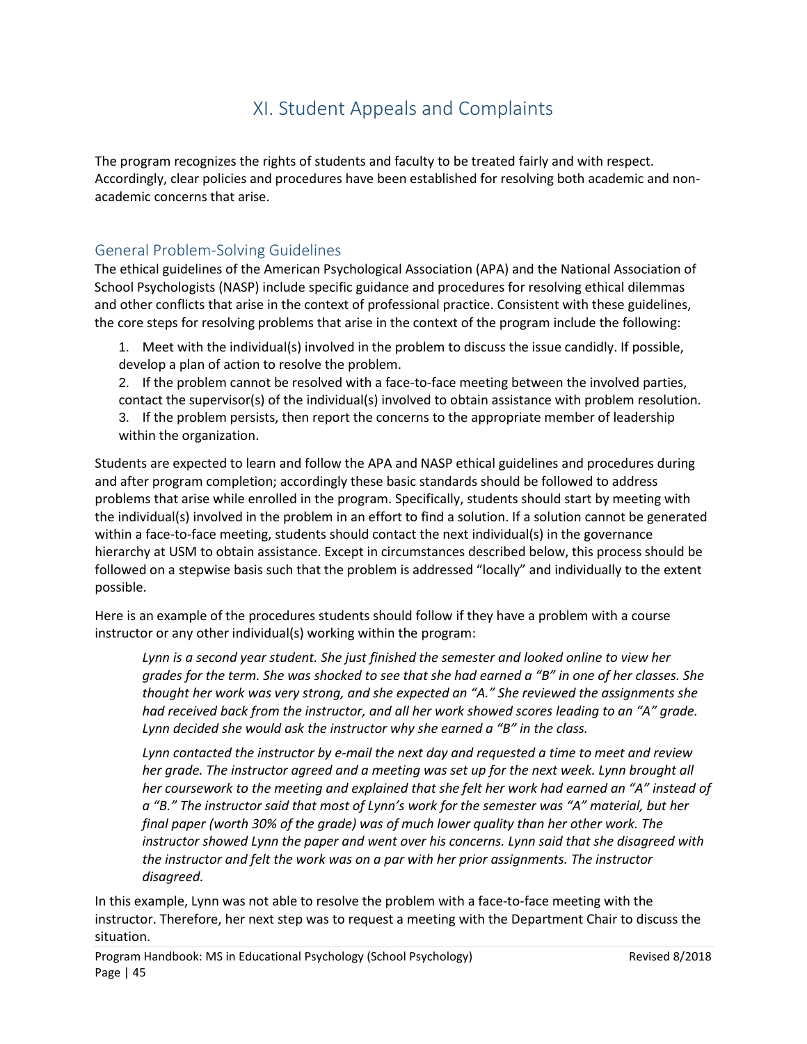# XI. Student Appeals and Complaints

The program recognizes the rights of students and faculty to be treated fairly and with respect. Accordingly, clear policies and procedures have been established for resolving both academic and non-academic concerns that arise.

## General Problem-Solving Guidelines

The ethical guidelines of the American Psychological Association (APA) and the National Association of School Psychologists (NASP) include specific guidance and procedures for resolving ethical dilemmas and other conflicts that arise in the context of professional practice. Consistent with these guidelines, the core steps for resolving problems that arise in the context of the program include the following:

1. Meet with the individual(s) involved in the problem to discuss the issue candidly. If possible, develop a plan of action to resolve the problem.
2. If the problem cannot be resolved with a face-to-face meeting between the involved parties, contact the supervisor(s) of the individual(s) involved to obtain assistance with problem resolution.
3. If the problem persists, then report the concerns to the appropriate member of leadership within the organization.

Students are expected to learn and follow the APA and NASP ethical guidelines and procedures during and after program completion; accordingly these basic standards should be followed to address problems that arise while enrolled in the program. Specifically, students should start by meeting with the individual(s) involved in the problem in an effort to find a solution. If a solution cannot be generated within a face-to-face meeting, students should contact the next individual(s) in the governance hierarchy at USM to obtain assistance. Except in circumstances described below, this process should be followed on a stepwise basis such that the problem is addressed "locally" and individually to the extent possible.

Here is an example of the procedures students should follow if they have a problem with a course instructor or any other individual(s) working within the program:

> *Lynn is a second year student. She just finished the semester and looked online to view her grades for the term. She was shocked to see that she had earned a "B" in one of her classes. She thought her work was very strong, and she expected an "A." She reviewed the assignments she had received back from the instructor, and all her work showed scores leading to an "A" grade. Lynn decided she would ask the instructor why she earned a "B" in the class.*
>
> *Lynn contacted the instructor by e-mail the next day and requested a time to meet and review her grade. The instructor agreed and a meeting was set up for the next week. Lynn brought all her coursework to the meeting and explained that she felt her work had earned an "A" instead of a "B." The instructor said that most of Lynn's work for the semester was "A" material, but her final paper (worth 30% of the grade) was of much lower quality than her other work. The instructor showed Lynn the paper and went over his concerns. Lynn said that she disagreed with the instructor and felt the work was on a par with her prior assignments. The instructor disagreed.*

In this example, Lynn was not able to resolve the problem with a face-to-face meeting with the instructor. Therefore, her next step was to request a meeting with the Department Chair to discuss the situation.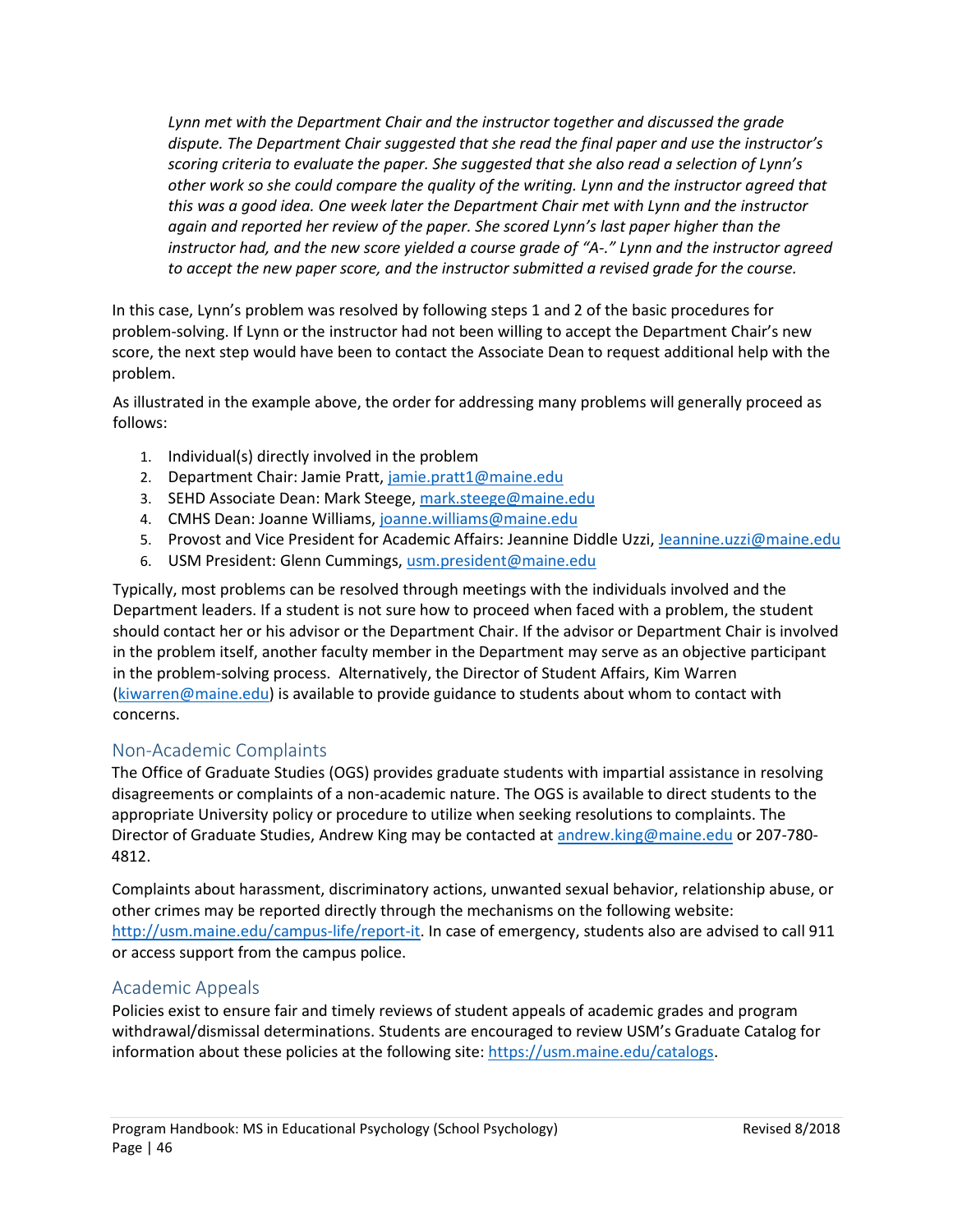*Lynn met with the Department Chair and the instructor together and discussed the grade dispute. The Department Chair suggested that she read the final paper and use the instructor's scoring criteria to evaluate the paper. She suggested that she also read a selection of Lynn's other work so she could compare the quality of the writing. Lynn and the instructor agreed that this was a good idea. One week later the Department Chair met with Lynn and the instructor again and reported her review of the paper. She scored Lynn's last paper higher than the instructor had, and the new score yielded a course grade of "A-." Lynn and the instructor agreed to accept the new paper score, and the instructor submitted a revised grade for the course.*

In this case, Lynn's problem was resolved by following steps 1 and 2 of the basic procedures for problem-solving. If Lynn or the instructor had not been willing to accept the Department Chair's new score, the next step would have been to contact the Associate Dean to request additional help with the problem.

As illustrated in the example above, the order for addressing many problems will generally proceed as follows:

1. Individual(s) directly involved in the problem
2. Department Chair: Jamie Pratt, jamie.pratt1@maine.edu
3. SEHD Associate Dean: Mark Steege, mark.steege@maine.edu
4. CMHS Dean: Joanne Williams, joanne.williams@maine.edu
5. Provost and Vice President for Academic Affairs: Jeannine Diddle Uzzi, Jeannine.uzzi@maine.edu
6. USM President: Glenn Cummings, usm.president@maine.edu

Typically, most problems can be resolved through meetings with the individuals involved and the Department leaders. If a student is not sure how to proceed when faced with a problem, the student should contact her or his advisor or the Department Chair. If the advisor or Department Chair is involved in the problem itself, another faculty member in the Department may serve as an objective participant in the problem-solving process. Alternatively, the Director of Student Affairs, Kim Warren (kiwarren@maine.edu) is available to provide guidance to students about whom to contact with concerns.

## Non-Academic Complaints

The Office of Graduate Studies (OGS) provides graduate students with impartial assistance in resolving disagreements or complaints of a non-academic nature. The OGS is available to direct students to the appropriate University policy or procedure to utilize when seeking resolutions to complaints. The Director of Graduate Studies, Andrew King may be contacted at andrew.king@maine.edu or 207-780-4812.

Complaints about harassment, discriminatory actions, unwanted sexual behavior, relationship abuse, or other crimes may be reported directly through the mechanisms on the following website: http://usm.maine.edu/campus-life/report-it. In case of emergency, students also are advised to call 911 or access support from the campus police.

## Academic Appeals

Policies exist to ensure fair and timely reviews of student appeals of academic grades and program withdrawal/dismissal determinations. Students are encouraged to review USM's Graduate Catalog for information about these policies at the following site: https://usm.maine.edu/catalogs.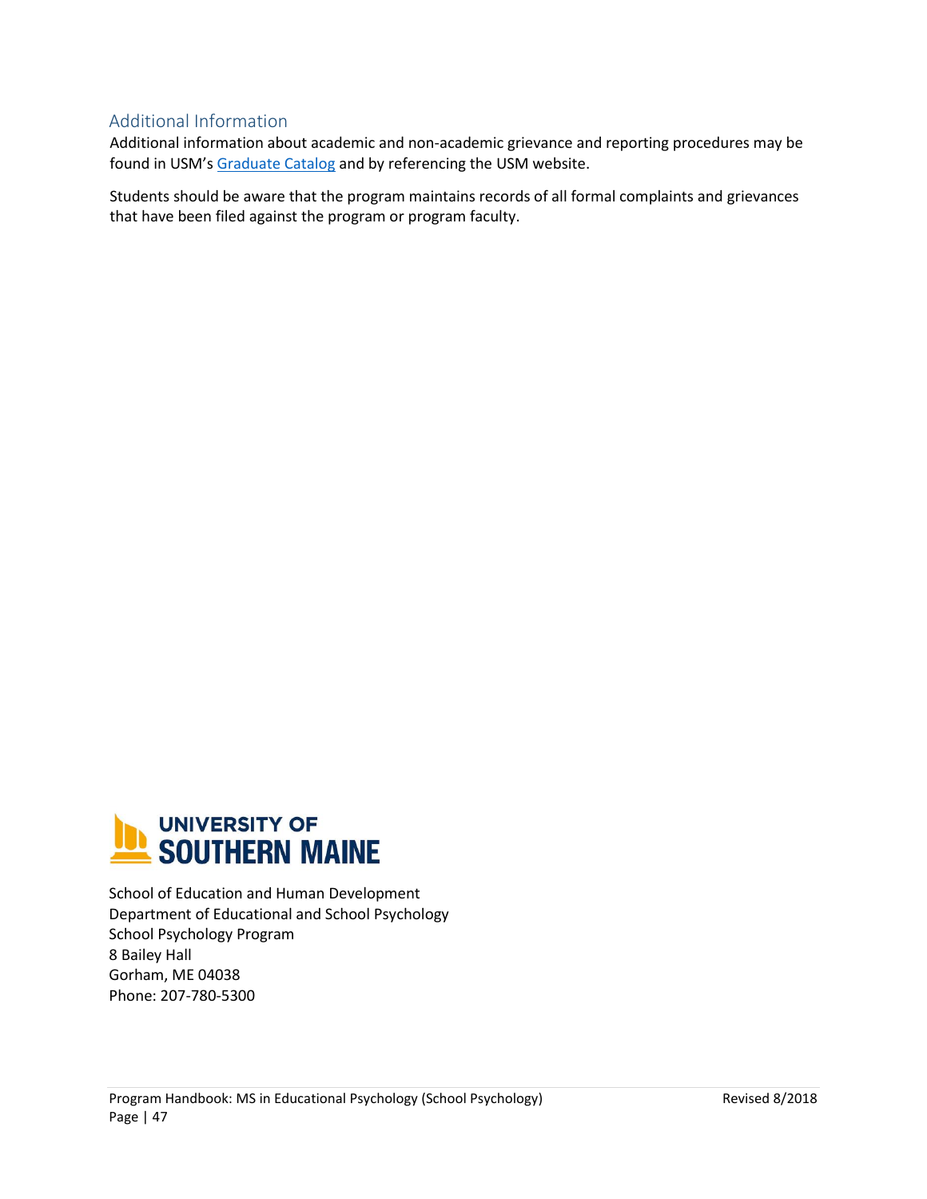## Additional Information

Additional information about academic and non-academic grievance and reporting procedures may be found in USM's Graduate Catalog and by referencing the USM website.

Students should be aware that the program maintains records of all formal complaints and grievances that have been filed against the program or program faculty.

UNIVERSITY OF SOUTHERN MAINE

School of Education and Human Development
Department of Educational and School Psychology
School Psychology Program
8 Bailey Hall
Gorham, ME 04038
Phone: 207-780-5300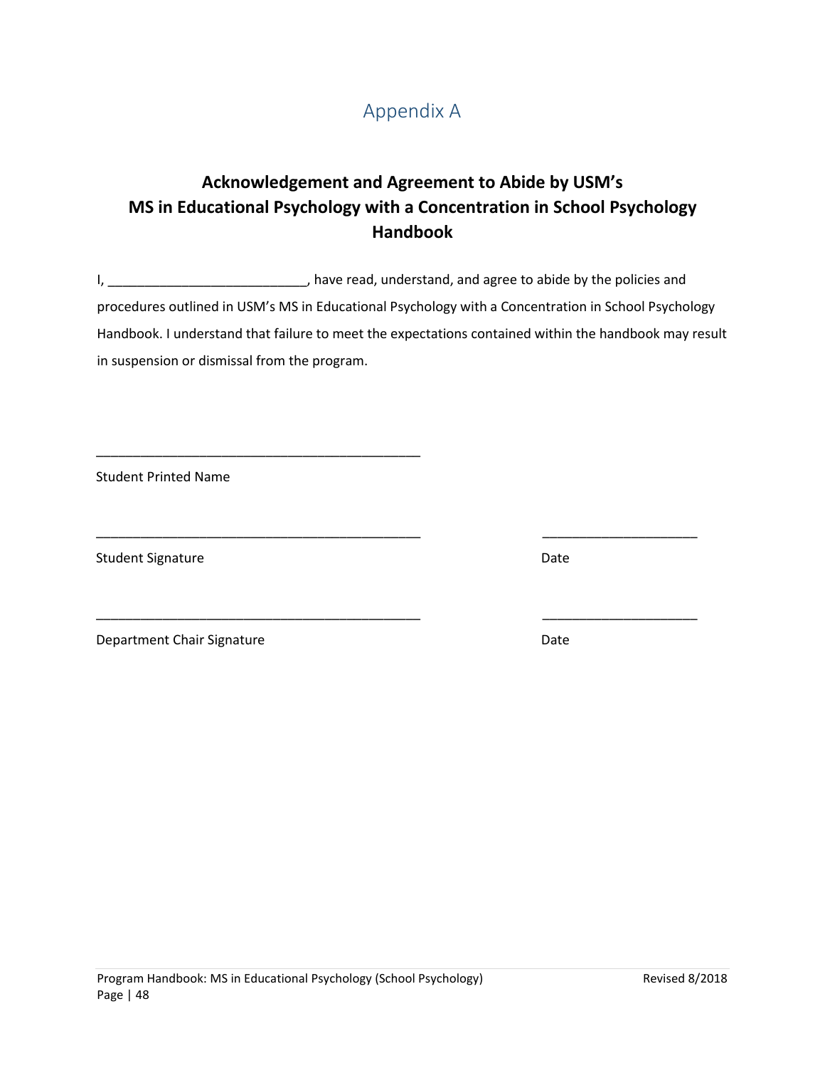# Appendix A

## Acknowledgement and Agreement to Abide by USM's MS in Educational Psychology with a Concentration in School Psychology Handbook

I, ___________________________, have read, understand, and agree to abide by the policies and procedures outlined in USM's MS in Educational Psychology with a Concentration in School Psychology Handbook. I understand that failure to meet the expectations contained within the handbook may result in suspension or dismissal from the program.

_____________________________________________

Student Printed Name

_____________________________________________ _____________________

Student Signature Date

_____________________________________________ _____________________

Department Chair Signature Date